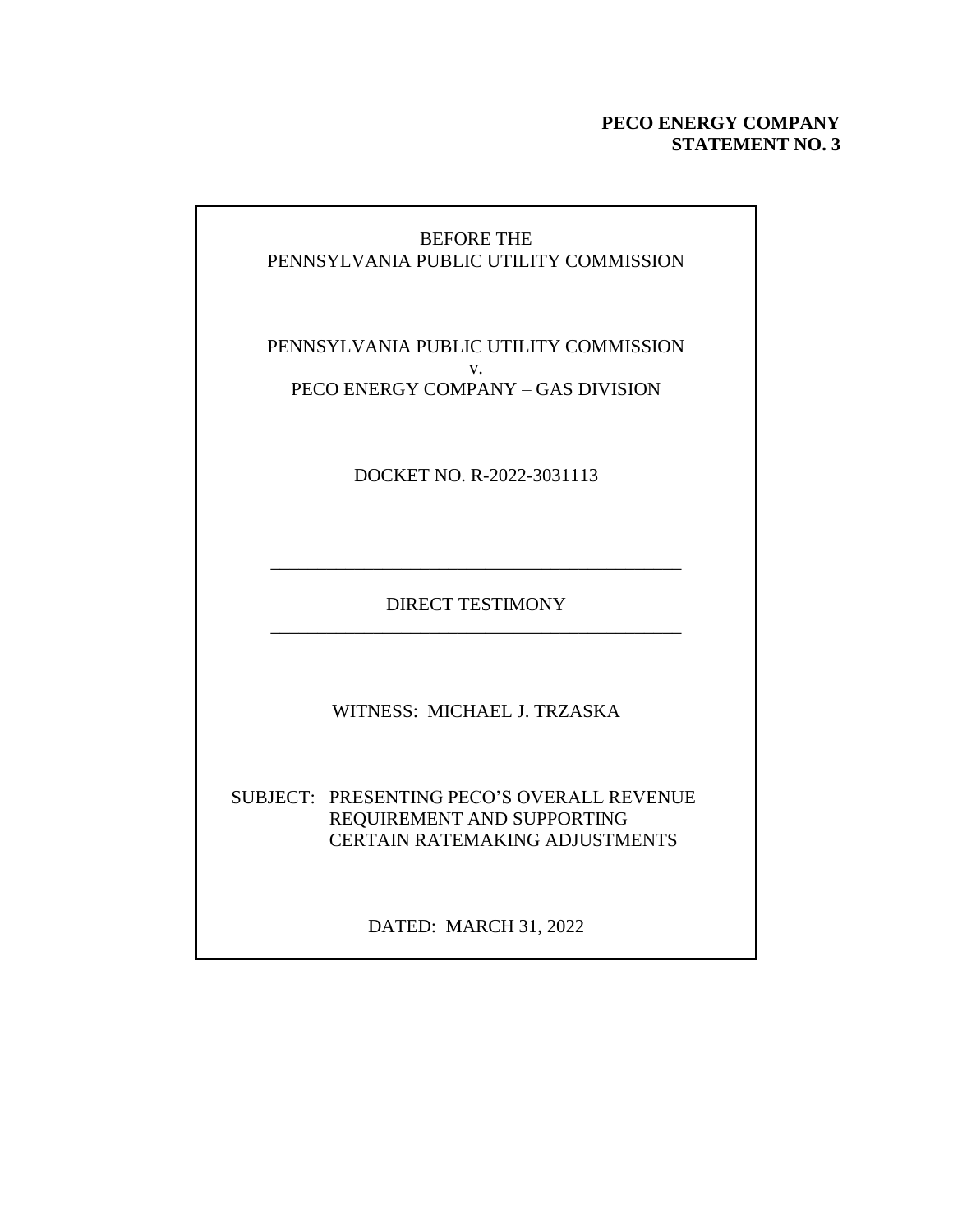**PECO ENERGY COMPANY**
**STATEMENT NO. 3**

BEFORE THE
PENNSYLVANIA PUBLIC UTILITY COMMISSION

PENNSYLVANIA PUBLIC UTILITY COMMISSION
v.
PECO ENERGY COMPANY – GAS DIVISION

DOCKET NO. R-2022-3031113

---

DIRECT TESTIMONY

---

WITNESS: MICHAEL J. TRZASKA

SUBJECT: PRESENTING PECO'S OVERALL REVENUE REQUIREMENT AND SUPPORTING CERTAIN RATEMAKING ADJUSTMENTS

DATED: MARCH 31, 2022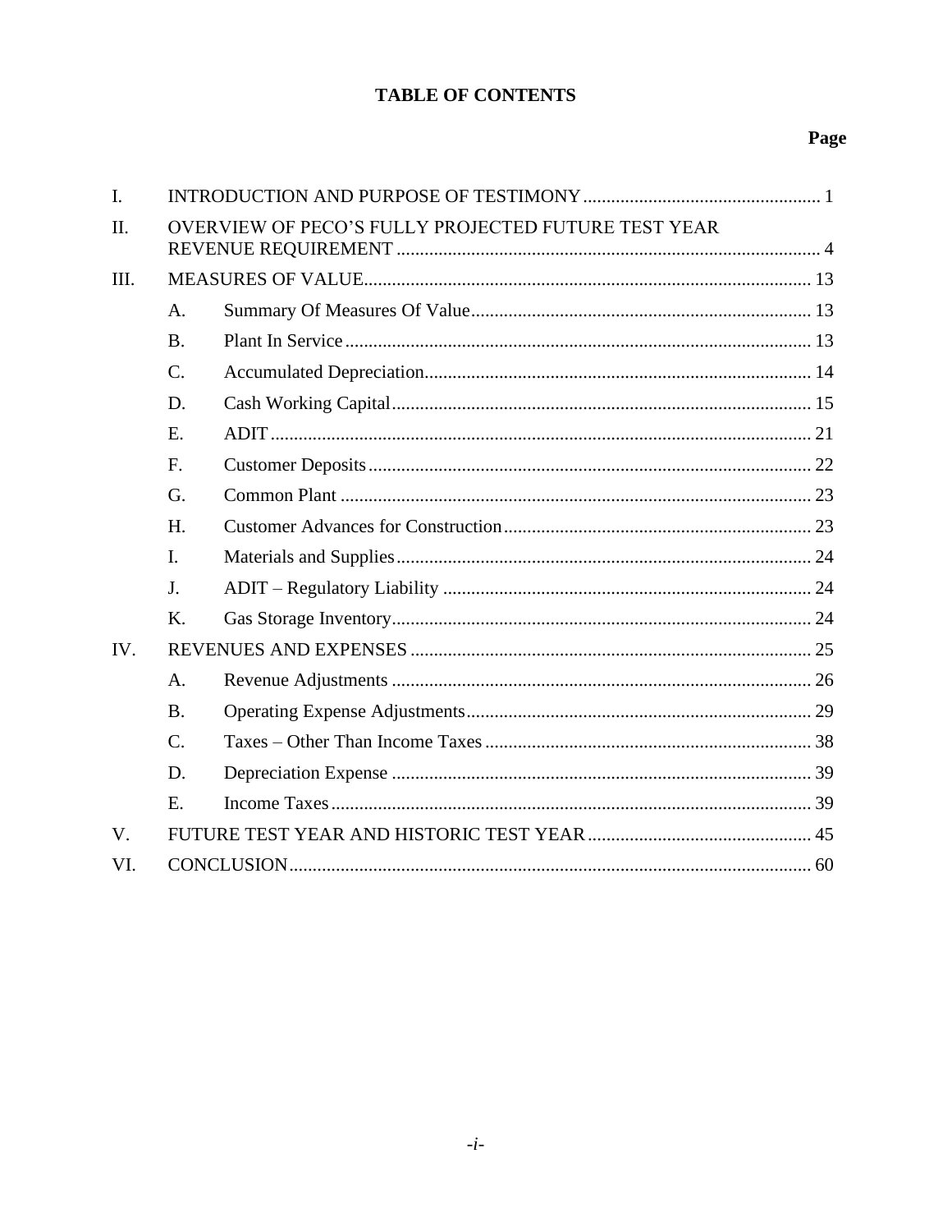# TABLE OF CONTENTS

| | | | Page |
|---|---|---|---|
| I. | INTRODUCTION AND PURPOSE OF TESTIMONY | | 1 |
| II. | OVERVIEW OF PECO'S FULLY PROJECTED FUTURE TEST YEAR REVENUE REQUIREMENT | | 4 |
| III. | MEASURES OF VALUE | | 13 |
| | A. | Summary Of Measures Of Value | 13 |
| | B. | Plant In Service | 13 |
| | C. | Accumulated Depreciation | 14 |
| | D. | Cash Working Capital | 15 |
| | E. | ADIT | 21 |
| | F. | Customer Deposits | 22 |
| | G. | Common Plant | 23 |
| | H. | Customer Advances for Construction | 23 |
| | I. | Materials and Supplies | 24 |
| | J. | ADIT – Regulatory Liability | 24 |
| | K. | Gas Storage Inventory | 24 |
| IV. | REVENUES AND EXPENSES | | 25 |
| | A. | Revenue Adjustments | 26 |
| | B. | Operating Expense Adjustments | 29 |
| | C. | Taxes – Other Than Income Taxes | 38 |
| | D. | Depreciation Expense | 39 |
| | E. | Income Taxes | 39 |
| V. | FUTURE TEST YEAR AND HISTORIC TEST YEAR | | 45 |
| VI. | CONCLUSION | | 60 |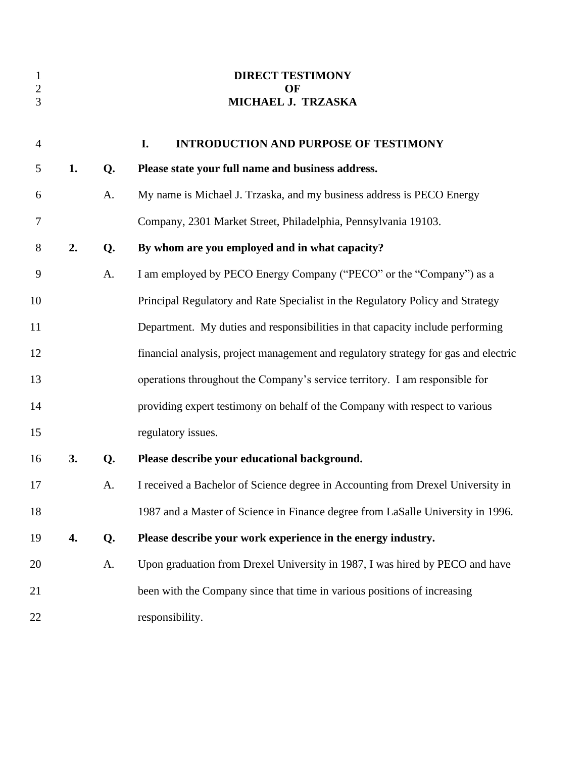# DIRECT TESTIMONY OF MICHAEL J. TRZASKA

## I. INTRODUCTION AND PURPOSE OF TESTIMONY

**1. Q. Please state your full name and business address.**

A. My name is Michael J. Trzaska, and my business address is PECO Energy Company, 2301 Market Street, Philadelphia, Pennsylvania 19103.

**2. Q. By whom are you employed and in what capacity?**

A. I am employed by PECO Energy Company ("PECO" or the "Company") as a Principal Regulatory and Rate Specialist in the Regulatory Policy and Strategy Department. My duties and responsibilities in that capacity include performing financial analysis, project management and regulatory strategy for gas and electric operations throughout the Company's service territory. I am responsible for providing expert testimony on behalf of the Company with respect to various regulatory issues.

**3. Q. Please describe your educational background.**

A. I received a Bachelor of Science degree in Accounting from Drexel University in 1987 and a Master of Science in Finance degree from LaSalle University in 1996.

**4. Q. Please describe your work experience in the energy industry.**

A. Upon graduation from Drexel University in 1987, I was hired by PECO and have been with the Company since that time in various positions of increasing responsibility.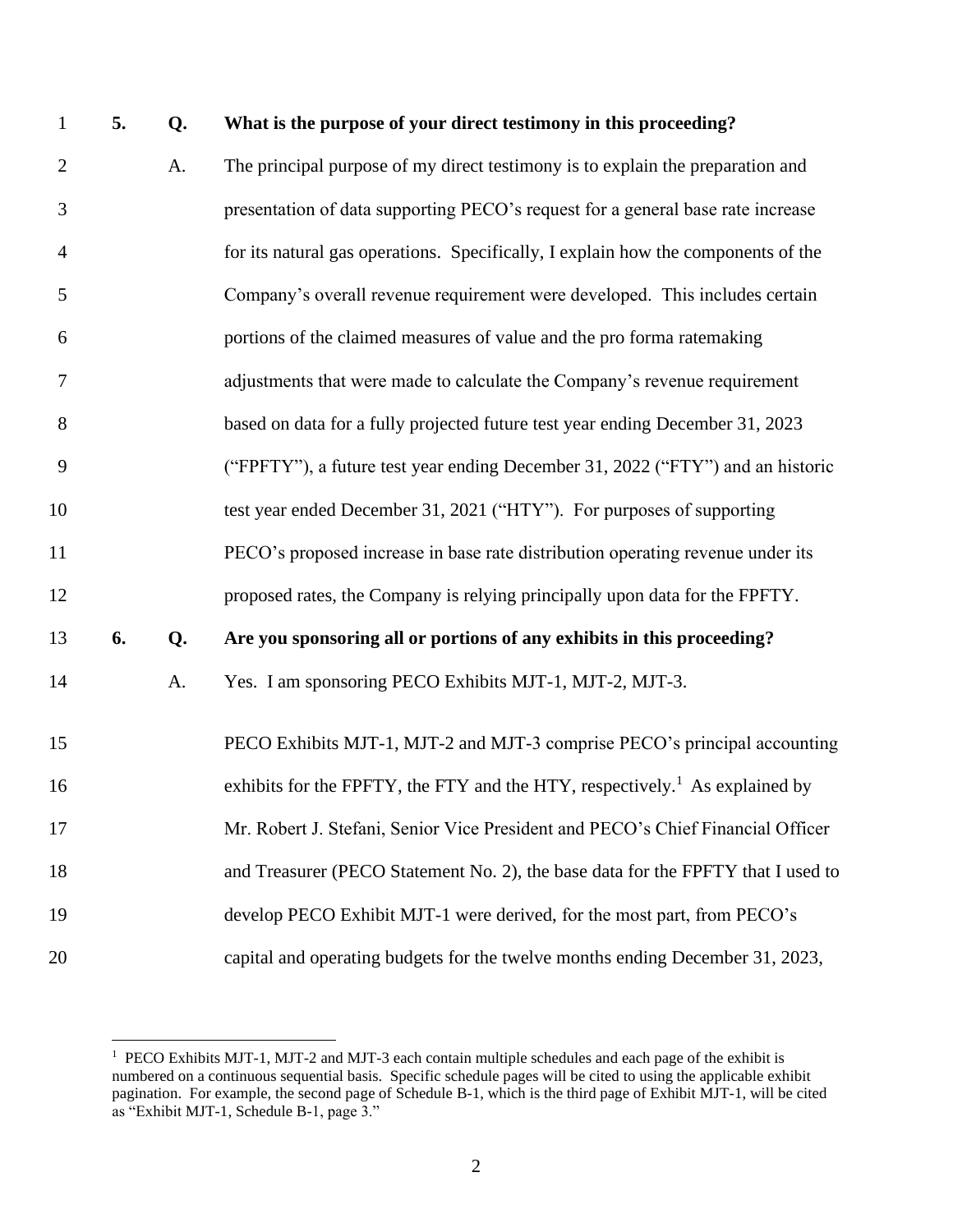**5. Q. What is the purpose of your direct testimony in this proceeding?**

A. The principal purpose of my direct testimony is to explain the preparation and presentation of data supporting PECO's request for a general base rate increase for its natural gas operations. Specifically, I explain how the components of the Company's overall revenue requirement were developed. This includes certain portions of the claimed measures of value and the pro forma ratemaking adjustments that were made to calculate the Company's revenue requirement based on data for a fully projected future test year ending December 31, 2023 ("FPFTY"), a future test year ending December 31, 2022 ("FTY") and an historic test year ended December 31, 2021 ("HTY"). For purposes of supporting PECO's proposed increase in base rate distribution operating revenue under its proposed rates, the Company is relying principally upon data for the FPFTY.

**6. Q. Are you sponsoring all or portions of any exhibits in this proceeding?**

A. Yes. I am sponsoring PECO Exhibits MJT-1, MJT-2, MJT-3.

PECO Exhibits MJT-1, MJT-2 and MJT-3 comprise PECO's principal accounting exhibits for the FPFTY, the FTY and the HTY, respectively.[1] As explained by Mr. Robert J. Stefani, Senior Vice President and PECO's Chief Financial Officer and Treasurer (PECO Statement No. 2), the base data for the FPFTY that I used to develop PECO Exhibit MJT-1 were derived, for the most part, from PECO's capital and operating budgets for the twelve months ending December 31, 2023,

---

[1] PECO Exhibits MJT-1, MJT-2 and MJT-3 each contain multiple schedules and each page of the exhibit is numbered on a continuous sequential basis. Specific schedule pages will be cited to using the applicable exhibit pagination. For example, the second page of Schedule B-1, which is the third page of Exhibit MJT-1, will be cited as "Exhibit MJT-1, Schedule B-1, page 3."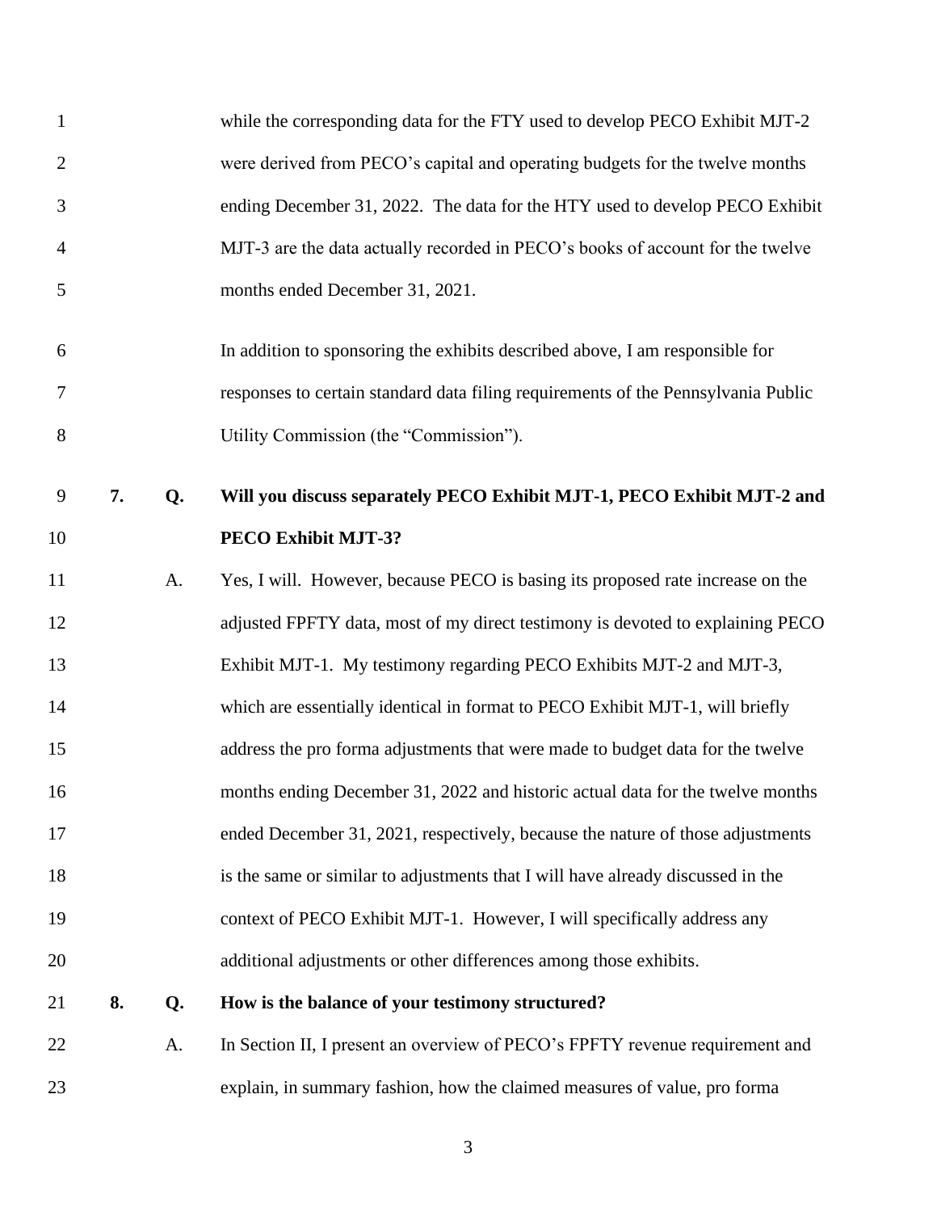while the corresponding data for the FTY used to develop PECO Exhibit MJT-2 were derived from PECO's capital and operating budgets for the twelve months ending December 31, 2022. The data for the HTY used to develop PECO Exhibit MJT-3 are the data actually recorded in PECO's books of account for the twelve months ended December 31, 2021.

In addition to sponsoring the exhibits described above, I am responsible for responses to certain standard data filing requirements of the Pennsylvania Public Utility Commission (the "Commission").

**7. Q. Will you discuss separately PECO Exhibit MJT-1, PECO Exhibit MJT-2 and PECO Exhibit MJT-3?**

A. Yes, I will. However, because PECO is basing its proposed rate increase on the adjusted FPFTY data, most of my direct testimony is devoted to explaining PECO Exhibit MJT-1. My testimony regarding PECO Exhibits MJT-2 and MJT-3, which are essentially identical in format to PECO Exhibit MJT-1, will briefly address the pro forma adjustments that were made to budget data for the twelve months ending December 31, 2022 and historic actual data for the twelve months ended December 31, 2021, respectively, because the nature of those adjustments is the same or similar to adjustments that I will have already discussed in the context of PECO Exhibit MJT-1. However, I will specifically address any additional adjustments or other differences among those exhibits.

**8. Q. How is the balance of your testimony structured?**

A. In Section II, I present an overview of PECO's FPFTY revenue requirement and explain, in summary fashion, how the claimed measures of value, pro forma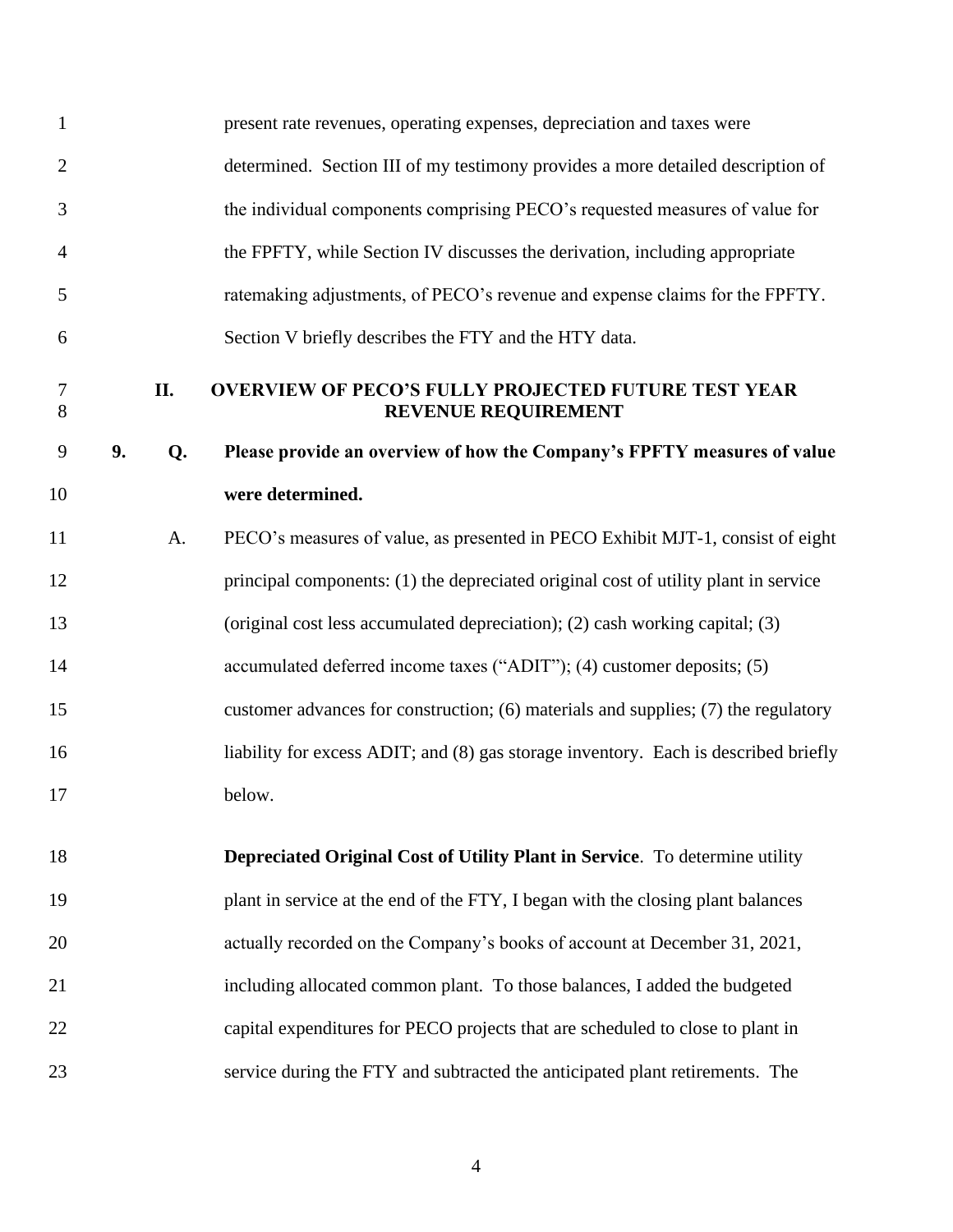present rate revenues, operating expenses, depreciation and taxes were determined. Section III of my testimony provides a more detailed description of the individual components comprising PECO's requested measures of value for the FPFTY, while Section IV discusses the derivation, including appropriate ratemaking adjustments, of PECO's revenue and expense claims for the FPFTY. Section V briefly describes the FTY and the HTY data.

## II. OVERVIEW OF PECO'S FULLY PROJECTED FUTURE TEST YEAR REVENUE REQUIREMENT

**9. Q. Please provide an overview of how the Company's FPFTY measures of value were determined.**

A. PECO's measures of value, as presented in PECO Exhibit MJT-1, consist of eight principal components: (1) the depreciated original cost of utility plant in service (original cost less accumulated depreciation); (2) cash working capital; (3) accumulated deferred income taxes ("ADIT"); (4) customer deposits; (5) customer advances for construction; (6) materials and supplies; (7) the regulatory liability for excess ADIT; and (8) gas storage inventory. Each is described briefly below.

**Depreciated Original Cost of Utility Plant in Service**. To determine utility plant in service at the end of the FTY, I began with the closing plant balances actually recorded on the Company's books of account at December 31, 2021, including allocated common plant. To those balances, I added the budgeted capital expenditures for PECO projects that are scheduled to close to plant in service during the FTY and subtracted the anticipated plant retirements. The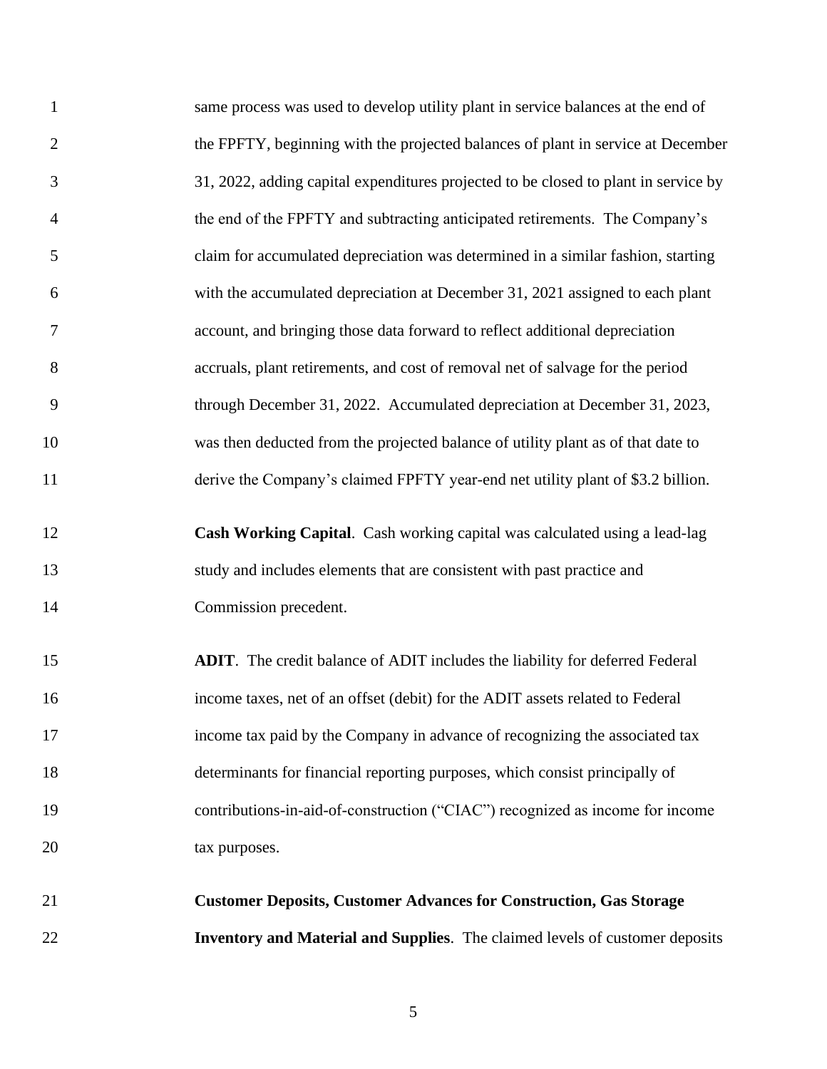same process was used to develop utility plant in service balances at the end of the FPFTY, beginning with the projected balances of plant in service at December 31, 2022, adding capital expenditures projected to be closed to plant in service by the end of the FPFTY and subtracting anticipated retirements. The Company's claim for accumulated depreciation was determined in a similar fashion, starting with the accumulated depreciation at December 31, 2021 assigned to each plant account, and bringing those data forward to reflect additional depreciation accruals, plant retirements, and cost of removal net of salvage for the period through December 31, 2022. Accumulated depreciation at December 31, 2023, was then deducted from the projected balance of utility plant as of that date to derive the Company's claimed FPFTY year-end net utility plant of $3.2 billion.

**Cash Working Capital**. Cash working capital was calculated using a lead-lag study and includes elements that are consistent with past practice and Commission precedent.

**ADIT**. The credit balance of ADIT includes the liability for deferred Federal income taxes, net of an offset (debit) for the ADIT assets related to Federal income tax paid by the Company in advance of recognizing the associated tax determinants for financial reporting purposes, which consist principally of contributions-in-aid-of-construction ("CIAC") recognized as income for income tax purposes.

**Customer Deposits, Customer Advances for Construction, Gas Storage Inventory and Material and Supplies**. The claimed levels of customer deposits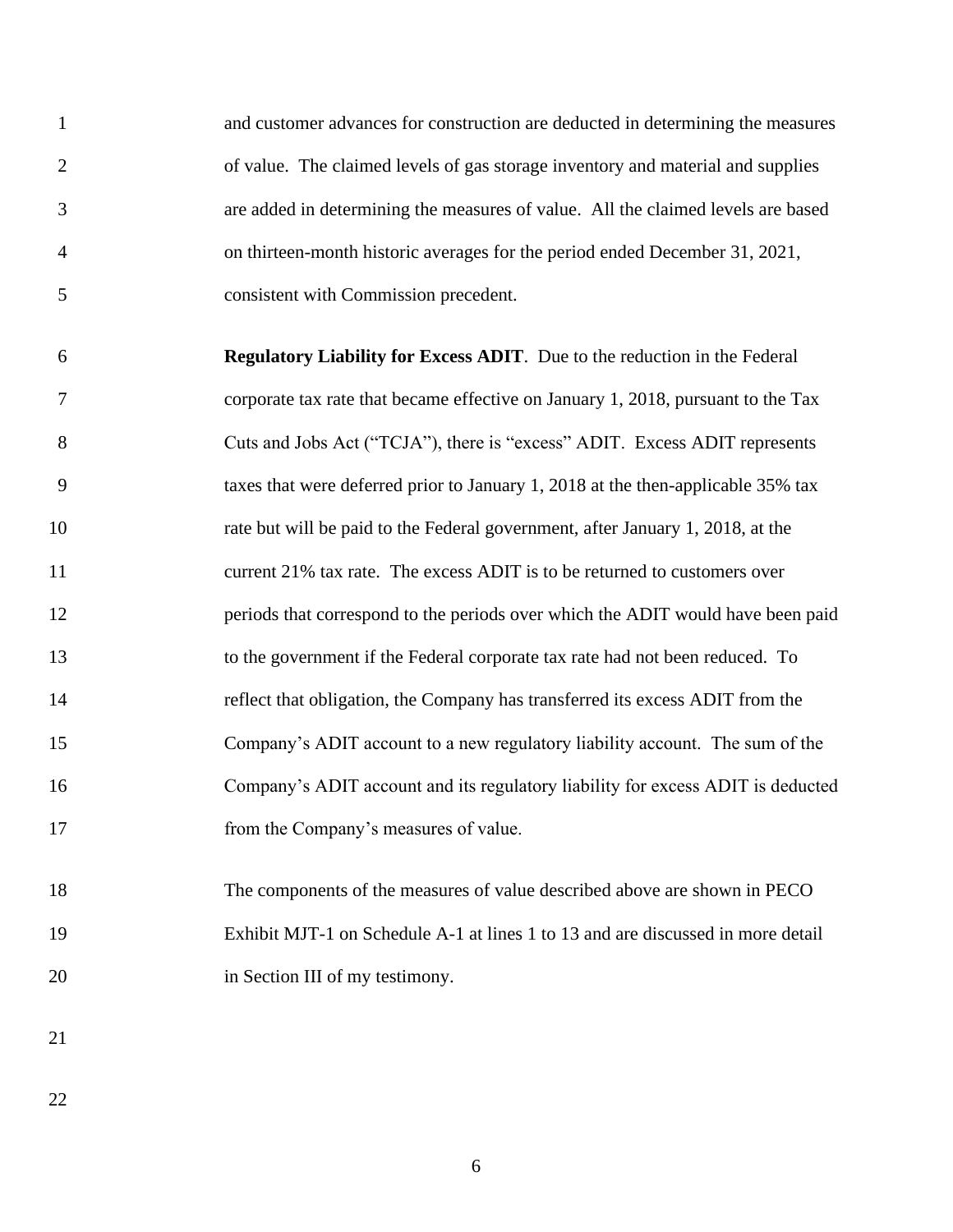and customer advances for construction are deducted in determining the measures of value. The claimed levels of gas storage inventory and material and supplies are added in determining the measures of value. All the claimed levels are based on thirteen-month historic averages for the period ended December 31, 2021, consistent with Commission precedent.

**Regulatory Liability for Excess ADIT**. Due to the reduction in the Federal corporate tax rate that became effective on January 1, 2018, pursuant to the Tax Cuts and Jobs Act ("TCJA"), there is "excess" ADIT. Excess ADIT represents taxes that were deferred prior to January 1, 2018 at the then-applicable 35% tax rate but will be paid to the Federal government, after January 1, 2018, at the current 21% tax rate. The excess ADIT is to be returned to customers over periods that correspond to the periods over which the ADIT would have been paid to the government if the Federal corporate tax rate had not been reduced. To reflect that obligation, the Company has transferred its excess ADIT from the Company's ADIT account to a new regulatory liability account. The sum of the Company's ADIT account and its regulatory liability for excess ADIT is deducted from the Company's measures of value.

The components of the measures of value described above are shown in PECO Exhibit MJT-1 on Schedule A-1 at lines 1 to 13 and are discussed in more detail in Section III of my testimony.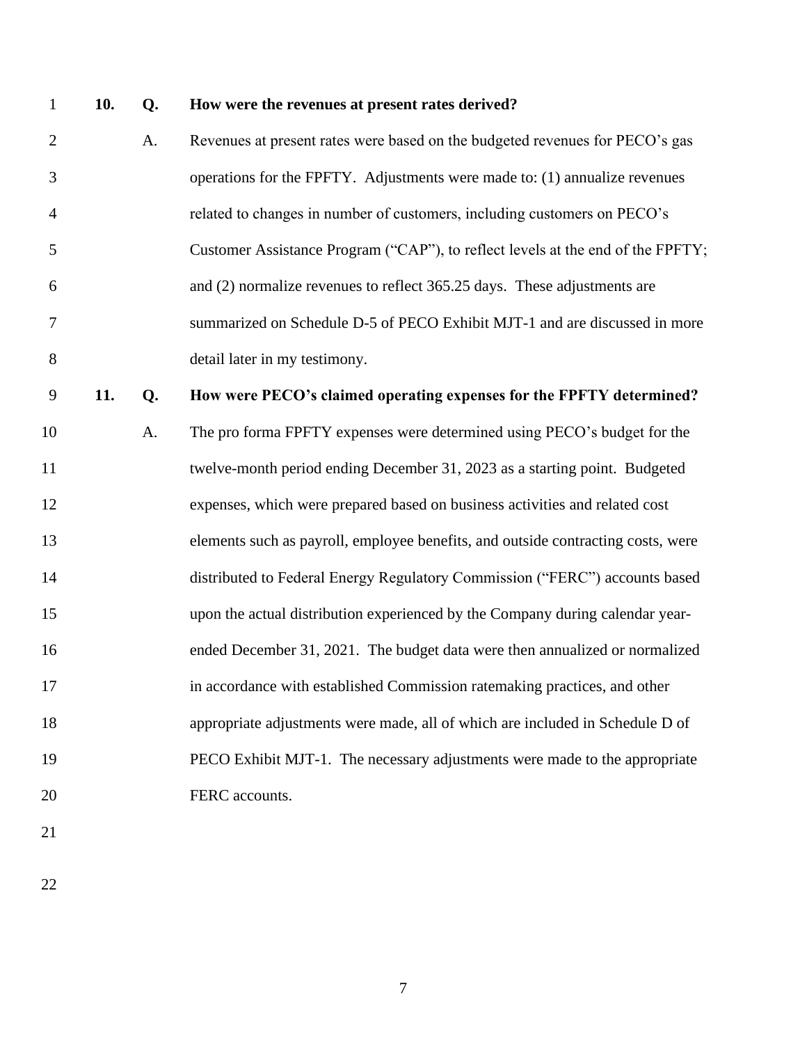**10. Q. How were the revenues at present rates derived?**

A. Revenues at present rates were based on the budgeted revenues for PECO's gas operations for the FPFTY. Adjustments were made to: (1) annualize revenues related to changes in number of customers, including customers on PECO's Customer Assistance Program ("CAP"), to reflect levels at the end of the FPFTY; and (2) normalize revenues to reflect 365.25 days. These adjustments are summarized on Schedule D-5 of PECO Exhibit MJT-1 and are discussed in more detail later in my testimony.

**11. Q. How were PECO's claimed operating expenses for the FPFTY determined?**

A. The pro forma FPFTY expenses were determined using PECO's budget for the twelve-month period ending December 31, 2023 as a starting point. Budgeted expenses, which were prepared based on business activities and related cost elements such as payroll, employee benefits, and outside contracting costs, were distributed to Federal Energy Regulatory Commission ("FERC") accounts based upon the actual distribution experienced by the Company during calendar year-ended December 31, 2021. The budget data were then annualized or normalized in accordance with established Commission ratemaking practices, and other appropriate adjustments were made, all of which are included in Schedule D of PECO Exhibit MJT-1. The necessary adjustments were made to the appropriate FERC accounts.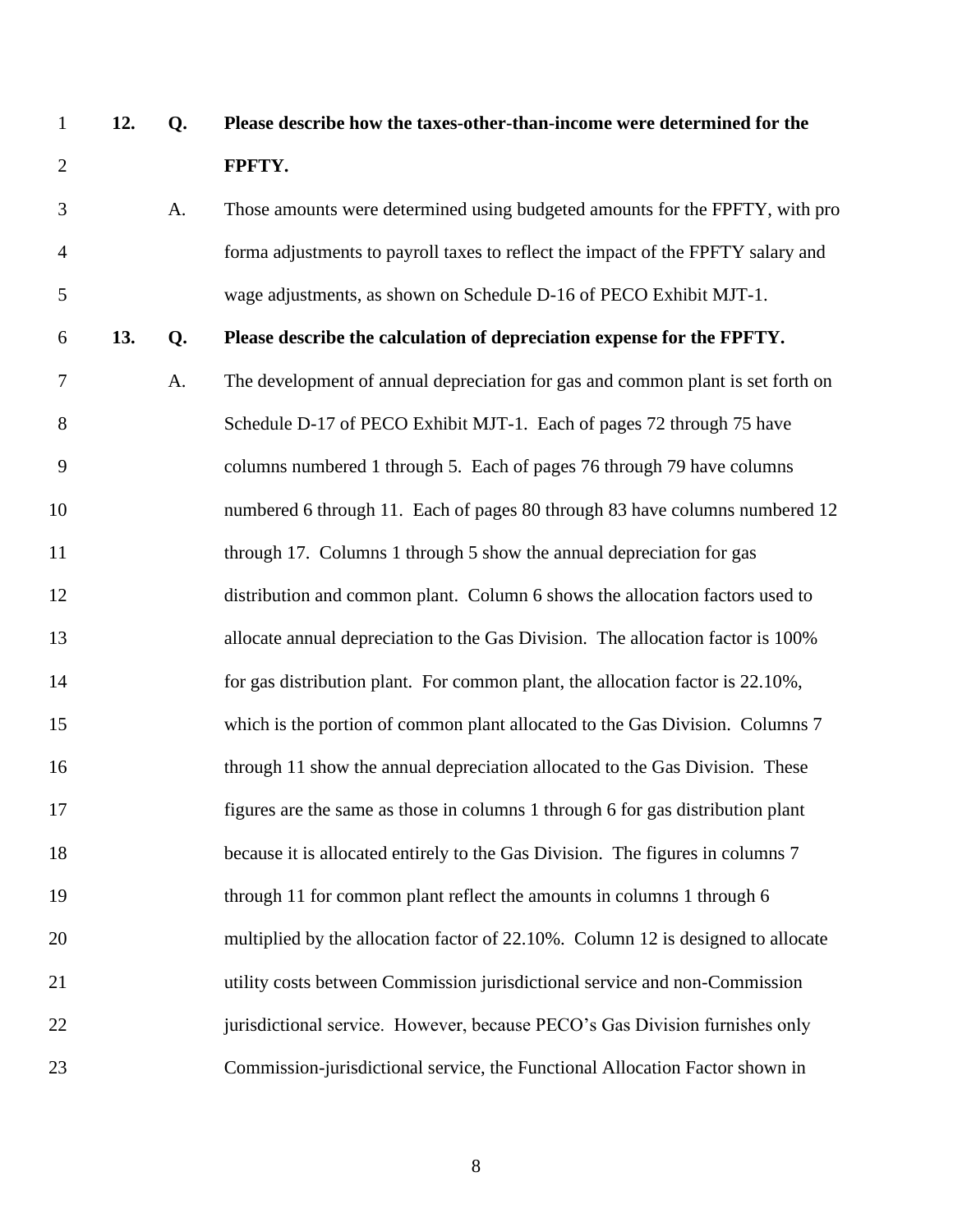**12. Q. Please describe how the taxes-other-than-income were determined for the FPFTY.**

A. Those amounts were determined using budgeted amounts for the FPFTY, with pro forma adjustments to payroll taxes to reflect the impact of the FPFTY salary and wage adjustments, as shown on Schedule D-16 of PECO Exhibit MJT-1.

**13. Q. Please describe the calculation of depreciation expense for the FPFTY.**

A. The development of annual depreciation for gas and common plant is set forth on Schedule D-17 of PECO Exhibit MJT-1. Each of pages 72 through 75 have columns numbered 1 through 5. Each of pages 76 through 79 have columns numbered 6 through 11. Each of pages 80 through 83 have columns numbered 12 through 17. Columns 1 through 5 show the annual depreciation for gas distribution and common plant. Column 6 shows the allocation factors used to allocate annual depreciation to the Gas Division. The allocation factor is 100% for gas distribution plant. For common plant, the allocation factor is 22.10%, which is the portion of common plant allocated to the Gas Division. Columns 7 through 11 show the annual depreciation allocated to the Gas Division. These figures are the same as those in columns 1 through 6 for gas distribution plant because it is allocated entirely to the Gas Division. The figures in columns 7 through 11 for common plant reflect the amounts in columns 1 through 6 multiplied by the allocation factor of 22.10%. Column 12 is designed to allocate utility costs between Commission jurisdictional service and non-Commission jurisdictional service. However, because PECO's Gas Division furnishes only Commission-jurisdictional service, the Functional Allocation Factor shown in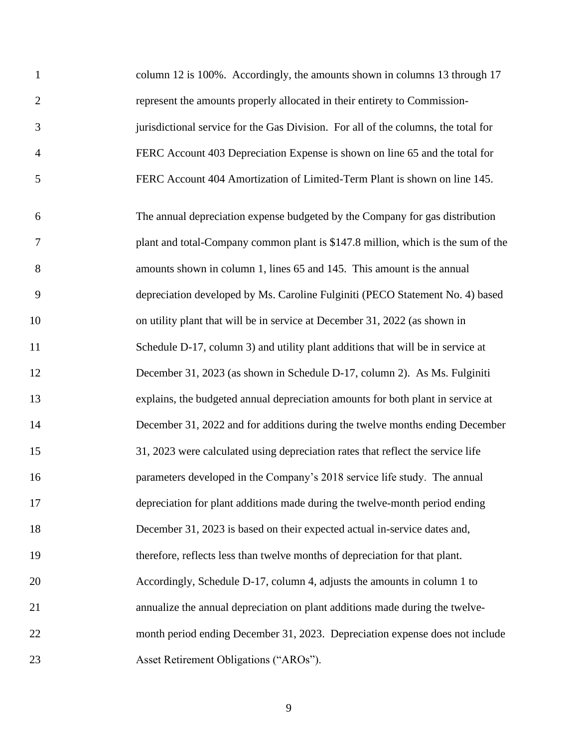column 12 is 100%. Accordingly, the amounts shown in columns 13 through 17 represent the amounts properly allocated in their entirety to Commission-jurisdictional service for the Gas Division. For all of the columns, the total for FERC Account 403 Depreciation Expense is shown on line 65 and the total for FERC Account 404 Amortization of Limited-Term Plant is shown on line 145.

The annual depreciation expense budgeted by the Company for gas distribution plant and total-Company common plant is $147.8 million, which is the sum of the amounts shown in column 1, lines 65 and 145. This amount is the annual depreciation developed by Ms. Caroline Fulginiti (PECO Statement No. 4) based on utility plant that will be in service at December 31, 2022 (as shown in Schedule D-17, column 3) and utility plant additions that will be in service at December 31, 2023 (as shown in Schedule D-17, column 2). As Ms. Fulginiti explains, the budgeted annual depreciation amounts for both plant in service at December 31, 2022 and for additions during the twelve months ending December 31, 2023 were calculated using depreciation rates that reflect the service life parameters developed in the Company's 2018 service life study. The annual depreciation for plant additions made during the twelve-month period ending December 31, 2023 is based on their expected actual in-service dates and, therefore, reflects less than twelve months of depreciation for that plant. Accordingly, Schedule D-17, column 4, adjusts the amounts in column 1 to annualize the annual depreciation on plant additions made during the twelve-month period ending December 31, 2023. Depreciation expense does not include Asset Retirement Obligations ("AROs").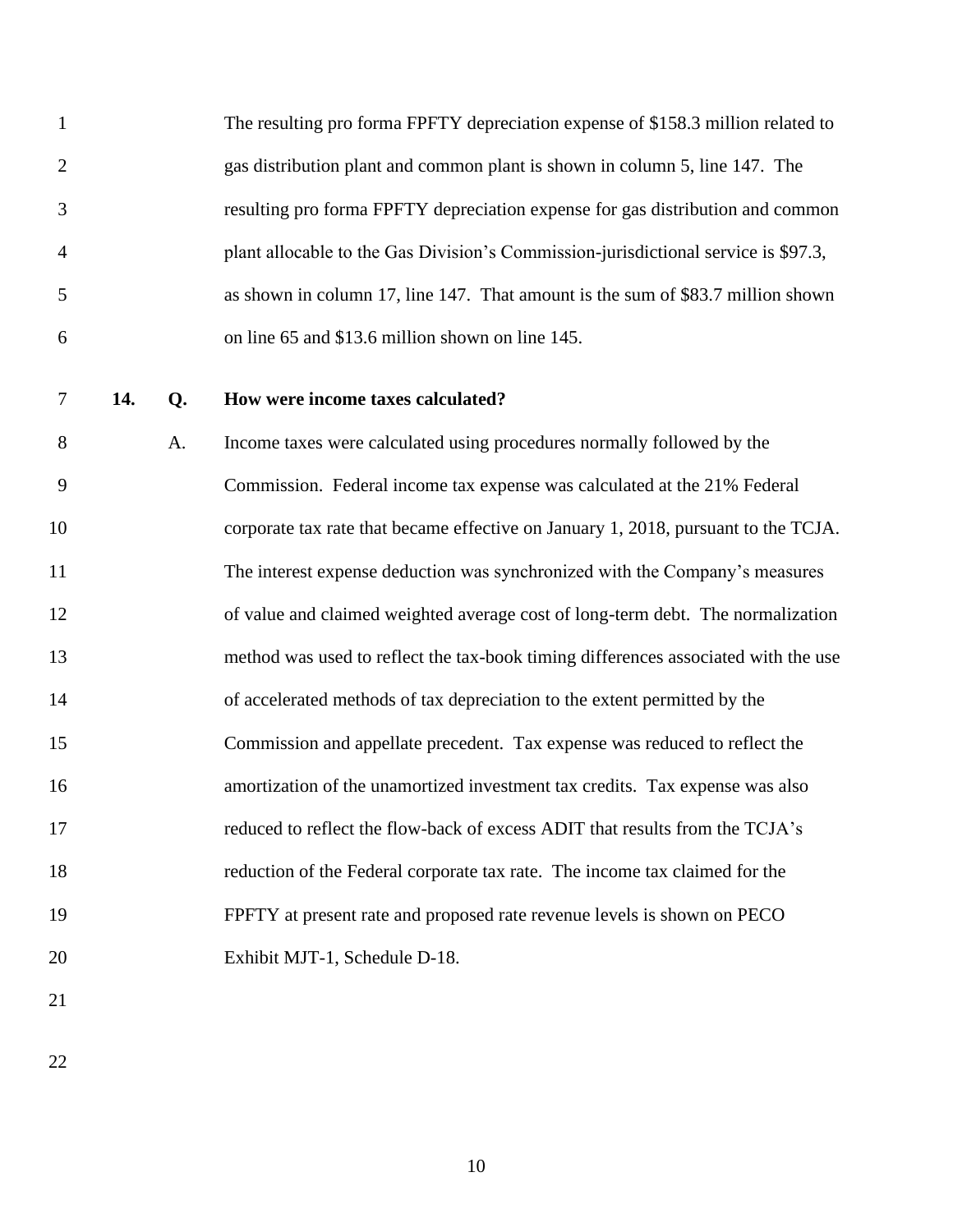The resulting pro forma FPFTY depreciation expense of $158.3 million related to gas distribution plant and common plant is shown in column 5, line 147. The resulting pro forma FPFTY depreciation expense for gas distribution and common plant allocable to the Gas Division's Commission-jurisdictional service is $97.3, as shown in column 17, line 147. That amount is the sum of $83.7 million shown on line 65 and $13.6 million shown on line 145.

**14. Q. How were income taxes calculated?**

A. Income taxes were calculated using procedures normally followed by the Commission. Federal income tax expense was calculated at the 21% Federal corporate tax rate that became effective on January 1, 2018, pursuant to the TCJA. The interest expense deduction was synchronized with the Company's measures of value and claimed weighted average cost of long-term debt. The normalization method was used to reflect the tax-book timing differences associated with the use of accelerated methods of tax depreciation to the extent permitted by the Commission and appellate precedent. Tax expense was reduced to reflect the amortization of the unamortized investment tax credits. Tax expense was also reduced to reflect the flow-back of excess ADIT that results from the TCJA's reduction of the Federal corporate tax rate. The income tax claimed for the FPFTY at present rate and proposed rate revenue levels is shown on PECO Exhibit MJT-1, Schedule D-18.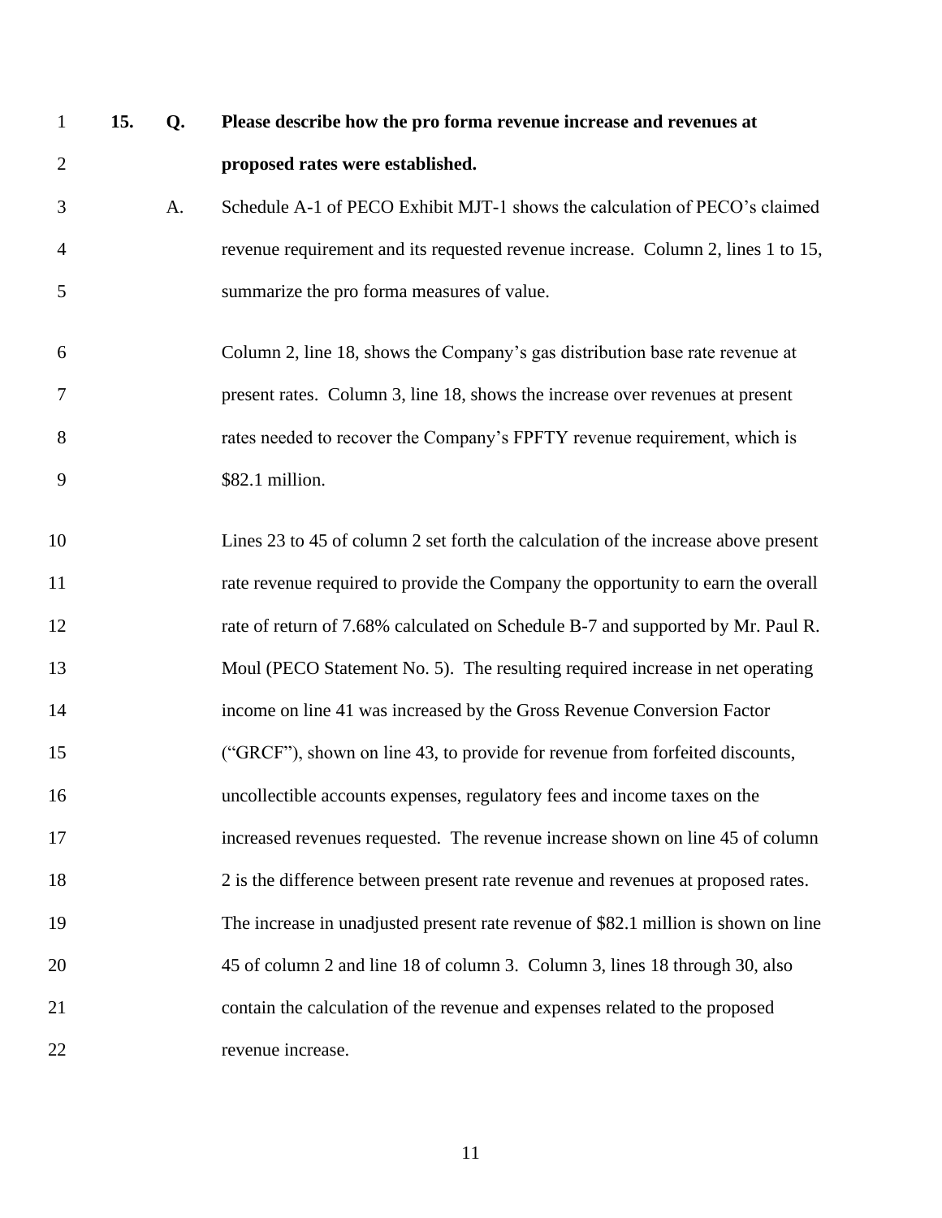**15. Q. Please describe how the pro forma revenue increase and revenues at proposed rates were established.**

A. Schedule A-1 of PECO Exhibit MJT-1 shows the calculation of PECO's claimed revenue requirement and its requested revenue increase. Column 2, lines 1 to 15, summarize the pro forma measures of value.

Column 2, line 18, shows the Company's gas distribution base rate revenue at present rates. Column 3, line 18, shows the increase over revenues at present rates needed to recover the Company's FPFTY revenue requirement, which is $82.1 million.

Lines 23 to 45 of column 2 set forth the calculation of the increase above present rate revenue required to provide the Company the opportunity to earn the overall rate of return of 7.68% calculated on Schedule B-7 and supported by Mr. Paul R. Moul (PECO Statement No. 5). The resulting required increase in net operating income on line 41 was increased by the Gross Revenue Conversion Factor ("GRCF"), shown on line 43, to provide for revenue from forfeited discounts, uncollectible accounts expenses, regulatory fees and income taxes on the increased revenues requested. The revenue increase shown on line 45 of column 2 is the difference between present rate revenue and revenues at proposed rates. The increase in unadjusted present rate revenue of $82.1 million is shown on line 45 of column 2 and line 18 of column 3. Column 3, lines 18 through 30, also contain the calculation of the revenue and expenses related to the proposed revenue increase.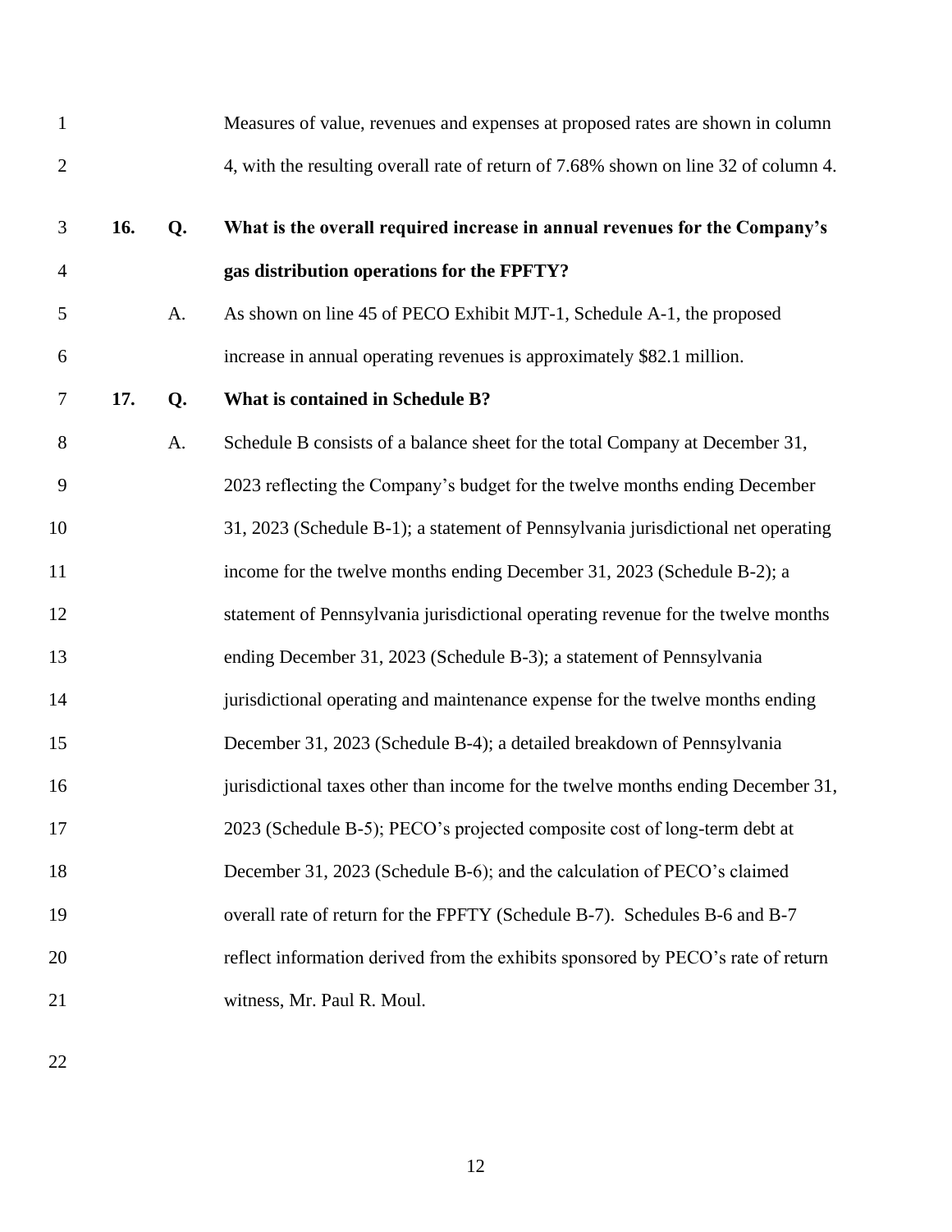Measures of value, revenues and expenses at proposed rates are shown in column 4, with the resulting overall rate of return of 7.68% shown on line 32 of column 4.

**16. Q. What is the overall required increase in annual revenues for the Company's gas distribution operations for the FPFTY?**

A. As shown on line 45 of PECO Exhibit MJT-1, Schedule A-1, the proposed increase in annual operating revenues is approximately $82.1 million.

**17. Q. What is contained in Schedule B?**

A. Schedule B consists of a balance sheet for the total Company at December 31, 2023 reflecting the Company's budget for the twelve months ending December 31, 2023 (Schedule B-1); a statement of Pennsylvania jurisdictional net operating income for the twelve months ending December 31, 2023 (Schedule B-2); a statement of Pennsylvania jurisdictional operating revenue for the twelve months ending December 31, 2023 (Schedule B-3); a statement of Pennsylvania jurisdictional operating and maintenance expense for the twelve months ending December 31, 2023 (Schedule B-4); a detailed breakdown of Pennsylvania jurisdictional taxes other than income for the twelve months ending December 31, 2023 (Schedule B-5); PECO's projected composite cost of long-term debt at December 31, 2023 (Schedule B-6); and the calculation of PECO's claimed overall rate of return for the FPFTY (Schedule B-7). Schedules B-6 and B-7 reflect information derived from the exhibits sponsored by PECO's rate of return witness, Mr. Paul R. Moul.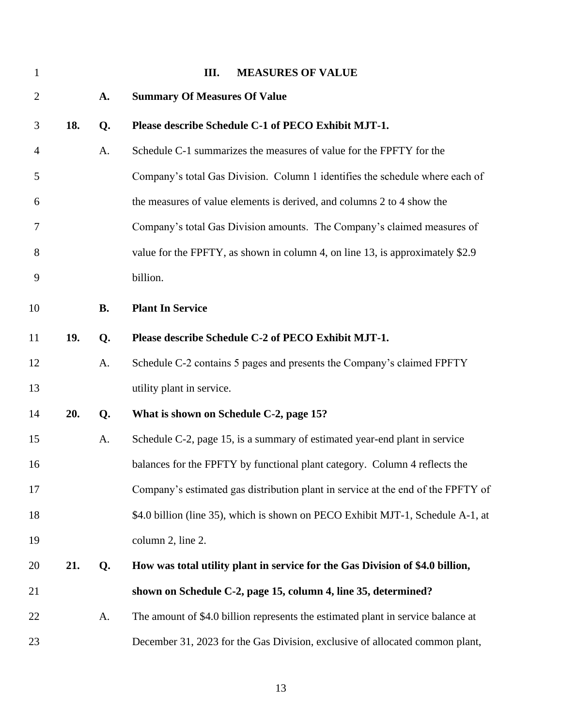# III. MEASURES OF VALUE

## A. Summary Of Measures Of Value

**18. Q. Please describe Schedule C-1 of PECO Exhibit MJT-1.**

A. Schedule C-1 summarizes the measures of value for the FPFTY for the Company's total Gas Division. Column 1 identifies the schedule where each of the measures of value elements is derived, and columns 2 to 4 show the Company's total Gas Division amounts. The Company's claimed measures of value for the FPFTY, as shown in column 4, on line 13, is approximately \$2.9 billion.

## B. Plant In Service

**19. Q. Please describe Schedule C-2 of PECO Exhibit MJT-1.**

A. Schedule C-2 contains 5 pages and presents the Company's claimed FPFTY utility plant in service.

**20. Q. What is shown on Schedule C-2, page 15?**

A. Schedule C-2, page 15, is a summary of estimated year-end plant in service balances for the FPFTY by functional plant category. Column 4 reflects the Company's estimated gas distribution plant in service at the end of the FPFTY of \$4.0 billion (line 35), which is shown on PECO Exhibit MJT-1, Schedule A-1, at column 2, line 2.

**21. Q. How was total utility plant in service for the Gas Division of \$4.0 billion, shown on Schedule C-2, page 15, column 4, line 35, determined?**

A. The amount of \$4.0 billion represents the estimated plant in service balance at December 31, 2023 for the Gas Division, exclusive of allocated common plant,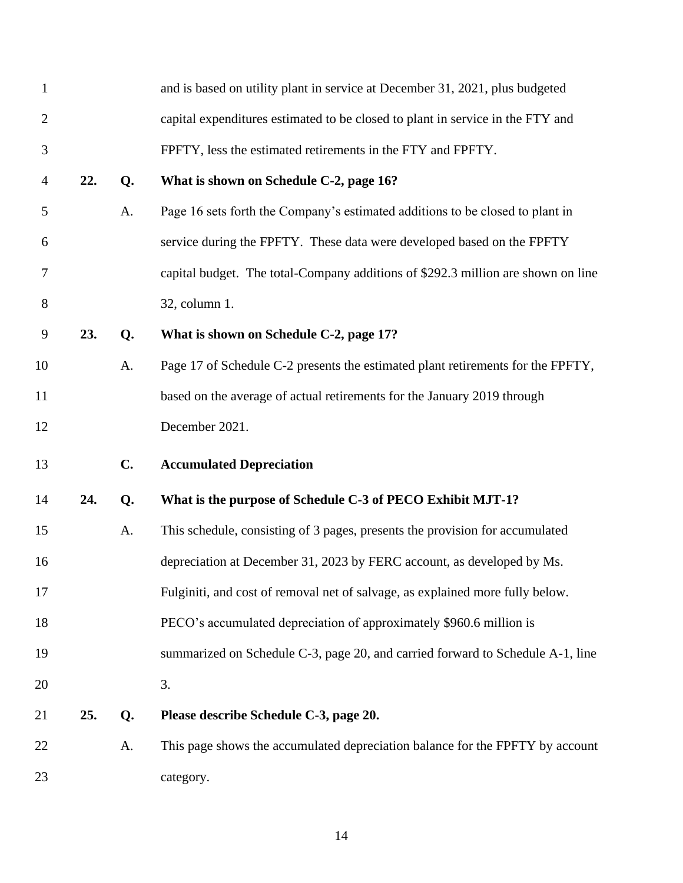and is based on utility plant in service at December 31, 2021, plus budgeted capital expenditures estimated to be closed to plant in service in the FTY and FPFTY, less the estimated retirements in the FTY and FPFTY.

**22. Q. What is shown on Schedule C-2, page 16?**

A. Page 16 sets forth the Company's estimated additions to be closed to plant in service during the FPFTY. These data were developed based on the FPFTY capital budget. The total-Company additions of $292.3 million are shown on line 32, column 1.

**23. Q. What is shown on Schedule C-2, page 17?**

A. Page 17 of Schedule C-2 presents the estimated plant retirements for the FPFTY, based on the average of actual retirements for the January 2019 through December 2021.

### C. Accumulated Depreciation

**24. Q. What is the purpose of Schedule C-3 of PECO Exhibit MJT-1?**

A. This schedule, consisting of 3 pages, presents the provision for accumulated depreciation at December 31, 2023 by FERC account, as developed by Ms. Fulginiti, and cost of removal net of salvage, as explained more fully below. PECO's accumulated depreciation of approximately $960.6 million is summarized on Schedule C-3, page 20, and carried forward to Schedule A-1, line 3.

**25. Q. Please describe Schedule C-3, page 20.**

A. This page shows the accumulated depreciation balance for the FPFTY by account category.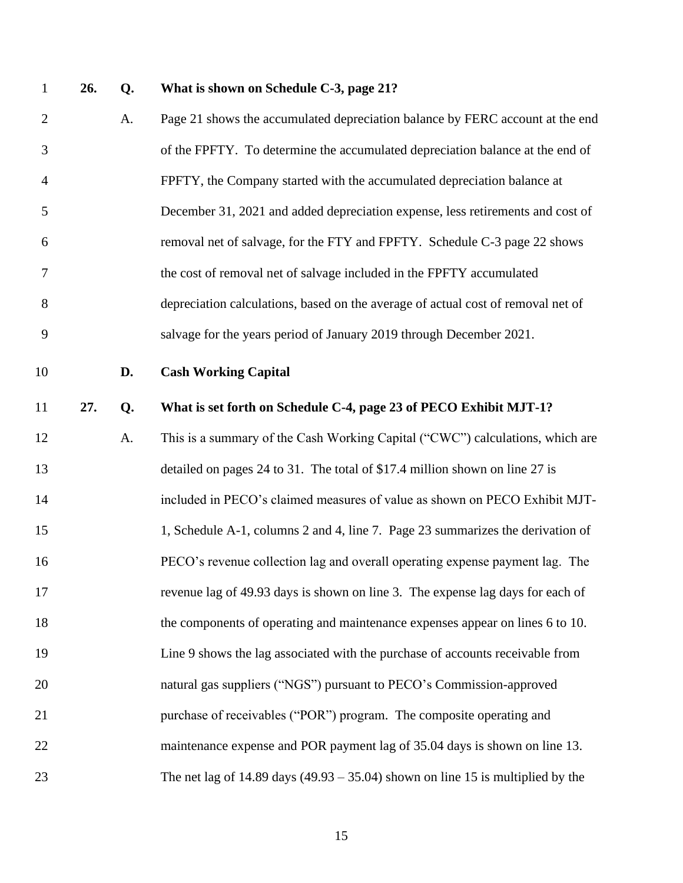**26. Q. What is shown on Schedule C-3, page 21?**

A. Page 21 shows the accumulated depreciation balance by FERC account at the end of the FPFTY. To determine the accumulated depreciation balance at the end of FPFTY, the Company started with the accumulated depreciation balance at December 31, 2021 and added depreciation expense, less retirements and cost of removal net of salvage, for the FTY and FPFTY. Schedule C-3 page 22 shows the cost of removal net of salvage included in the FPFTY accumulated depreciation calculations, based on the average of actual cost of removal net of salvage for the years period of January 2019 through December 2021.

### D. Cash Working Capital

**27. Q. What is set forth on Schedule C-4, page 23 of PECO Exhibit MJT-1?**

A. This is a summary of the Cash Working Capital ("CWC") calculations, which are detailed on pages 24 to 31. The total of $17.4 million shown on line 27 is included in PECO's claimed measures of value as shown on PECO Exhibit MJT-1, Schedule A-1, columns 2 and 4, line 7. Page 23 summarizes the derivation of PECO's revenue collection lag and overall operating expense payment lag. The revenue lag of 49.93 days is shown on line 3. The expense lag days for each of the components of operating and maintenance expenses appear on lines 6 to 10. Line 9 shows the lag associated with the purchase of accounts receivable from natural gas suppliers ("NGS") pursuant to PECO's Commission-approved purchase of receivables ("POR") program. The composite operating and maintenance expense and POR payment lag of 35.04 days is shown on line 13. The net lag of 14.89 days (49.93 – 35.04) shown on line 15 is multiplied by the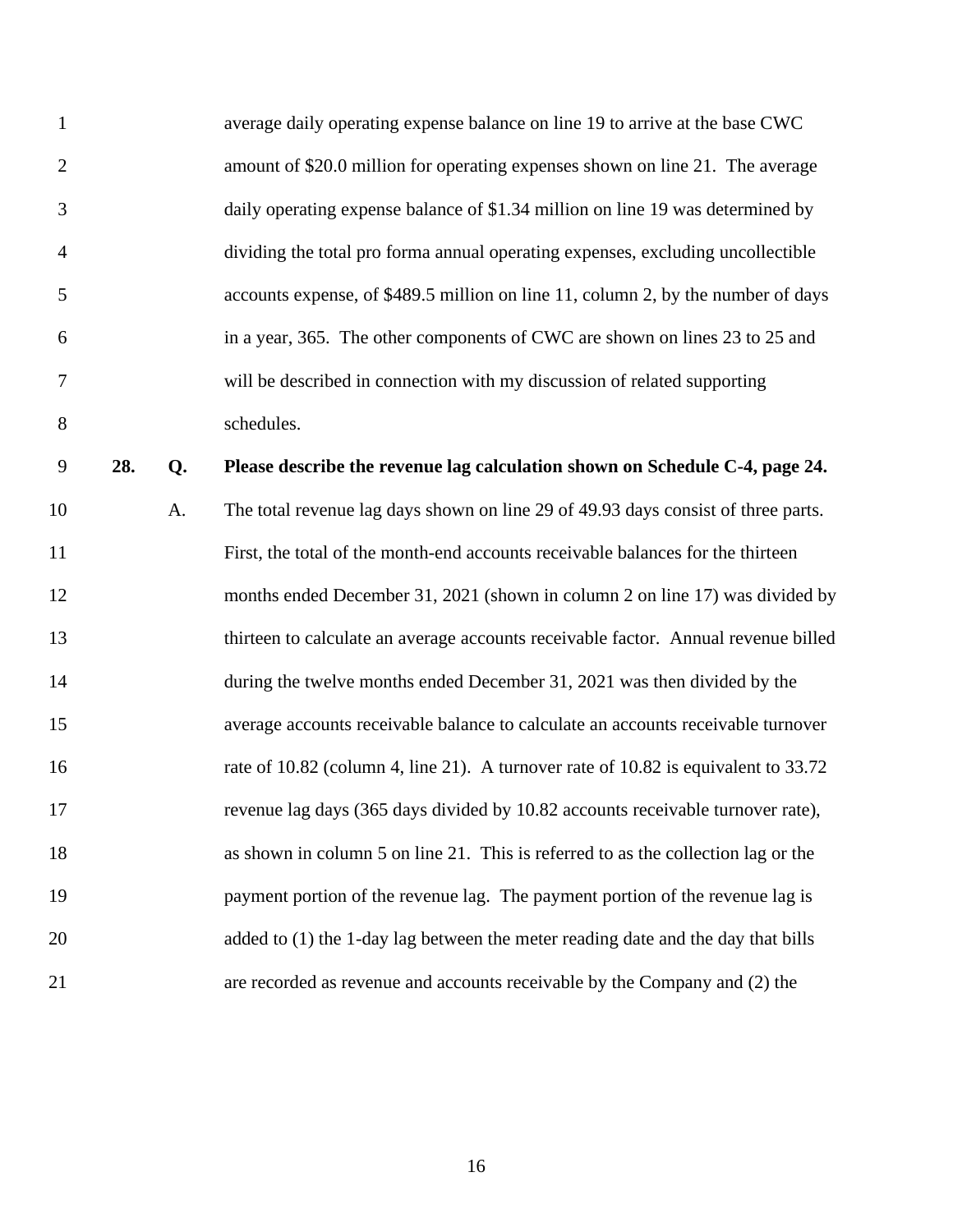average daily operating expense balance on line 19 to arrive at the base CWC amount of $20.0 million for operating expenses shown on line 21. The average daily operating expense balance of $1.34 million on line 19 was determined by dividing the total pro forma annual operating expenses, excluding uncollectible accounts expense, of $489.5 million on line 11, column 2, by the number of days in a year, 365. The other components of CWC are shown on lines 23 to 25 and will be described in connection with my discussion of related supporting schedules.

**28. Q. Please describe the revenue lag calculation shown on Schedule C-4, page 24.**

A. The total revenue lag days shown on line 29 of 49.93 days consist of three parts. First, the total of the month-end accounts receivable balances for the thirteen months ended December 31, 2021 (shown in column 2 on line 17) was divided by thirteen to calculate an average accounts receivable factor. Annual revenue billed during the twelve months ended December 31, 2021 was then divided by the average accounts receivable balance to calculate an accounts receivable turnover rate of 10.82 (column 4, line 21). A turnover rate of 10.82 is equivalent to 33.72 revenue lag days (365 days divided by 10.82 accounts receivable turnover rate), as shown in column 5 on line 21. This is referred to as the collection lag or the payment portion of the revenue lag. The payment portion of the revenue lag is added to (1) the 1-day lag between the meter reading date and the day that bills are recorded as revenue and accounts receivable by the Company and (2) the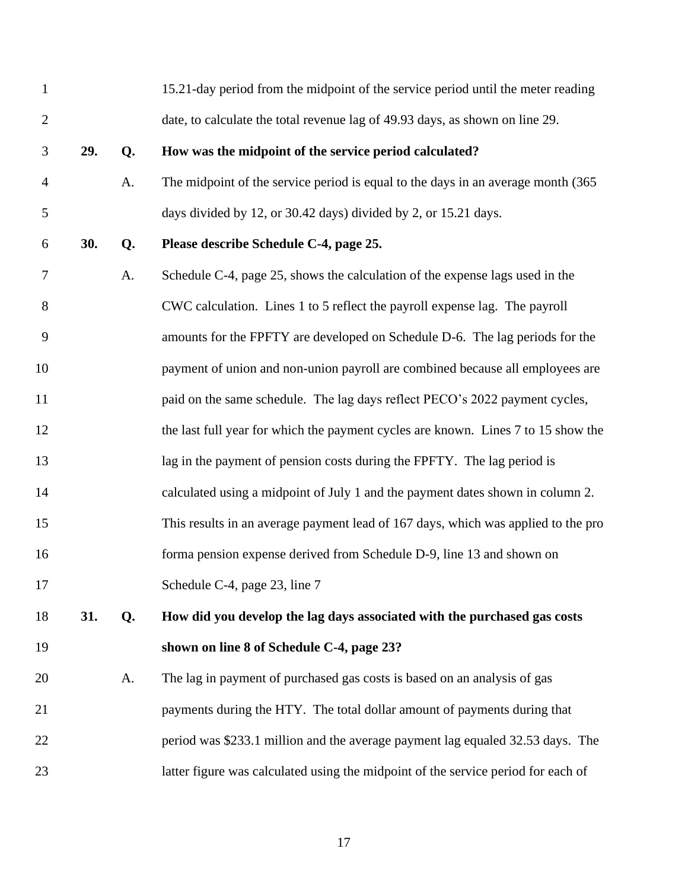15.21-day period from the midpoint of the service period until the meter reading date, to calculate the total revenue lag of 49.93 days, as shown on line 29.

**29. Q. How was the midpoint of the service period calculated?**

A. The midpoint of the service period is equal to the days in an average month (365 days divided by 12, or 30.42 days) divided by 2, or 15.21 days.

**30. Q. Please describe Schedule C-4, page 25.**

A. Schedule C-4, page 25, shows the calculation of the expense lags used in the CWC calculation. Lines 1 to 5 reflect the payroll expense lag. The payroll amounts for the FPFTY are developed on Schedule D-6. The lag periods for the payment of union and non-union payroll are combined because all employees are paid on the same schedule. The lag days reflect PECO's 2022 payment cycles, the last full year for which the payment cycles are known. Lines 7 to 15 show the lag in the payment of pension costs during the FPFTY. The lag period is calculated using a midpoint of July 1 and the payment dates shown in column 2. This results in an average payment lead of 167 days, which was applied to the pro forma pension expense derived from Schedule D-9, line 13 and shown on Schedule C-4, page 23, line 7

**31. Q. How did you develop the lag days associated with the purchased gas costs shown on line 8 of Schedule C-4, page 23?**

A. The lag in payment of purchased gas costs is based on an analysis of gas payments during the HTY. The total dollar amount of payments during that period was $233.1 million and the average payment lag equaled 32.53 days. The latter figure was calculated using the midpoint of the service period for each of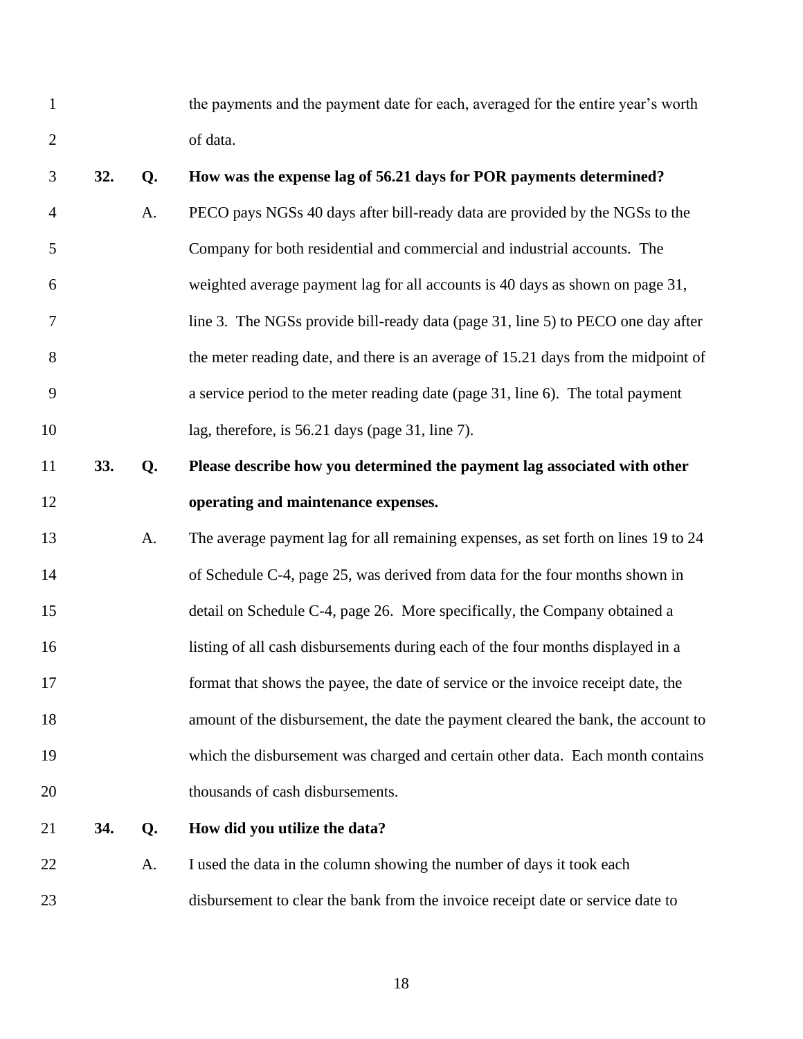the payments and the payment date for each, averaged for the entire year's worth of data.

**32. Q. How was the expense lag of 56.21 days for POR payments determined?**

A. PECO pays NGSs 40 days after bill-ready data are provided by the NGSs to the Company for both residential and commercial and industrial accounts. The weighted average payment lag for all accounts is 40 days as shown on page 31, line 3. The NGSs provide bill-ready data (page 31, line 5) to PECO one day after the meter reading date, and there is an average of 15.21 days from the midpoint of a service period to the meter reading date (page 31, line 6). The total payment lag, therefore, is 56.21 days (page 31, line 7).

**33. Q. Please describe how you determined the payment lag associated with other operating and maintenance expenses.**

A. The average payment lag for all remaining expenses, as set forth on lines 19 to 24 of Schedule C-4, page 25, was derived from data for the four months shown in detail on Schedule C-4, page 26. More specifically, the Company obtained a listing of all cash disbursements during each of the four months displayed in a format that shows the payee, the date of service or the invoice receipt date, the amount of the disbursement, the date the payment cleared the bank, the account to which the disbursement was charged and certain other data. Each month contains thousands of cash disbursements.

**34. Q. How did you utilize the data?**

A. I used the data in the column showing the number of days it took each disbursement to clear the bank from the invoice receipt date or service date to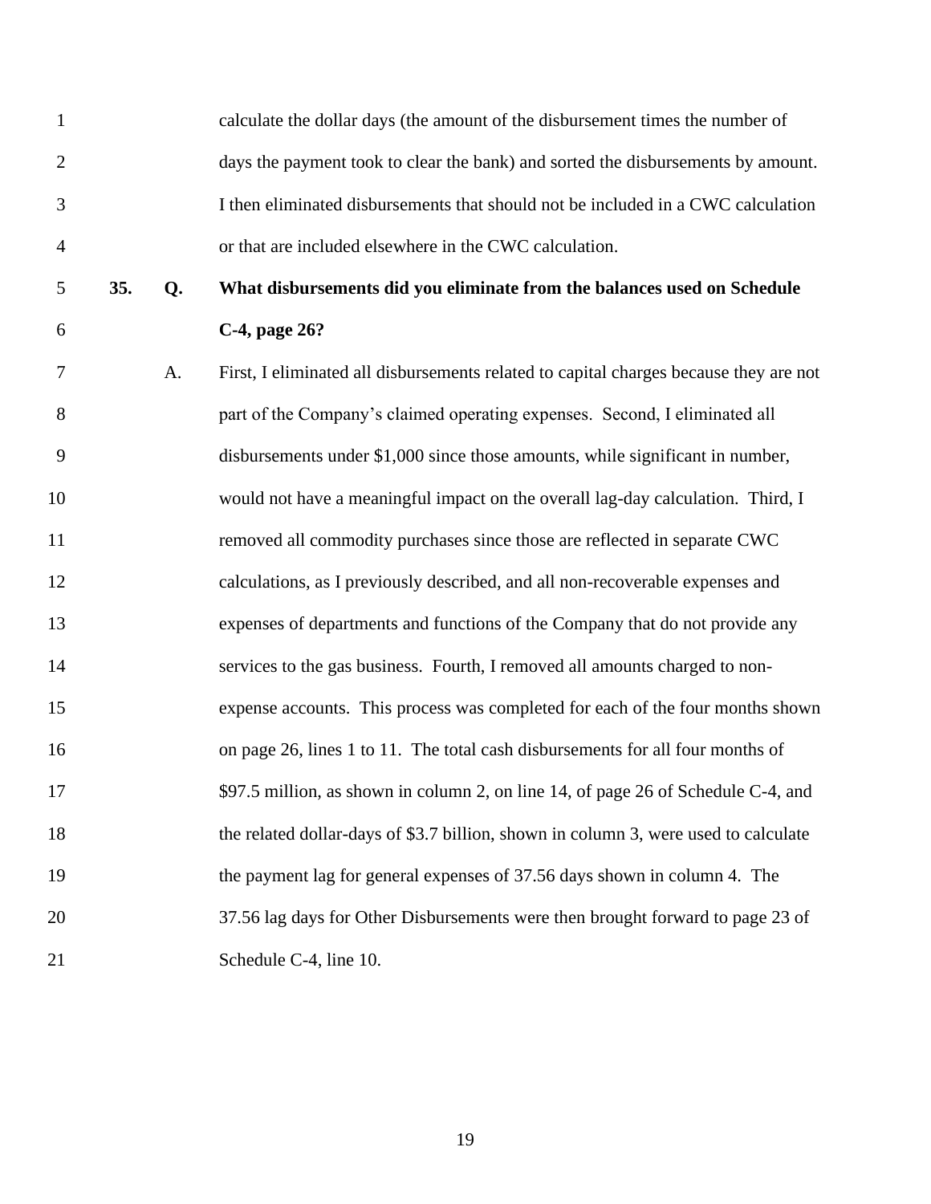calculate the dollar days (the amount of the disbursement times the number of days the payment took to clear the bank) and sorted the disbursements by amount. I then eliminated disbursements that should not be included in a CWC calculation or that are included elsewhere in the CWC calculation.

**35. Q. What disbursements did you eliminate from the balances used on Schedule C-4, page 26?**

A. First, I eliminated all disbursements related to capital charges because they are not part of the Company's claimed operating expenses. Second, I eliminated all disbursements under $1,000 since those amounts, while significant in number, would not have a meaningful impact on the overall lag-day calculation. Third, I removed all commodity purchases since those are reflected in separate CWC calculations, as I previously described, and all non-recoverable expenses and expenses of departments and functions of the Company that do not provide any services to the gas business. Fourth, I removed all amounts charged to non-expense accounts. This process was completed for each of the four months shown on page 26, lines 1 to 11. The total cash disbursements for all four months of $97.5 million, as shown in column 2, on line 14, of page 26 of Schedule C-4, and the related dollar-days of $3.7 billion, shown in column 3, were used to calculate the payment lag for general expenses of 37.56 days shown in column 4. The 37.56 lag days for Other Disbursements were then brought forward to page 23 of Schedule C-4, line 10.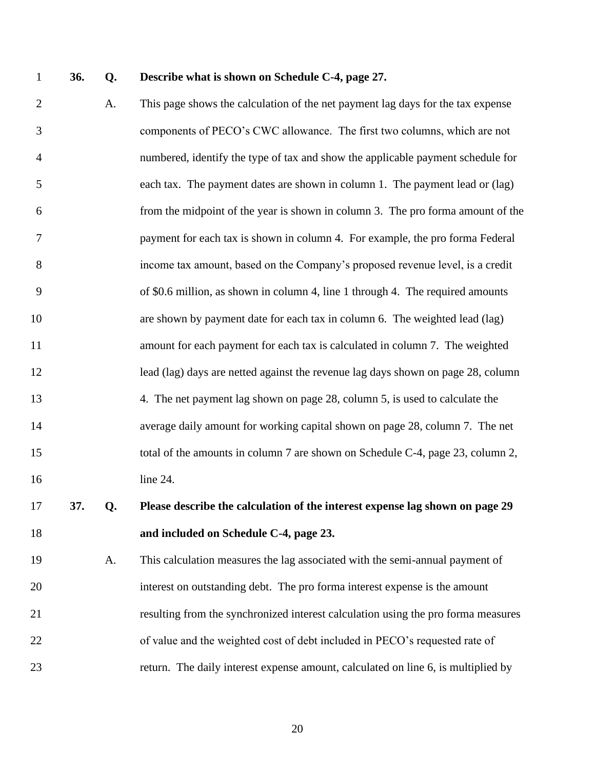**36. Q. Describe what is shown on Schedule C-4, page 27.**

A. This page shows the calculation of the net payment lag days for the tax expense components of PECO's CWC allowance. The first two columns, which are not numbered, identify the type of tax and show the applicable payment schedule for each tax. The payment dates are shown in column 1. The payment lead or (lag) from the midpoint of the year is shown in column 3. The pro forma amount of the payment for each tax is shown in column 4. For example, the pro forma Federal income tax amount, based on the Company's proposed revenue level, is a credit of $0.6 million, as shown in column 4, line 1 through 4. The required amounts are shown by payment date for each tax in column 6. The weighted lead (lag) amount for each payment for each tax is calculated in column 7. The weighted lead (lag) days are netted against the revenue lag days shown on page 28, column 4. The net payment lag shown on page 28, column 5, is used to calculate the average daily amount for working capital shown on page 28, column 7. The net total of the amounts in column 7 are shown on Schedule C-4, page 23, column 2, line 24.

**37. Q. Please describe the calculation of the interest expense lag shown on page 29 and included on Schedule C-4, page 23.**

A. This calculation measures the lag associated with the semi-annual payment of interest on outstanding debt. The pro forma interest expense is the amount resulting from the synchronized interest calculation using the pro forma measures of value and the weighted cost of debt included in PECO's requested rate of return. The daily interest expense amount, calculated on line 6, is multiplied by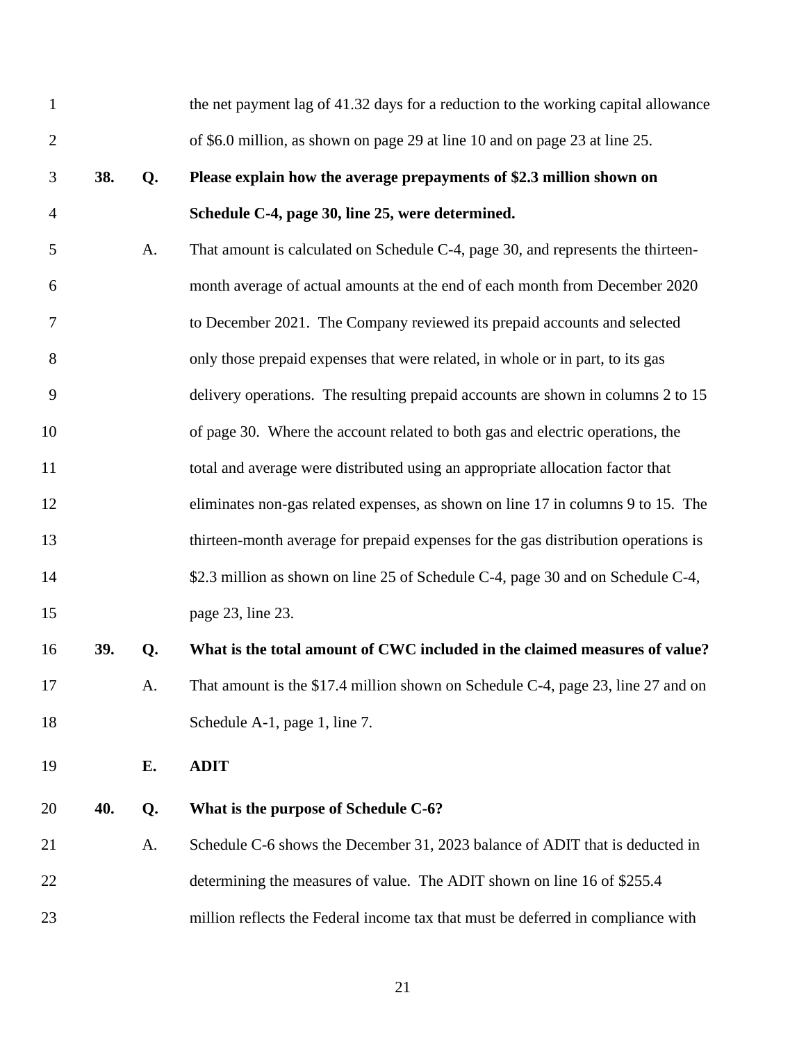the net payment lag of 41.32 days for a reduction to the working capital allowance of $6.0 million, as shown on page 29 at line 10 and on page 23 at line 25.

**38. Q. Please explain how the average prepayments of $2.3 million shown on Schedule C-4, page 30, line 25, were determined.**

A. That amount is calculated on Schedule C-4, page 30, and represents the thirteen-month average of actual amounts at the end of each month from December 2020 to December 2021. The Company reviewed its prepaid accounts and selected only those prepaid expenses that were related, in whole or in part, to its gas delivery operations. The resulting prepaid accounts are shown in columns 2 to 15 of page 30. Where the account related to both gas and electric operations, the total and average were distributed using an appropriate allocation factor that eliminates non-gas related expenses, as shown on line 17 in columns 9 to 15. The thirteen-month average for prepaid expenses for the gas distribution operations is $2.3 million as shown on line 25 of Schedule C-4, page 30 and on Schedule C-4, page 23, line 23.

**39. Q. What is the total amount of CWC included in the claimed measures of value?**

A. That amount is the $17.4 million shown on Schedule C-4, page 23, line 27 and on Schedule A-1, page 1, line 7.

### E. ADIT

**40. Q. What is the purpose of Schedule C-6?**

A. Schedule C-6 shows the December 31, 2023 balance of ADIT that is deducted in determining the measures of value. The ADIT shown on line 16 of $255.4 million reflects the Federal income tax that must be deferred in compliance with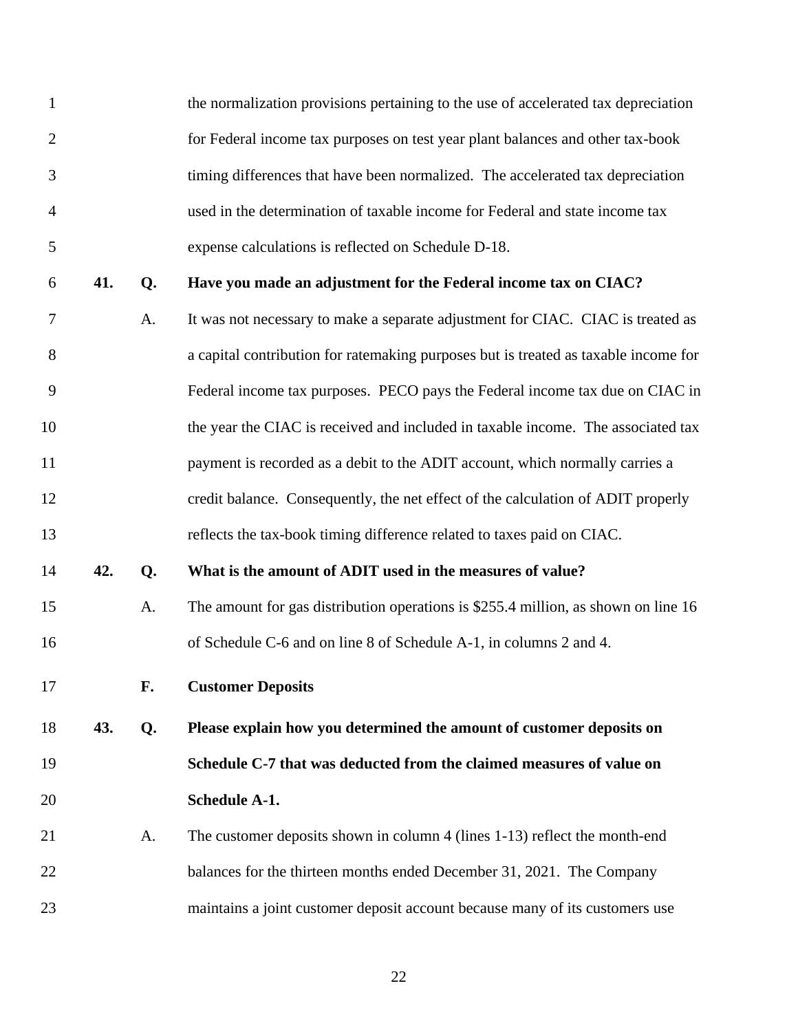the normalization provisions pertaining to the use of accelerated tax depreciation for Federal income tax purposes on test year plant balances and other tax-book timing differences that have been normalized. The accelerated tax depreciation used in the determination of taxable income for Federal and state income tax expense calculations is reflected on Schedule D-18.

**41. Q. Have you made an adjustment for the Federal income tax on CIAC?**

A. It was not necessary to make a separate adjustment for CIAC. CIAC is treated as a capital contribution for ratemaking purposes but is treated as taxable income for Federal income tax purposes. PECO pays the Federal income tax due on CIAC in the year the CIAC is received and included in taxable income. The associated tax payment is recorded as a debit to the ADIT account, which normally carries a credit balance. Consequently, the net effect of the calculation of ADIT properly reflects the tax-book timing difference related to taxes paid on CIAC.

**42. Q. What is the amount of ADIT used in the measures of value?**

A. The amount for gas distribution operations is $255.4 million, as shown on line 16 of Schedule C-6 and on line 8 of Schedule A-1, in columns 2 and 4.

### F. Customer Deposits

**43. Q. Please explain how you determined the amount of customer deposits on Schedule C-7 that was deducted from the claimed measures of value on Schedule A-1.**

A. The customer deposits shown in column 4 (lines 1-13) reflect the month-end balances for the thirteen months ended December 31, 2021. The Company maintains a joint customer deposit account because many of its customers use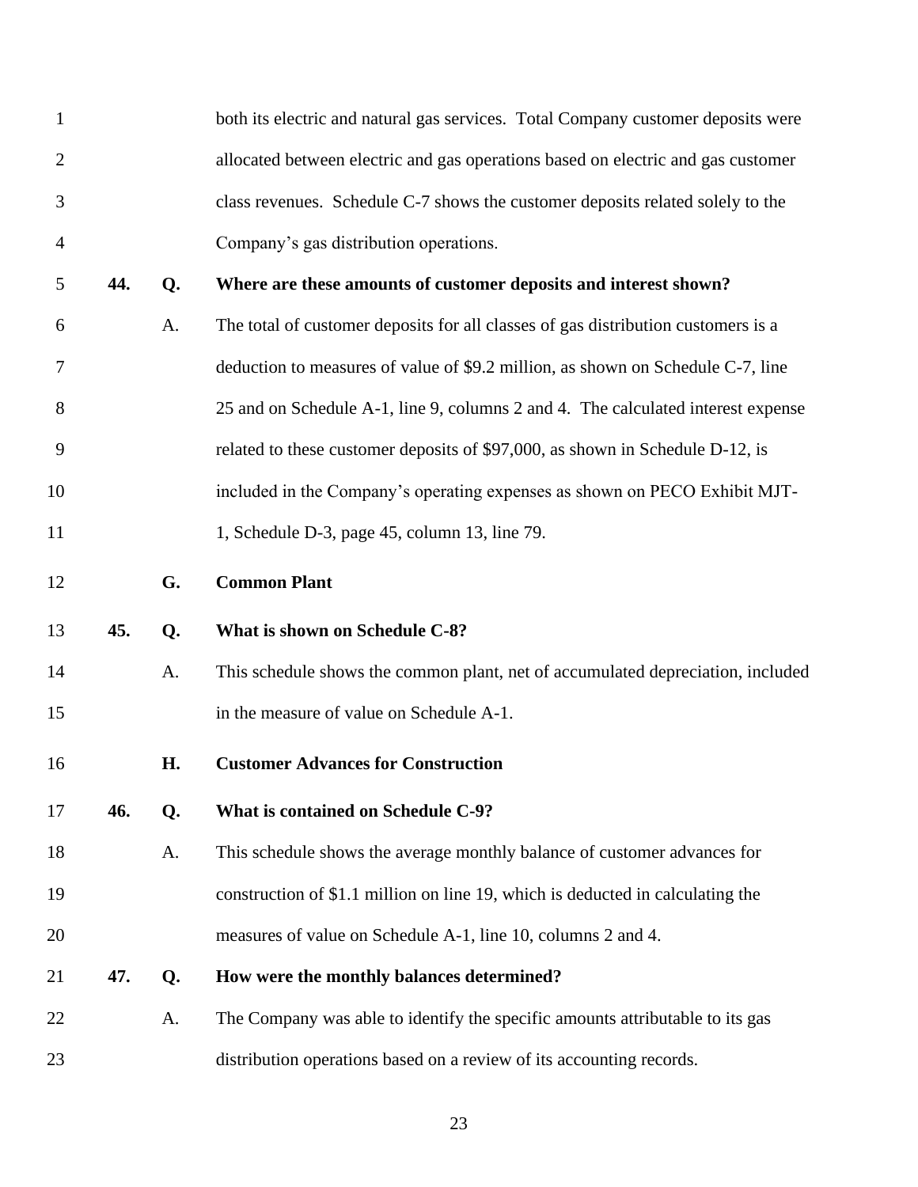both its electric and natural gas services. Total Company customer deposits were allocated between electric and gas operations based on electric and gas customer class revenues. Schedule C-7 shows the customer deposits related solely to the Company's gas distribution operations.

**44. Q. Where are these amounts of customer deposits and interest shown?**

A. The total of customer deposits for all classes of gas distribution customers is a deduction to measures of value of $9.2 million, as shown on Schedule C-7, line 25 and on Schedule A-1, line 9, columns 2 and 4. The calculated interest expense related to these customer deposits of $97,000, as shown in Schedule D-12, is included in the Company's operating expenses as shown on PECO Exhibit MJT-1, Schedule D-3, page 45, column 13, line 79.

### G. Common Plant

**45. Q. What is shown on Schedule C-8?**

A. This schedule shows the common plant, net of accumulated depreciation, included in the measure of value on Schedule A-1.

### H. Customer Advances for Construction

**46. Q. What is contained on Schedule C-9?**

A. This schedule shows the average monthly balance of customer advances for construction of $1.1 million on line 19, which is deducted in calculating the measures of value on Schedule A-1, line 10, columns 2 and 4.

**47. Q. How were the monthly balances determined?**

A. The Company was able to identify the specific amounts attributable to its gas distribution operations based on a review of its accounting records.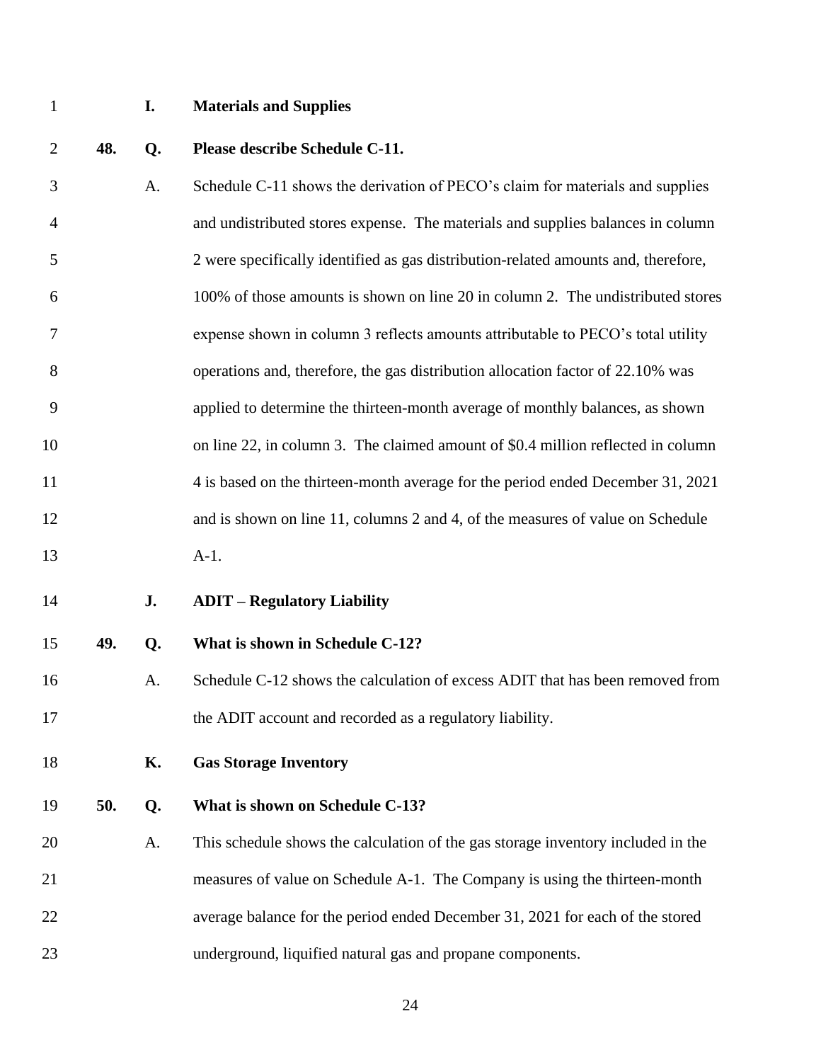### I. Materials and Supplies

**48. Q. Please describe Schedule C-11.**

A. Schedule C-11 shows the derivation of PECO's claim for materials and supplies and undistributed stores expense. The materials and supplies balances in column 2 were specifically identified as gas distribution-related amounts and, therefore, 100% of those amounts is shown on line 20 in column 2. The undistributed stores expense shown in column 3 reflects amounts attributable to PECO's total utility operations and, therefore, the gas distribution allocation factor of 22.10% was applied to determine the thirteen-month average of monthly balances, as shown on line 22, in column 3. The claimed amount of $0.4 million reflected in column 4 is based on the thirteen-month average for the period ended December 31, 2021 and is shown on line 11, columns 2 and 4, of the measures of value on Schedule A-1.

### J. ADIT – Regulatory Liability

**49. Q. What is shown in Schedule C-12?**

A. Schedule C-12 shows the calculation of excess ADIT that has been removed from the ADIT account and recorded as a regulatory liability.

### K. Gas Storage Inventory

**50. Q. What is shown on Schedule C-13?**

A. This schedule shows the calculation of the gas storage inventory included in the measures of value on Schedule A-1. The Company is using the thirteen-month average balance for the period ended December 31, 2021 for each of the stored underground, liquified natural gas and propane components.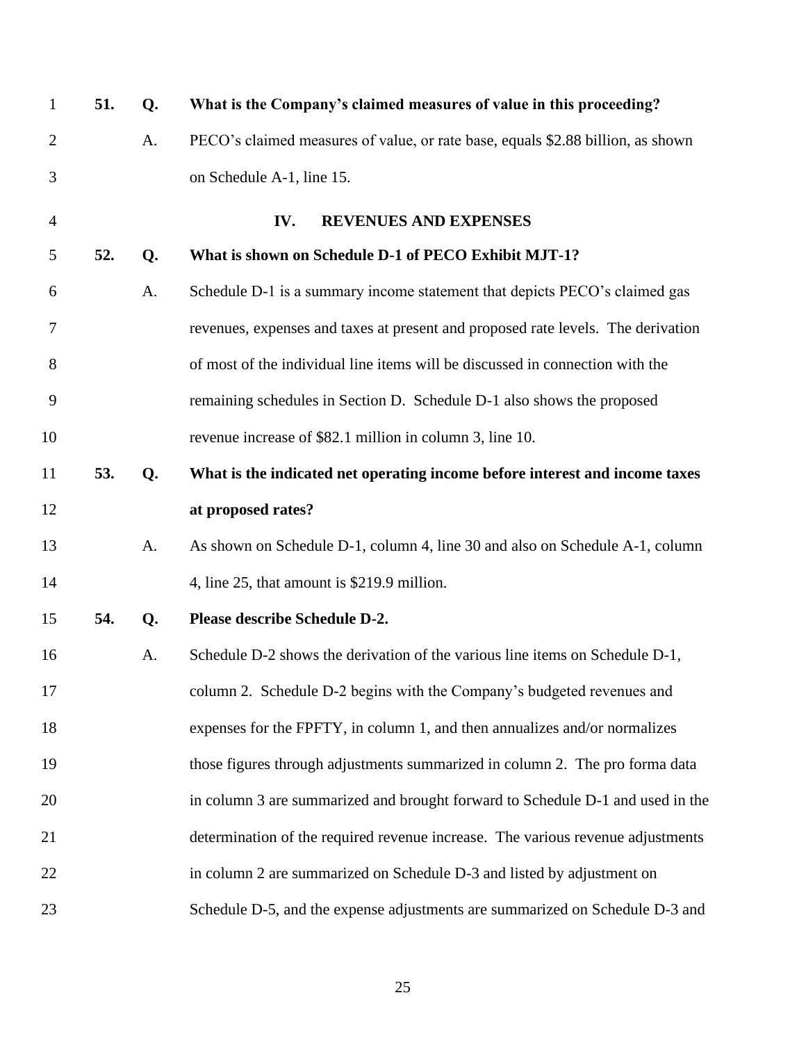**51. Q. What is the Company's claimed measures of value in this proceeding?**

A. PECO's claimed measures of value, or rate base, equals \$2.88 billion, as shown on Schedule A-1, line 15.

## IV. REVENUES AND EXPENSES

**52. Q. What is shown on Schedule D-1 of PECO Exhibit MJT-1?**

A. Schedule D-1 is a summary income statement that depicts PECO's claimed gas revenues, expenses and taxes at present and proposed rate levels. The derivation of most of the individual line items will be discussed in connection with the remaining schedules in Section D. Schedule D-1 also shows the proposed revenue increase of \$82.1 million in column 3, line 10.

**53. Q. What is the indicated net operating income before interest and income taxes at proposed rates?**

A. As shown on Schedule D-1, column 4, line 30 and also on Schedule A-1, column 4, line 25, that amount is \$219.9 million.

**54. Q. Please describe Schedule D-2.**

A. Schedule D-2 shows the derivation of the various line items on Schedule D-1, column 2. Schedule D-2 begins with the Company's budgeted revenues and expenses for the FPFTY, in column 1, and then annualizes and/or normalizes those figures through adjustments summarized in column 2. The pro forma data in column 3 are summarized and brought forward to Schedule D-1 and used in the determination of the required revenue increase. The various revenue adjustments in column 2 are summarized on Schedule D-3 and listed by adjustment on Schedule D-5, and the expense adjustments are summarized on Schedule D-3 and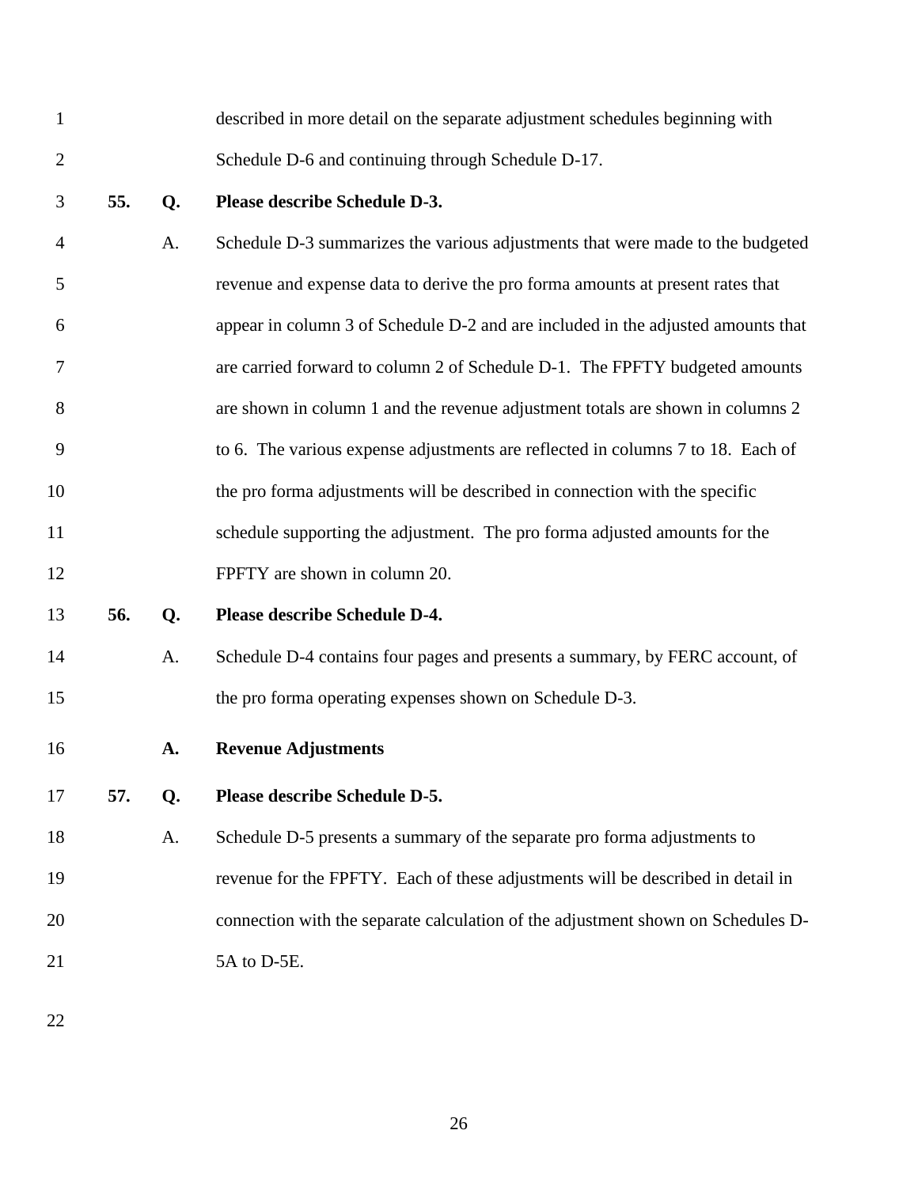described in more detail on the separate adjustment schedules beginning with Schedule D-6 and continuing through Schedule D-17.

**55. Q. Please describe Schedule D-3.**

A. Schedule D-3 summarizes the various adjustments that were made to the budgeted revenue and expense data to derive the pro forma amounts at present rates that appear in column 3 of Schedule D-2 and are included in the adjusted amounts that are carried forward to column 2 of Schedule D-1. The FPFTY budgeted amounts are shown in column 1 and the revenue adjustment totals are shown in columns 2 to 6. The various expense adjustments are reflected in columns 7 to 18. Each of the pro forma adjustments will be described in connection with the specific schedule supporting the adjustment. The pro forma adjusted amounts for the FPFTY are shown in column 20.

**56. Q. Please describe Schedule D-4.**

A. Schedule D-4 contains four pages and presents a summary, by FERC account, of the pro forma operating expenses shown on Schedule D-3.

## A. Revenue Adjustments

**57. Q. Please describe Schedule D-5.**

A. Schedule D-5 presents a summary of the separate pro forma adjustments to revenue for the FPFTY. Each of these adjustments will be described in detail in connection with the separate calculation of the adjustment shown on Schedules D-5A to D-5E.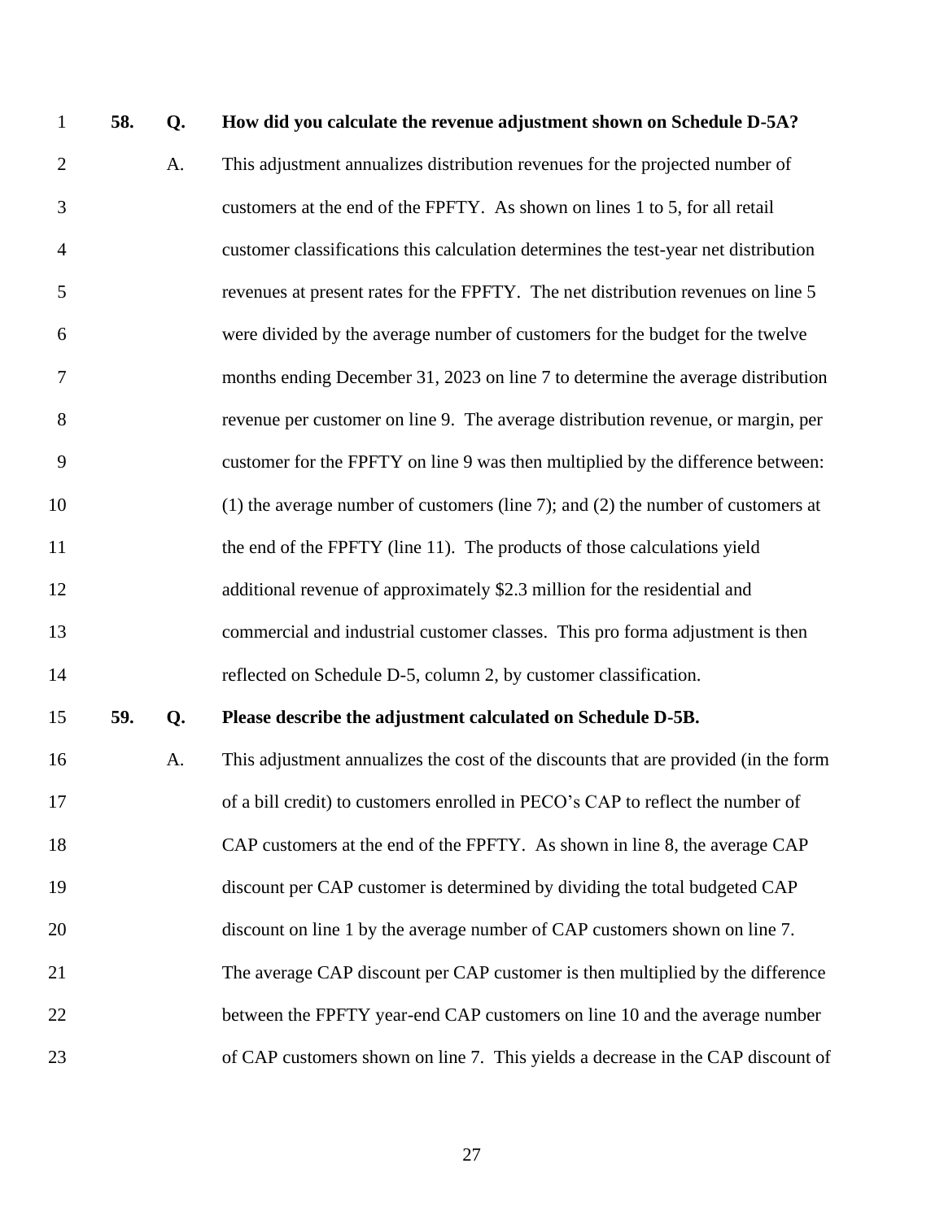**58. Q. How did you calculate the revenue adjustment shown on Schedule D-5A?**

A. This adjustment annualizes distribution revenues for the projected number of customers at the end of the FPFTY. As shown on lines 1 to 5, for all retail customer classifications this calculation determines the test-year net distribution revenues at present rates for the FPFTY. The net distribution revenues on line 5 were divided by the average number of customers for the budget for the twelve months ending December 31, 2023 on line 7 to determine the average distribution revenue per customer on line 9. The average distribution revenue, or margin, per customer for the FPFTY on line 9 was then multiplied by the difference between: (1) the average number of customers (line 7); and (2) the number of customers at the end of the FPFTY (line 11). The products of those calculations yield additional revenue of approximately $2.3 million for the residential and commercial and industrial customer classes. This pro forma adjustment is then reflected on Schedule D-5, column 2, by customer classification.

**59. Q. Please describe the adjustment calculated on Schedule D-5B.**

A. This adjustment annualizes the cost of the discounts that are provided (in the form of a bill credit) to customers enrolled in PECO's CAP to reflect the number of CAP customers at the end of the FPFTY. As shown in line 8, the average CAP discount per CAP customer is determined by dividing the total budgeted CAP discount on line 1 by the average number of CAP customers shown on line 7. The average CAP discount per CAP customer is then multiplied by the difference between the FPFTY year-end CAP customers on line 10 and the average number of CAP customers shown on line 7. This yields a decrease in the CAP discount of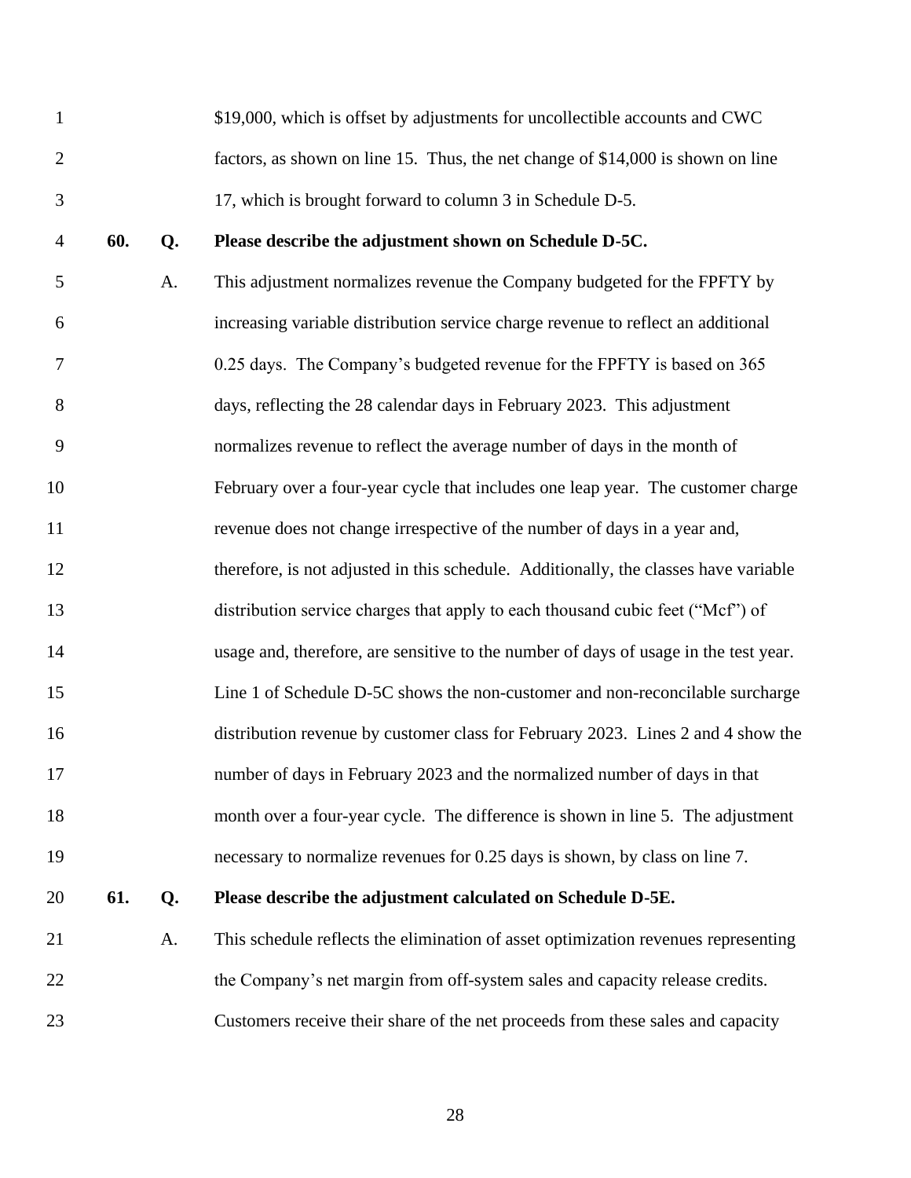$19,000, which is offset by adjustments for uncollectible accounts and CWC factors, as shown on line 15. Thus, the net change of $14,000 is shown on line 17, which is brought forward to column 3 in Schedule D-5.

**60. Q. Please describe the adjustment shown on Schedule D-5C.**

A. This adjustment normalizes revenue the Company budgeted for the FPFTY by increasing variable distribution service charge revenue to reflect an additional 0.25 days. The Company's budgeted revenue for the FPFTY is based on 365 days, reflecting the 28 calendar days in February 2023. This adjustment normalizes revenue to reflect the average number of days in the month of February over a four-year cycle that includes one leap year. The customer charge revenue does not change irrespective of the number of days in a year and, therefore, is not adjusted in this schedule. Additionally, the classes have variable distribution service charges that apply to each thousand cubic feet ("Mcf") of usage and, therefore, are sensitive to the number of days of usage in the test year. Line 1 of Schedule D-5C shows the non-customer and non-reconcilable surcharge distribution revenue by customer class for February 2023. Lines 2 and 4 show the number of days in February 2023 and the normalized number of days in that month over a four-year cycle. The difference is shown in line 5. The adjustment necessary to normalize revenues for 0.25 days is shown, by class on line 7.

**61. Q. Please describe the adjustment calculated on Schedule D-5E.**

A. This schedule reflects the elimination of asset optimization revenues representing the Company's net margin from off-system sales and capacity release credits. Customers receive their share of the net proceeds from these sales and capacity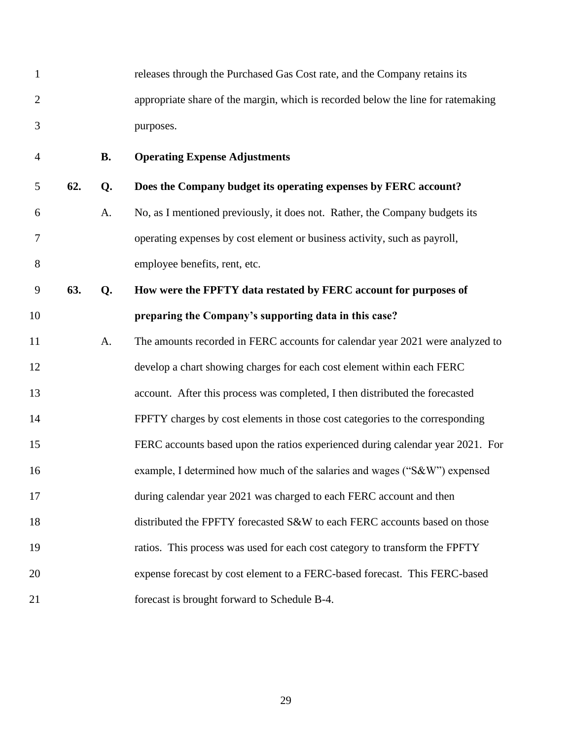releases through the Purchased Gas Cost rate, and the Company retains its appropriate share of the margin, which is recorded below the line for ratemaking purposes.

### B. Operating Expense Adjustments

**62. Q. Does the Company budget its operating expenses by FERC account?**

A. No, as I mentioned previously, it does not. Rather, the Company budgets its operating expenses by cost element or business activity, such as payroll, employee benefits, rent, etc.

**63. Q. How were the FPFTY data restated by FERC account for purposes of preparing the Company's supporting data in this case?**

A. The amounts recorded in FERC accounts for calendar year 2021 were analyzed to develop a chart showing charges for each cost element within each FERC account. After this process was completed, I then distributed the forecasted FPFTY charges by cost elements in those cost categories to the corresponding FERC accounts based upon the ratios experienced during calendar year 2021. For example, I determined how much of the salaries and wages ("S&W") expensed during calendar year 2021 was charged to each FERC account and then distributed the FPFTY forecasted S&W to each FERC accounts based on those ratios. This process was used for each cost category to transform the FPFTY expense forecast by cost element to a FERC-based forecast. This FERC-based forecast is brought forward to Schedule B-4.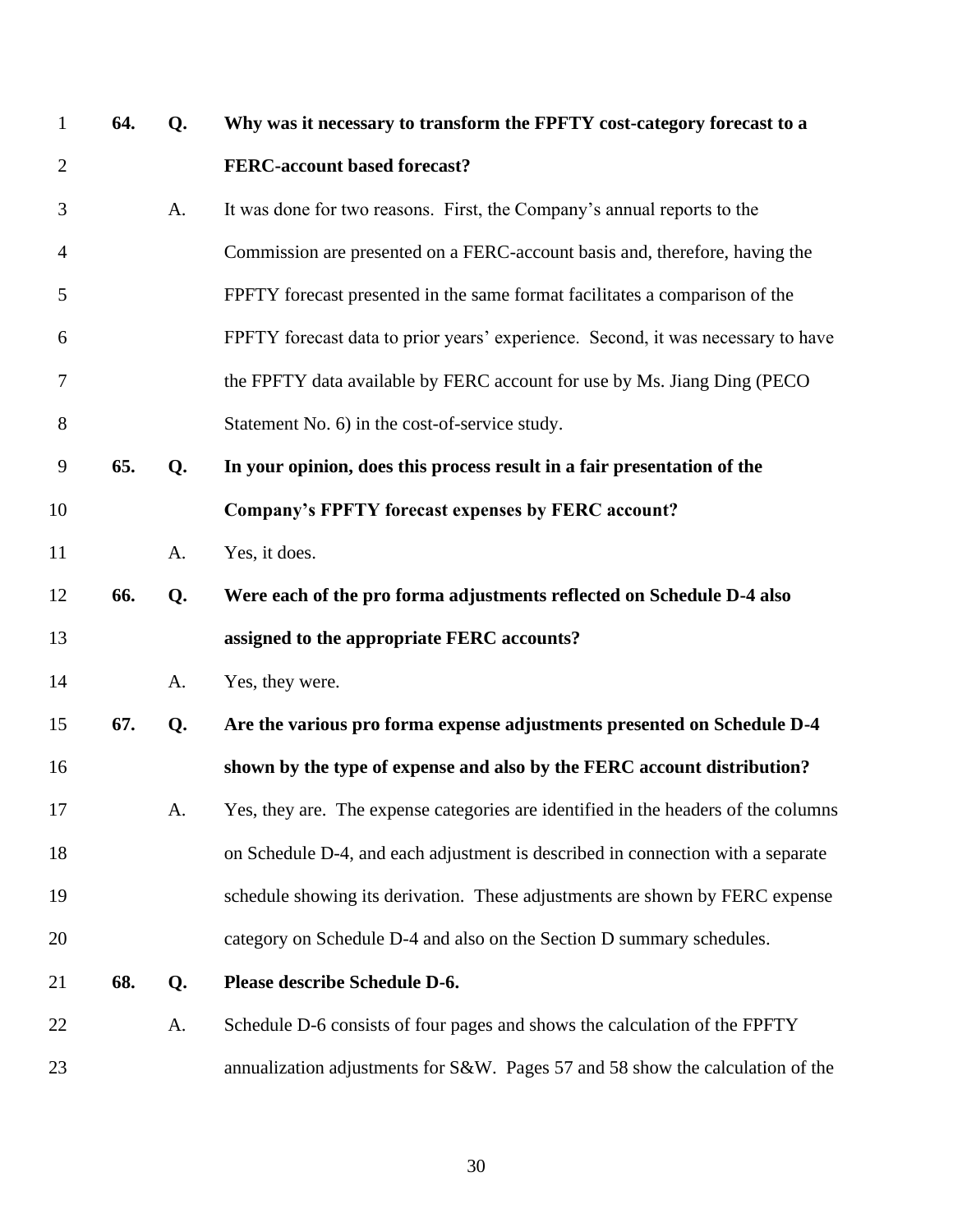**64. Q. Why was it necessary to transform the FPFTY cost-category forecast to a FERC-account based forecast?**

A. It was done for two reasons. First, the Company's annual reports to the Commission are presented on a FERC-account basis and, therefore, having the FPFTY forecast presented in the same format facilitates a comparison of the FPFTY forecast data to prior years' experience. Second, it was necessary to have the FPFTY data available by FERC account for use by Ms. Jiang Ding (PECO Statement No. 6) in the cost-of-service study.

**65. Q. In your opinion, does this process result in a fair presentation of the Company's FPFTY forecast expenses by FERC account?**

A. Yes, it does.

**66. Q. Were each of the pro forma adjustments reflected on Schedule D-4 also assigned to the appropriate FERC accounts?**

A. Yes, they were.

**67. Q. Are the various pro forma expense adjustments presented on Schedule D-4 shown by the type of expense and also by the FERC account distribution?**

A. Yes, they are. The expense categories are identified in the headers of the columns on Schedule D-4, and each adjustment is described in connection with a separate schedule showing its derivation. These adjustments are shown by FERC expense category on Schedule D-4 and also on the Section D summary schedules.

**68. Q. Please describe Schedule D-6.**

A. Schedule D-6 consists of four pages and shows the calculation of the FPFTY annualization adjustments for S&W. Pages 57 and 58 show the calculation of the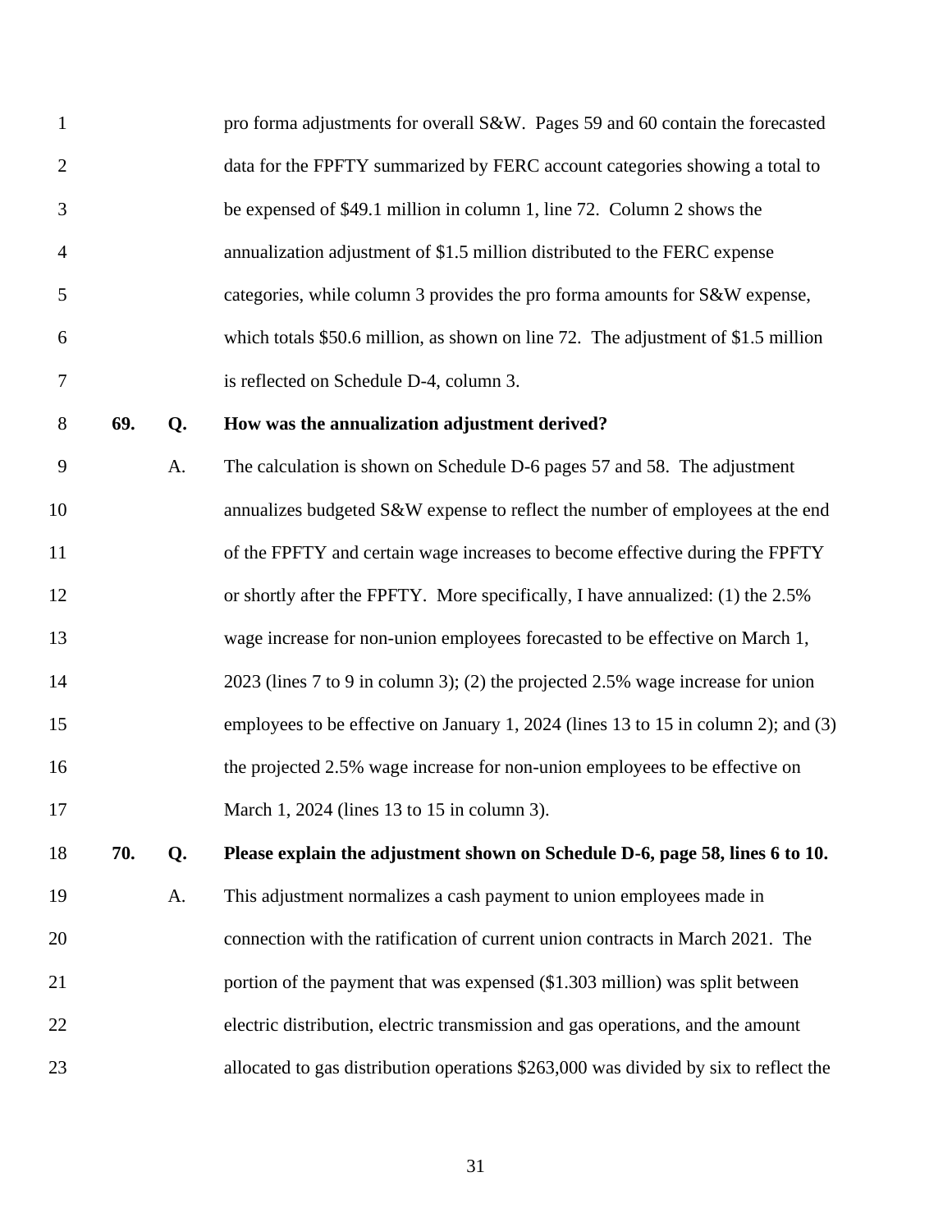pro forma adjustments for overall S&W. Pages 59 and 60 contain the forecasted data for the FPFTY summarized by FERC account categories showing a total to be expensed of $49.1 million in column 1, line 72. Column 2 shows the annualization adjustment of $1.5 million distributed to the FERC expense categories, while column 3 provides the pro forma amounts for S&W expense, which totals $50.6 million, as shown on line 72. The adjustment of $1.5 million is reflected on Schedule D-4, column 3.

**69. Q. How was the annualization adjustment derived?**

A. The calculation is shown on Schedule D-6 pages 57 and 58. The adjustment annualizes budgeted S&W expense to reflect the number of employees at the end of the FPFTY and certain wage increases to become effective during the FPFTY or shortly after the FPFTY. More specifically, I have annualized: (1) the 2.5% wage increase for non-union employees forecasted to be effective on March 1, 2023 (lines 7 to 9 in column 3); (2) the projected 2.5% wage increase for union employees to be effective on January 1, 2024 (lines 13 to 15 in column 2); and (3) the projected 2.5% wage increase for non-union employees to be effective on March 1, 2024 (lines 13 to 15 in column 3).

**70. Q. Please explain the adjustment shown on Schedule D-6, page 58, lines 6 to 10.**

A. This adjustment normalizes a cash payment to union employees made in connection with the ratification of current union contracts in March 2021. The portion of the payment that was expensed ($1.303 million) was split between electric distribution, electric transmission and gas operations, and the amount allocated to gas distribution operations $263,000 was divided by six to reflect the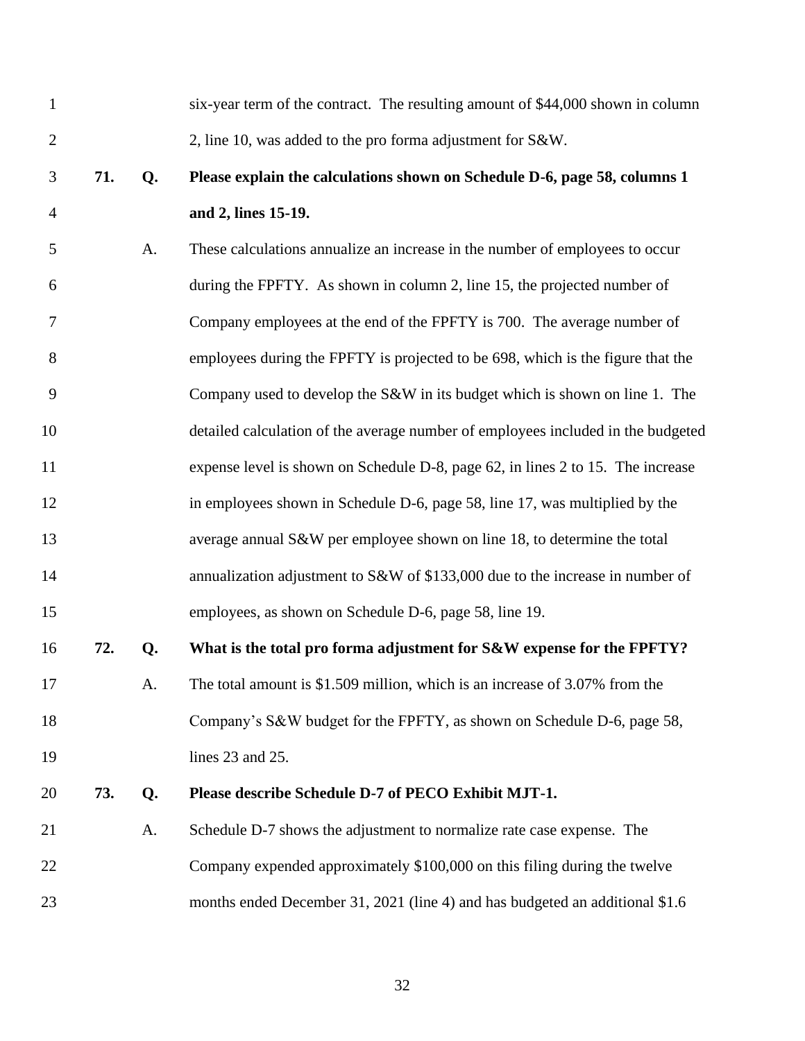six-year term of the contract. The resulting amount of $44,000 shown in column 2, line 10, was added to the pro forma adjustment for S&W.

**71. Q. Please explain the calculations shown on Schedule D-6, page 58, columns 1 and 2, lines 15-19.**

A. These calculations annualize an increase in the number of employees to occur during the FPFTY. As shown in column 2, line 15, the projected number of Company employees at the end of the FPFTY is 700. The average number of employees during the FPFTY is projected to be 698, which is the figure that the Company used to develop the S&W in its budget which is shown on line 1. The detailed calculation of the average number of employees included in the budgeted expense level is shown on Schedule D-8, page 62, in lines 2 to 15. The increase in employees shown in Schedule D-6, page 58, line 17, was multiplied by the average annual S&W per employee shown on line 18, to determine the total annualization adjustment to S&W of $133,000 due to the increase in number of employees, as shown on Schedule D-6, page 58, line 19.

**72. Q. What is the total pro forma adjustment for S&W expense for the FPFTY?**

A. The total amount is $1.509 million, which is an increase of 3.07% from the Company's S&W budget for the FPFTY, as shown on Schedule D-6, page 58, lines 23 and 25.

**73. Q. Please describe Schedule D-7 of PECO Exhibit MJT-1.**

A. Schedule D-7 shows the adjustment to normalize rate case expense. The Company expended approximately $100,000 on this filing during the twelve months ended December 31, 2021 (line 4) and has budgeted an additional $1.6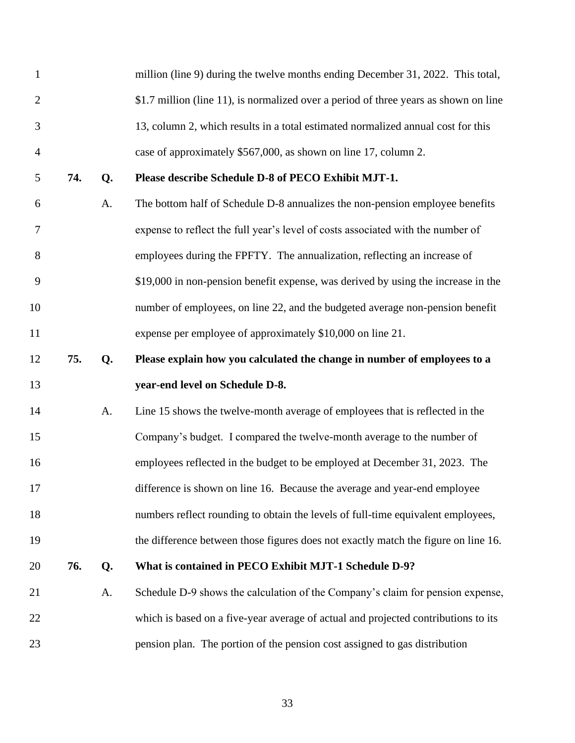million (line 9) during the twelve months ending December 31, 2022. This total, $1.7 million (line 11), is normalized over a period of three years as shown on line 13, column 2, which results in a total estimated normalized annual cost for this case of approximately $567,000, as shown on line 17, column 2.

**74. Q. Please describe Schedule D-8 of PECO Exhibit MJT-1.**

A. The bottom half of Schedule D-8 annualizes the non-pension employee benefits expense to reflect the full year's level of costs associated with the number of employees during the FPFTY. The annualization, reflecting an increase of $19,000 in non-pension benefit expense, was derived by using the increase in the number of employees, on line 22, and the budgeted average non-pension benefit expense per employee of approximately $10,000 on line 21.

**75. Q. Please explain how you calculated the change in number of employees to a year-end level on Schedule D-8.**

A. Line 15 shows the twelve-month average of employees that is reflected in the Company's budget. I compared the twelve-month average to the number of employees reflected in the budget to be employed at December 31, 2023. The difference is shown on line 16. Because the average and year-end employee numbers reflect rounding to obtain the levels of full-time equivalent employees, the difference between those figures does not exactly match the figure on line 16.

**76. Q. What is contained in PECO Exhibit MJT-1 Schedule D-9?**

A. Schedule D-9 shows the calculation of the Company's claim for pension expense, which is based on a five-year average of actual and projected contributions to its pension plan. The portion of the pension cost assigned to gas distribution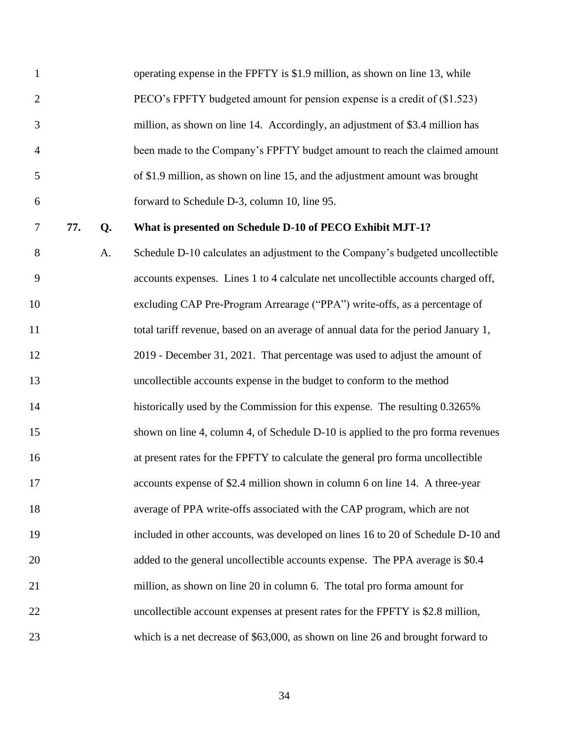operating expense in the FPFTY is $1.9 million, as shown on line 13, while PECO's FPFTY budgeted amount for pension expense is a credit of ($1.523) million, as shown on line 14. Accordingly, an adjustment of $3.4 million has been made to the Company's FPFTY budget amount to reach the claimed amount of $1.9 million, as shown on line 15, and the adjustment amount was brought forward to Schedule D-3, column 10, line 95.

**77. Q. What is presented on Schedule D-10 of PECO Exhibit MJT-1?**

A. Schedule D-10 calculates an adjustment to the Company's budgeted uncollectible accounts expenses. Lines 1 to 4 calculate net uncollectible accounts charged off, excluding CAP Pre-Program Arrearage ("PPA") write-offs, as a percentage of total tariff revenue, based on an average of annual data for the period January 1, 2019 - December 31, 2021. That percentage was used to adjust the amount of uncollectible accounts expense in the budget to conform to the method historically used by the Commission for this expense. The resulting 0.3265% shown on line 4, column 4, of Schedule D-10 is applied to the pro forma revenues at present rates for the FPFTY to calculate the general pro forma uncollectible accounts expense of $2.4 million shown in column 6 on line 14. A three-year average of PPA write-offs associated with the CAP program, which are not included in other accounts, was developed on lines 16 to 20 of Schedule D-10 and added to the general uncollectible accounts expense. The PPA average is $0.4 million, as shown on line 20 in column 6. The total pro forma amount for uncollectible account expenses at present rates for the FPFTY is $2.8 million, which is a net decrease of $63,000, as shown on line 26 and brought forward to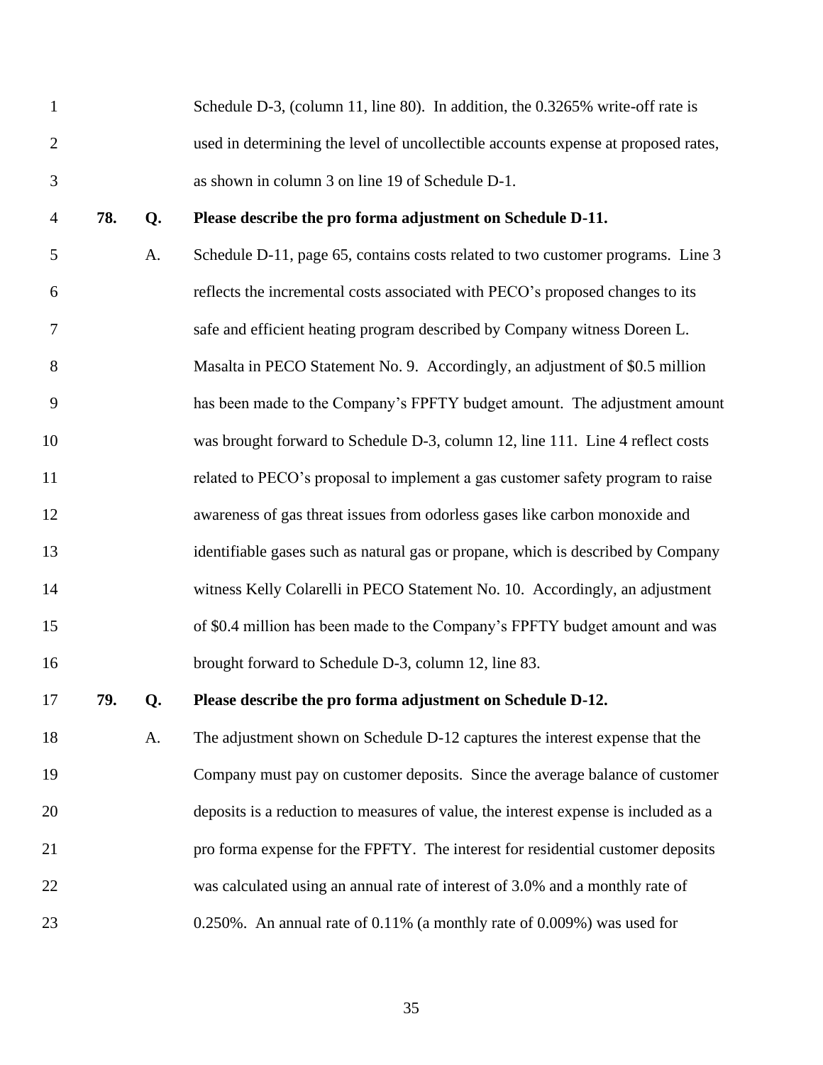Schedule D-3, (column 11, line 80). In addition, the 0.3265% write-off rate is used in determining the level of uncollectible accounts expense at proposed rates, as shown in column 3 on line 19 of Schedule D-1.

**78. Q. Please describe the pro forma adjustment on Schedule D-11.**

A. Schedule D-11, page 65, contains costs related to two customer programs. Line 3 reflects the incremental costs associated with PECO's proposed changes to its safe and efficient heating program described by Company witness Doreen L. Masalta in PECO Statement No. 9. Accordingly, an adjustment of $0.5 million has been made to the Company's FPFTY budget amount. The adjustment amount was brought forward to Schedule D-3, column 12, line 111. Line 4 reflect costs related to PECO's proposal to implement a gas customer safety program to raise awareness of gas threat issues from odorless gases like carbon monoxide and identifiable gases such as natural gas or propane, which is described by Company witness Kelly Colarelli in PECO Statement No. 10. Accordingly, an adjustment of $0.4 million has been made to the Company's FPFTY budget amount and was brought forward to Schedule D-3, column 12, line 83.

**79. Q. Please describe the pro forma adjustment on Schedule D-12.**

A. The adjustment shown on Schedule D-12 captures the interest expense that the Company must pay on customer deposits. Since the average balance of customer deposits is a reduction to measures of value, the interest expense is included as a pro forma expense for the FPFTY. The interest for residential customer deposits was calculated using an annual rate of interest of 3.0% and a monthly rate of 0.250%. An annual rate of 0.11% (a monthly rate of 0.009%) was used for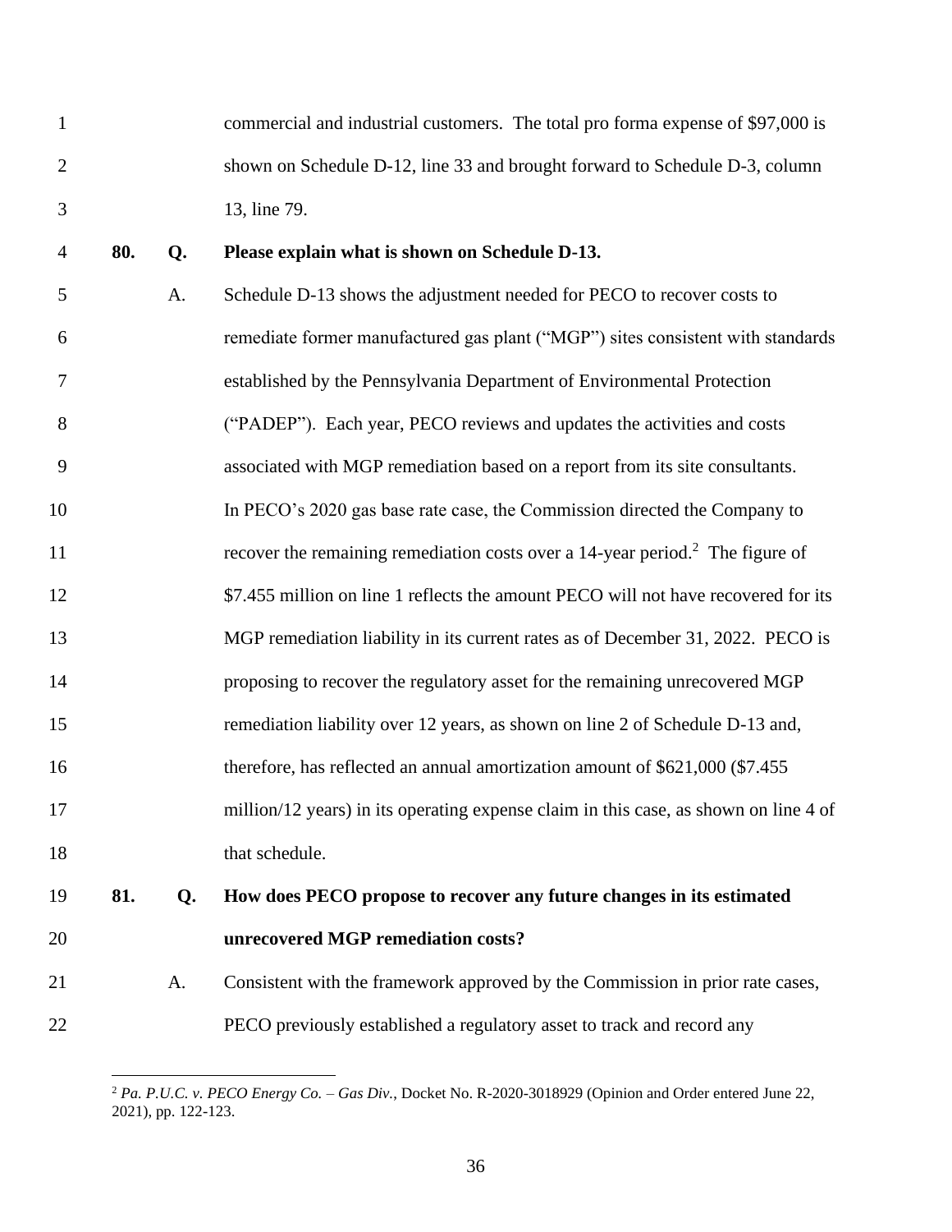commercial and industrial customers. The total pro forma expense of $97,000 is shown on Schedule D-12, line 33 and brought forward to Schedule D-3, column 13, line 79.

**80. Q. Please explain what is shown on Schedule D-13.**

A. Schedule D-13 shows the adjustment needed for PECO to recover costs to remediate former manufactured gas plant ("MGP") sites consistent with standards established by the Pennsylvania Department of Environmental Protection ("PADEP"). Each year, PECO reviews and updates the activities and costs associated with MGP remediation based on a report from its site consultants. In PECO's 2020 gas base rate case, the Commission directed the Company to recover the remaining remediation costs over a 14-year period.[2] The figure of $7.455 million on line 1 reflects the amount PECO will not have recovered for its MGP remediation liability in its current rates as of December 31, 2022. PECO is proposing to recover the regulatory asset for the remaining unrecovered MGP remediation liability over 12 years, as shown on line 2 of Schedule D-13 and, therefore, has reflected an annual amortization amount of $621,000 ($7.455 million/12 years) in its operating expense claim in this case, as shown on line 4 of that schedule.

**81. Q. How does PECO propose to recover any future changes in its estimated unrecovered MGP remediation costs?**

A. Consistent with the framework approved by the Commission in prior rate cases, PECO previously established a regulatory asset to track and record any

---

[2] *Pa. P.U.C. v. PECO Energy Co. – Gas Div.*, Docket No. R-2020-3018929 (Opinion and Order entered June 22, 2021), pp. 122-123.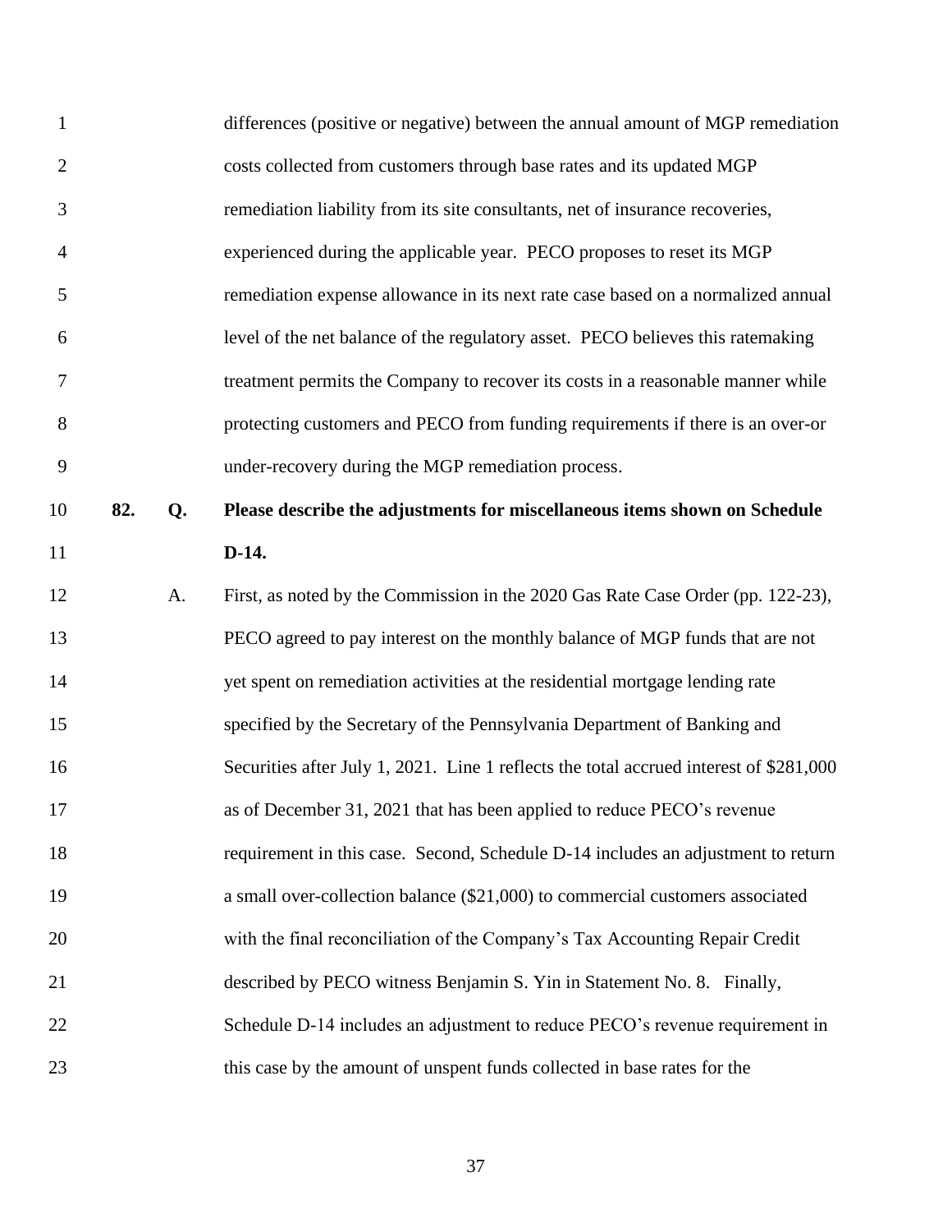differences (positive or negative) between the annual amount of MGP remediation costs collected from customers through base rates and its updated MGP remediation liability from its site consultants, net of insurance recoveries, experienced during the applicable year. PECO proposes to reset its MGP remediation expense allowance in its next rate case based on a normalized annual level of the net balance of the regulatory asset. PECO believes this ratemaking treatment permits the Company to recover its costs in a reasonable manner while protecting customers and PECO from funding requirements if there is an over-or under-recovery during the MGP remediation process.

**82. Q. Please describe the adjustments for miscellaneous items shown on Schedule D-14.**

A. First, as noted by the Commission in the 2020 Gas Rate Case Order (pp. 122-23), PECO agreed to pay interest on the monthly balance of MGP funds that are not yet spent on remediation activities at the residential mortgage lending rate specified by the Secretary of the Pennsylvania Department of Banking and Securities after July 1, 2021. Line 1 reflects the total accrued interest of $281,000 as of December 31, 2021 that has been applied to reduce PECO's revenue requirement in this case. Second, Schedule D-14 includes an adjustment to return a small over-collection balance ($21,000) to commercial customers associated with the final reconciliation of the Company's Tax Accounting Repair Credit described by PECO witness Benjamin S. Yin in Statement No. 8. Finally, Schedule D-14 includes an adjustment to reduce PECO's revenue requirement in this case by the amount of unspent funds collected in base rates for the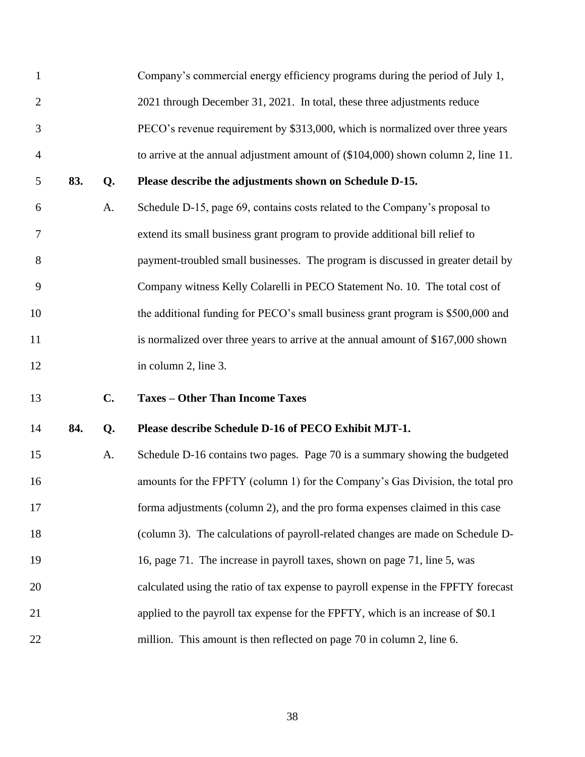Company's commercial energy efficiency programs during the period of July 1, 2021 through December 31, 2021. In total, these three adjustments reduce PECO's revenue requirement by $313,000, which is normalized over three years to arrive at the annual adjustment amount of ($104,000) shown column 2, line 11.

**83. Q. Please describe the adjustments shown on Schedule D-15.**

A. Schedule D-15, page 69, contains costs related to the Company's proposal to extend its small business grant program to provide additional bill relief to payment-troubled small businesses. The program is discussed in greater detail by Company witness Kelly Colarelli in PECO Statement No. 10. The total cost of the additional funding for PECO's small business grant program is $500,000 and is normalized over three years to arrive at the annual amount of $167,000 shown in column 2, line 3.

## C. Taxes – Other Than Income Taxes

**84. Q. Please describe Schedule D-16 of PECO Exhibit MJT-1.**

A. Schedule D-16 contains two pages. Page 70 is a summary showing the budgeted amounts for the FPFTY (column 1) for the Company's Gas Division, the total pro forma adjustments (column 2), and the pro forma expenses claimed in this case (column 3). The calculations of payroll-related changes are made on Schedule D-16, page 71. The increase in payroll taxes, shown on page 71, line 5, was calculated using the ratio of tax expense to payroll expense in the FPFTY forecast applied to the payroll tax expense for the FPFTY, which is an increase of $0.1 million. This amount is then reflected on page 70 in column 2, line 6.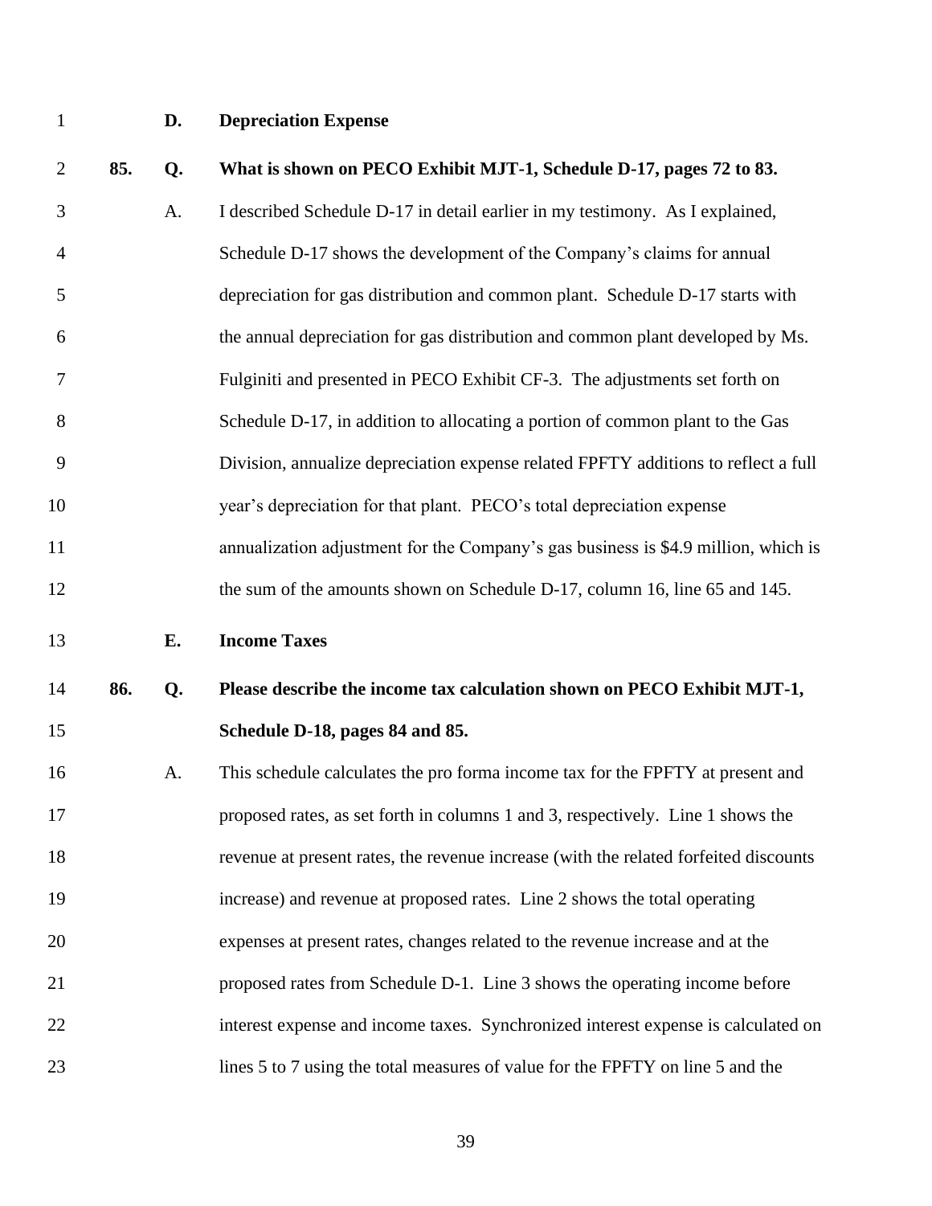### D. Depreciation Expense

**85. Q. What is shown on PECO Exhibit MJT-1, Schedule D-17, pages 72 to 83.**

A. I described Schedule D-17 in detail earlier in my testimony. As I explained, Schedule D-17 shows the development of the Company's claims for annual depreciation for gas distribution and common plant. Schedule D-17 starts with the annual depreciation for gas distribution and common plant developed by Ms. Fulginiti and presented in PECO Exhibit CF-3. The adjustments set forth on Schedule D-17, in addition to allocating a portion of common plant to the Gas Division, annualize depreciation expense related FPFTY additions to reflect a full year's depreciation for that plant. PECO's total depreciation expense annualization adjustment for the Company's gas business is \$4.9 million, which is the sum of the amounts shown on Schedule D-17, column 16, line 65 and 145.

### E. Income Taxes

**86. Q. Please describe the income tax calculation shown on PECO Exhibit MJT-1, Schedule D-18, pages 84 and 85.**

A. This schedule calculates the pro forma income tax for the FPFTY at present and proposed rates, as set forth in columns 1 and 3, respectively. Line 1 shows the revenue at present rates, the revenue increase (with the related forfeited discounts increase) and revenue at proposed rates. Line 2 shows the total operating expenses at present rates, changes related to the revenue increase and at the proposed rates from Schedule D-1. Line 3 shows the operating income before interest expense and income taxes. Synchronized interest expense is calculated on lines 5 to 7 using the total measures of value for the FPFTY on line 5 and the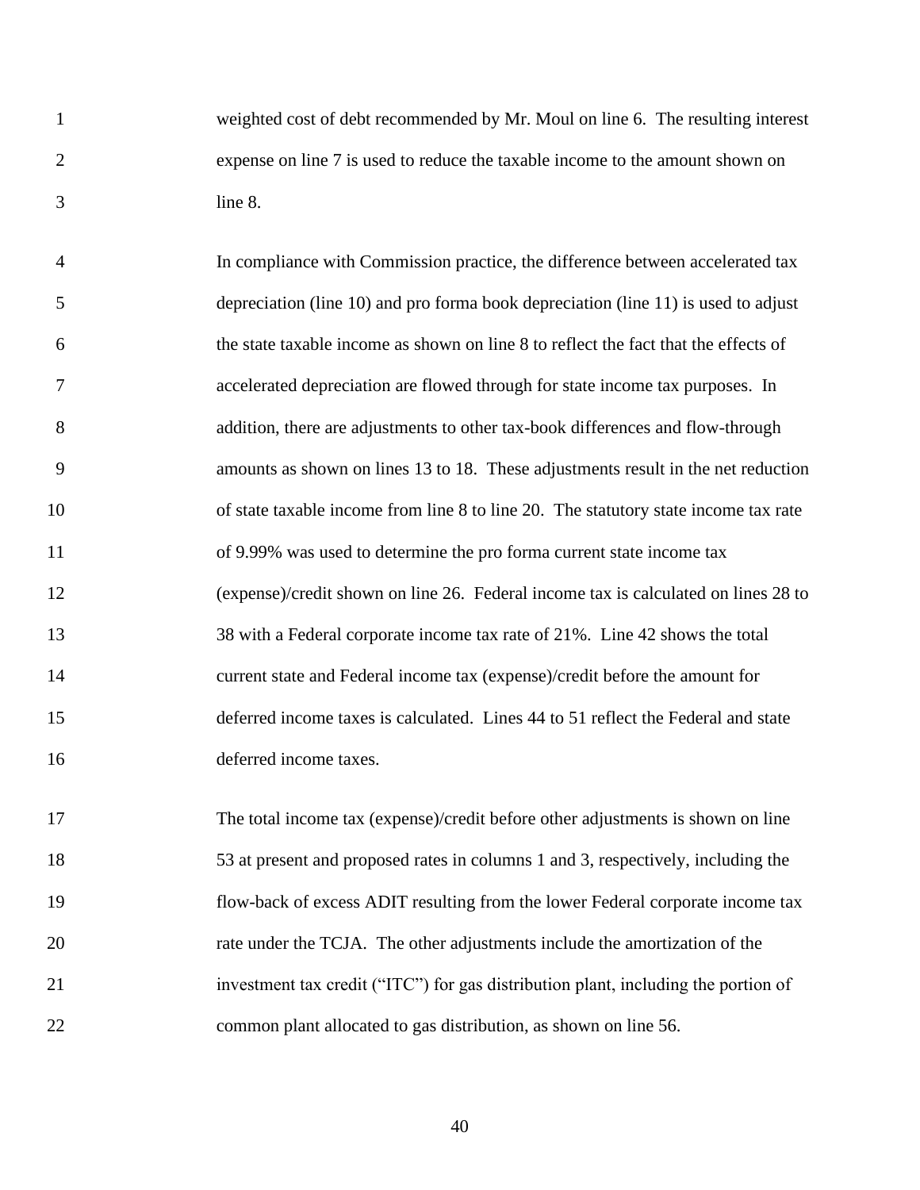weighted cost of debt recommended by Mr. Moul on line 6. The resulting interest expense on line 7 is used to reduce the taxable income to the amount shown on line 8.

In compliance with Commission practice, the difference between accelerated tax depreciation (line 10) and pro forma book depreciation (line 11) is used to adjust the state taxable income as shown on line 8 to reflect the fact that the effects of accelerated depreciation are flowed through for state income tax purposes. In addition, there are adjustments to other tax-book differences and flow-through amounts as shown on lines 13 to 18. These adjustments result in the net reduction of state taxable income from line 8 to line 20. The statutory state income tax rate of 9.99% was used to determine the pro forma current state income tax (expense)/credit shown on line 26. Federal income tax is calculated on lines 28 to 38 with a Federal corporate income tax rate of 21%. Line 42 shows the total current state and Federal income tax (expense)/credit before the amount for deferred income taxes is calculated. Lines 44 to 51 reflect the Federal and state deferred income taxes.

The total income tax (expense)/credit before other adjustments is shown on line 53 at present and proposed rates in columns 1 and 3, respectively, including the flow-back of excess ADIT resulting from the lower Federal corporate income tax rate under the TCJA. The other adjustments include the amortization of the investment tax credit ("ITC") for gas distribution plant, including the portion of common plant allocated to gas distribution, as shown on line 56.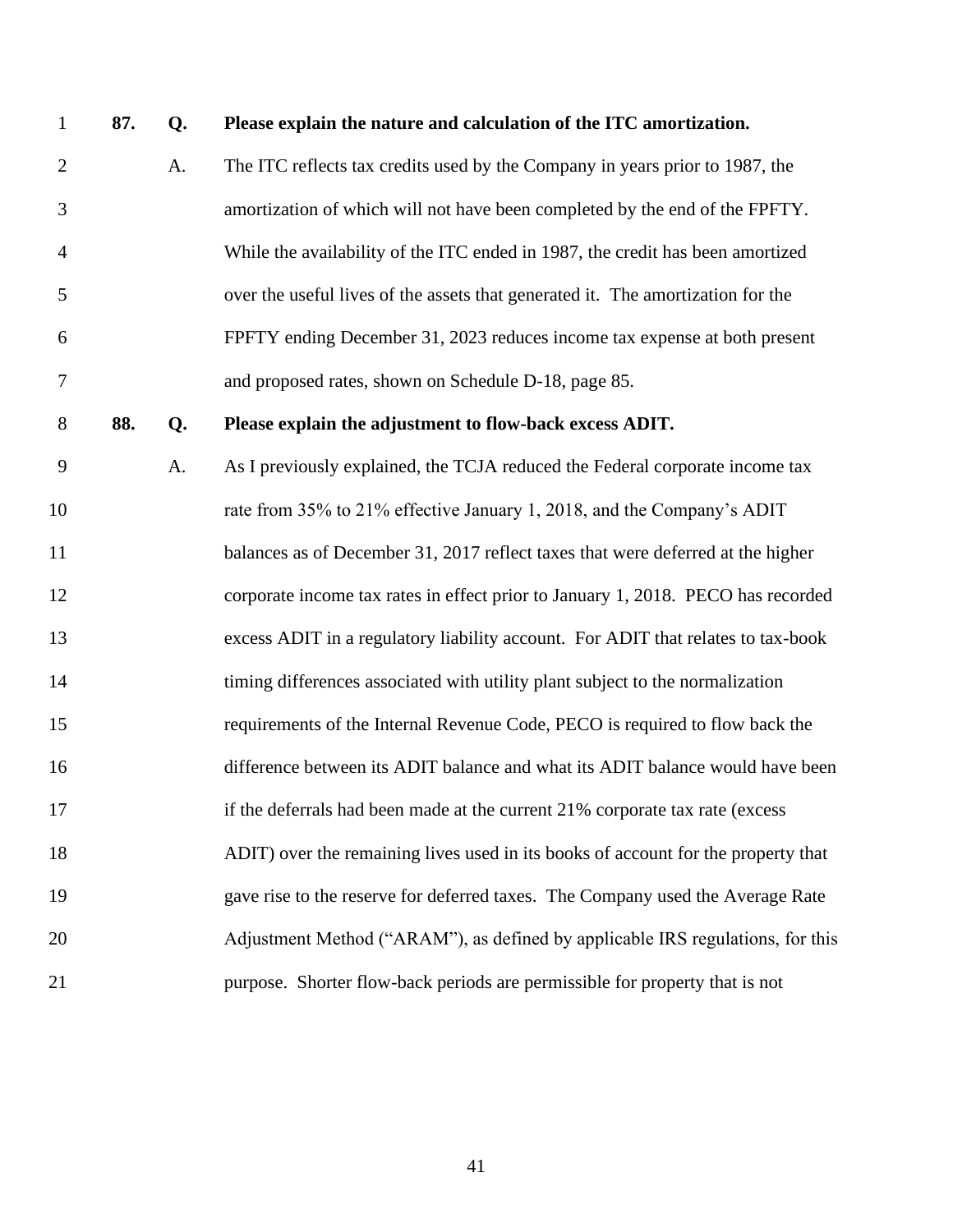**87. Q. Please explain the nature and calculation of the ITC amortization.**

A. The ITC reflects tax credits used by the Company in years prior to 1987, the amortization of which will not have been completed by the end of the FPFTY. While the availability of the ITC ended in 1987, the credit has been amortized over the useful lives of the assets that generated it. The amortization for the FPFTY ending December 31, 2023 reduces income tax expense at both present and proposed rates, shown on Schedule D-18, page 85.

**88. Q. Please explain the adjustment to flow-back excess ADIT.**

A. As I previously explained, the TCJA reduced the Federal corporate income tax rate from 35% to 21% effective January 1, 2018, and the Company's ADIT balances as of December 31, 2017 reflect taxes that were deferred at the higher corporate income tax rates in effect prior to January 1, 2018. PECO has recorded excess ADIT in a regulatory liability account. For ADIT that relates to tax-book timing differences associated with utility plant subject to the normalization requirements of the Internal Revenue Code, PECO is required to flow back the difference between its ADIT balance and what its ADIT balance would have been if the deferrals had been made at the current 21% corporate tax rate (excess ADIT) over the remaining lives used in its books of account for the property that gave rise to the reserve for deferred taxes. The Company used the Average Rate Adjustment Method ("ARAM"), as defined by applicable IRS regulations, for this purpose. Shorter flow-back periods are permissible for property that is not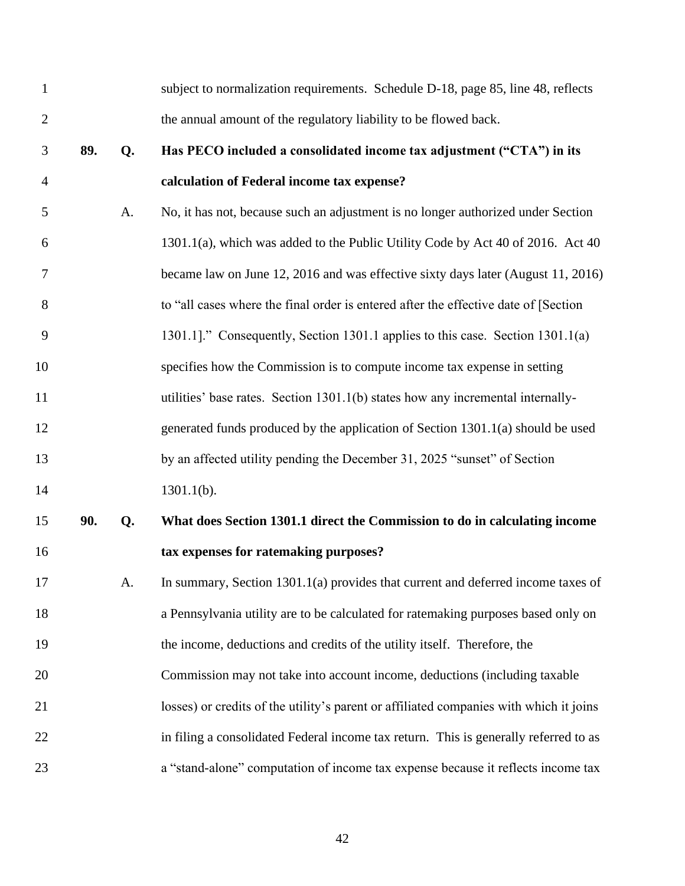subject to normalization requirements. Schedule D-18, page 85, line 48, reflects the annual amount of the regulatory liability to be flowed back.

**89. Q. Has PECO included a consolidated income tax adjustment ("CTA") in its calculation of Federal income tax expense?**

A. No, it has not, because such an adjustment is no longer authorized under Section 1301.1(a), which was added to the Public Utility Code by Act 40 of 2016. Act 40 became law on June 12, 2016 and was effective sixty days later (August 11, 2016) to "all cases where the final order is entered after the effective date of [Section 1301.1]." Consequently, Section 1301.1 applies to this case. Section 1301.1(a) specifies how the Commission is to compute income tax expense in setting utilities' base rates. Section 1301.1(b) states how any incremental internally-generated funds produced by the application of Section 1301.1(a) should be used by an affected utility pending the December 31, 2025 "sunset" of Section 1301.1(b).

**90. Q. What does Section 1301.1 direct the Commission to do in calculating income tax expenses for ratemaking purposes?**

A. In summary, Section 1301.1(a) provides that current and deferred income taxes of a Pennsylvania utility are to be calculated for ratemaking purposes based only on the income, deductions and credits of the utility itself. Therefore, the Commission may not take into account income, deductions (including taxable losses) or credits of the utility's parent or affiliated companies with which it joins in filing a consolidated Federal income tax return. This is generally referred to as a "stand-alone" computation of income tax expense because it reflects income tax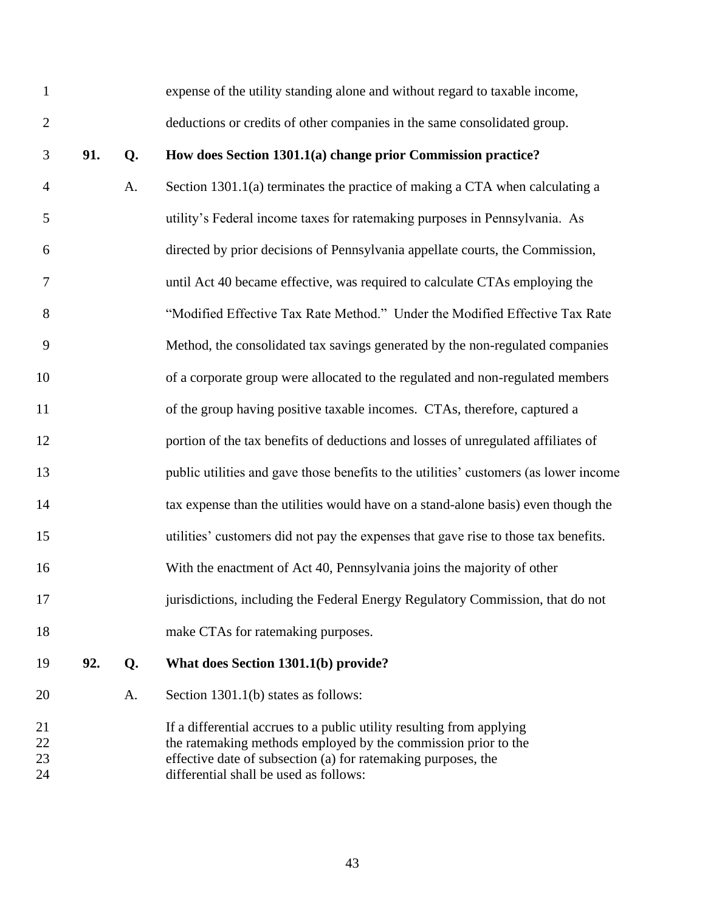expense of the utility standing alone and without regard to taxable income, deductions or credits of other companies in the same consolidated group.

**91. Q. How does Section 1301.1(a) change prior Commission practice?**

A. Section 1301.1(a) terminates the practice of making a CTA when calculating a utility's Federal income taxes for ratemaking purposes in Pennsylvania. As directed by prior decisions of Pennsylvania appellate courts, the Commission, until Act 40 became effective, was required to calculate CTAs employing the "Modified Effective Tax Rate Method." Under the Modified Effective Tax Rate Method, the consolidated tax savings generated by the non-regulated companies of a corporate group were allocated to the regulated and non-regulated members of the group having positive taxable incomes. CTAs, therefore, captured a portion of the tax benefits of deductions and losses of unregulated affiliates of public utilities and gave those benefits to the utilities' customers (as lower income tax expense than the utilities would have on a stand-alone basis) even though the utilities' customers did not pay the expenses that gave rise to those tax benefits. With the enactment of Act 40, Pennsylvania joins the majority of other jurisdictions, including the Federal Energy Regulatory Commission, that do not make CTAs for ratemaking purposes.

**92. Q. What does Section 1301.1(b) provide?**

A. Section 1301.1(b) states as follows:

> If a differential accrues to a public utility resulting from applying the ratemaking methods employed by the commission prior to the effective date of subsection (a) for ratemaking purposes, the differential shall be used as follows: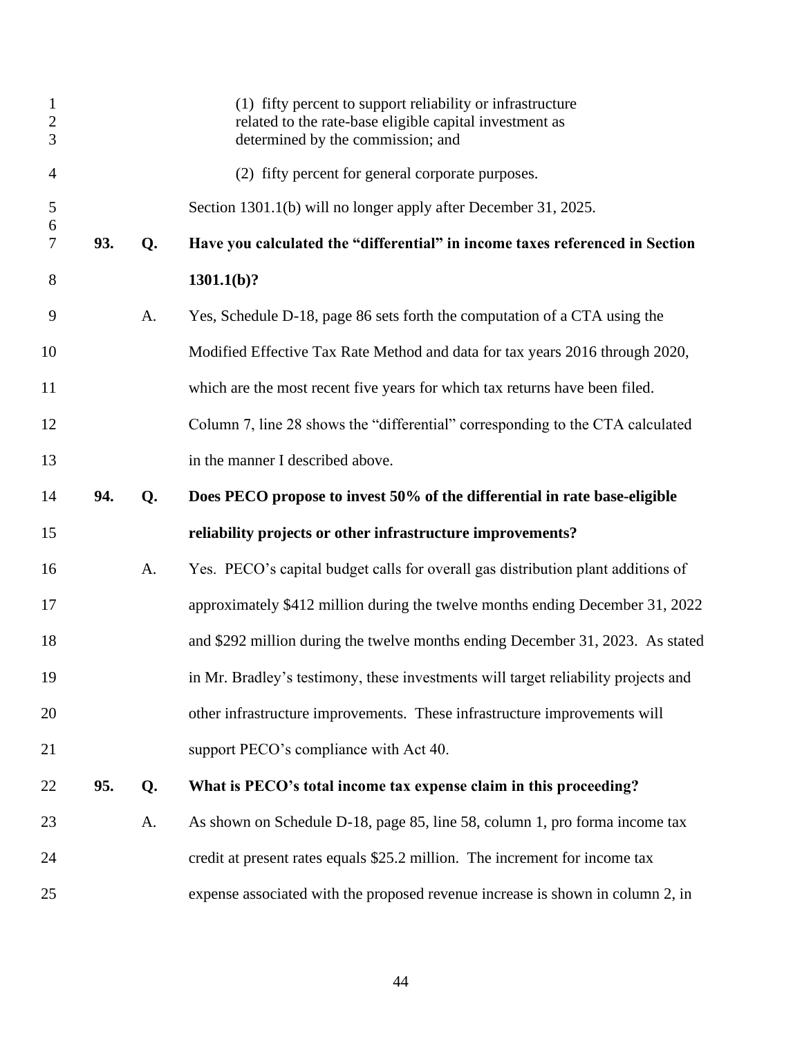(1) fifty percent to support reliability or infrastructure related to the rate-base eligible capital investment as determined by the commission; and

(2) fifty percent for general corporate purposes.

Section 1301.1(b) will no longer apply after December 31, 2025.

**93. Q. Have you calculated the "differential" in income taxes referenced in Section 1301.1(b)?**

A. Yes, Schedule D-18, page 86 sets forth the computation of a CTA using the Modified Effective Tax Rate Method and data for tax years 2016 through 2020, which are the most recent five years for which tax returns have been filed. Column 7, line 28 shows the "differential" corresponding to the CTA calculated in the manner I described above.

**94. Q. Does PECO propose to invest 50% of the differential in rate base-eligible reliability projects or other infrastructure improvements?**

A. Yes. PECO's capital budget calls for overall gas distribution plant additions of approximately $412 million during the twelve months ending December 31, 2022 and $292 million during the twelve months ending December 31, 2023. As stated in Mr. Bradley's testimony, these investments will target reliability projects and other infrastructure improvements. These infrastructure improvements will support PECO's compliance with Act 40.

**95. Q. What is PECO's total income tax expense claim in this proceeding?**

A. As shown on Schedule D-18, page 85, line 58, column 1, pro forma income tax credit at present rates equals $25.2 million. The increment for income tax expense associated with the proposed revenue increase is shown in column 2, in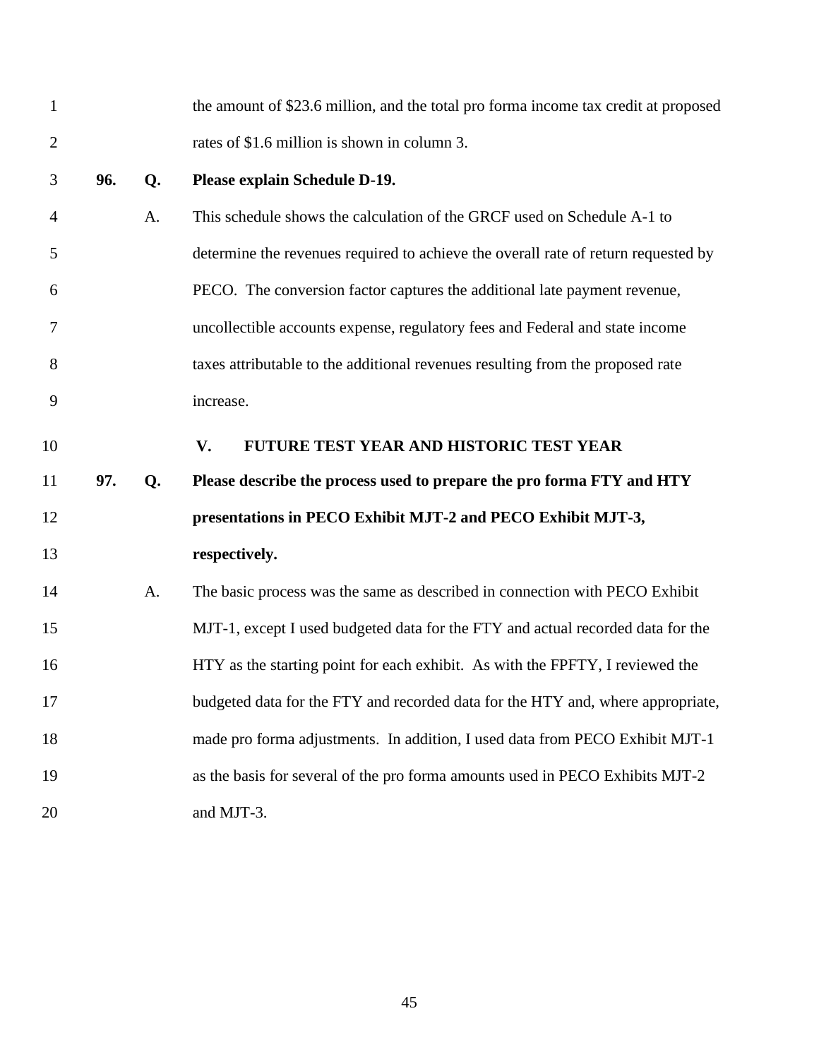the amount of $23.6 million, and the total pro forma income tax credit at proposed rates of $1.6 million is shown in column 3.

**96. Q. Please explain Schedule D-19.**

A. This schedule shows the calculation of the GRCF used on Schedule A-1 to determine the revenues required to achieve the overall rate of return requested by PECO. The conversion factor captures the additional late payment revenue, uncollectible accounts expense, regulatory fees and Federal and state income taxes attributable to the additional revenues resulting from the proposed rate increase.

## V. FUTURE TEST YEAR AND HISTORIC TEST YEAR

**97. Q. Please describe the process used to prepare the pro forma FTY and HTY presentations in PECO Exhibit MJT-2 and PECO Exhibit MJT-3, respectively.**

A. The basic process was the same as described in connection with PECO Exhibit MJT-1, except I used budgeted data for the FTY and actual recorded data for the HTY as the starting point for each exhibit. As with the FPFTY, I reviewed the budgeted data for the FTY and recorded data for the HTY and, where appropriate, made pro forma adjustments. In addition, I used data from PECO Exhibit MJT-1 as the basis for several of the pro forma amounts used in PECO Exhibits MJT-2 and MJT-3.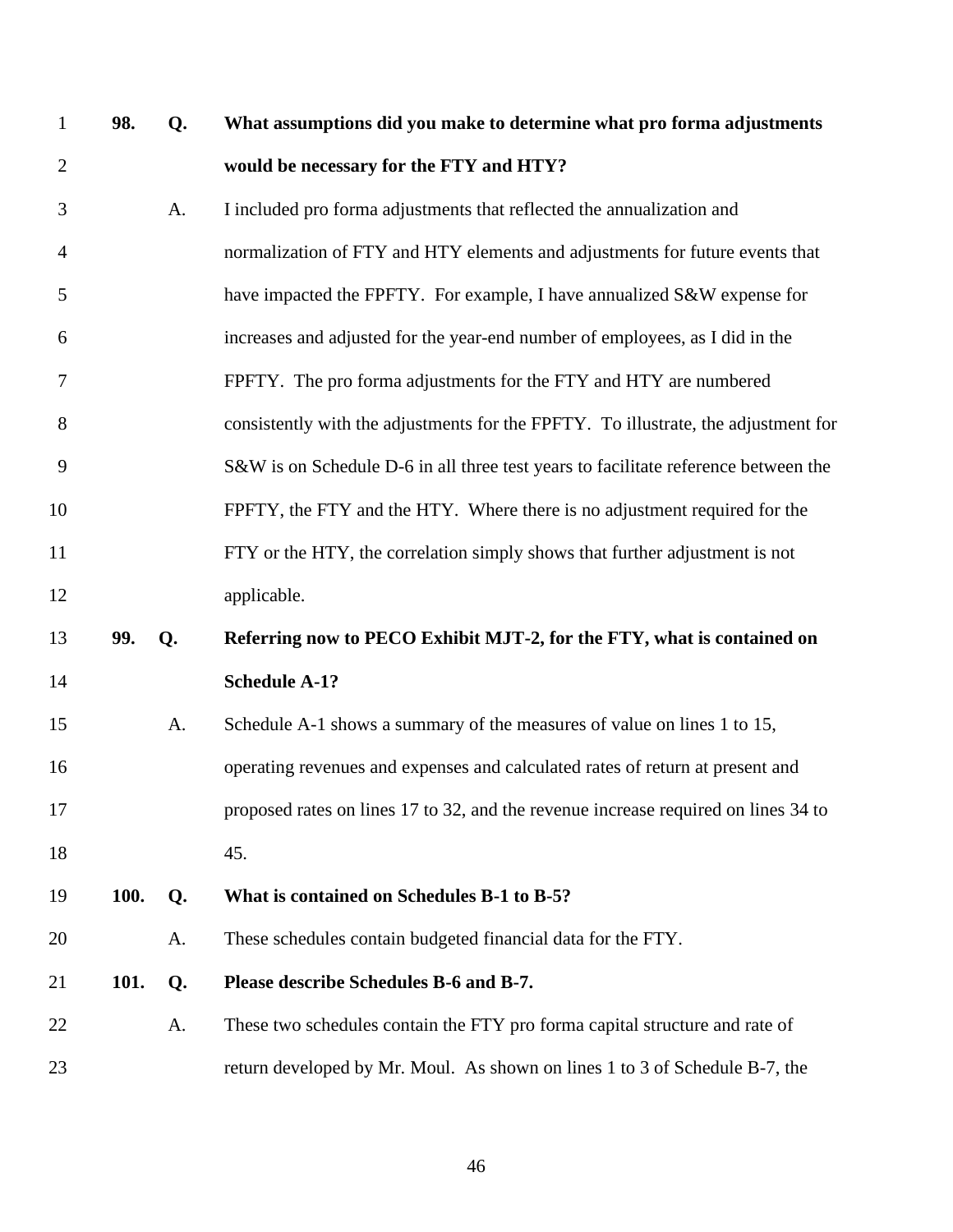**98. Q. What assumptions did you make to determine what pro forma adjustments would be necessary for the FTY and HTY?**

A. I included pro forma adjustments that reflected the annualization and normalization of FTY and HTY elements and adjustments for future events that have impacted the FPFTY. For example, I have annualized S&W expense for increases and adjusted for the year-end number of employees, as I did in the FPFTY. The pro forma adjustments for the FTY and HTY are numbered consistently with the adjustments for the FPFTY. To illustrate, the adjustment for S&W is on Schedule D-6 in all three test years to facilitate reference between the FPFTY, the FTY and the HTY. Where there is no adjustment required for the FTY or the HTY, the correlation simply shows that further adjustment is not applicable.

**99. Q. Referring now to PECO Exhibit MJT-2, for the FTY, what is contained on Schedule A-1?**

A. Schedule A-1 shows a summary of the measures of value on lines 1 to 15, operating revenues and expenses and calculated rates of return at present and proposed rates on lines 17 to 32, and the revenue increase required on lines 34 to 45.

**100. Q. What is contained on Schedules B-1 to B-5?**

A. These schedules contain budgeted financial data for the FTY.

**101. Q. Please describe Schedules B-6 and B-7.**

A. These two schedules contain the FTY pro forma capital structure and rate of return developed by Mr. Moul. As shown on lines 1 to 3 of Schedule B-7, the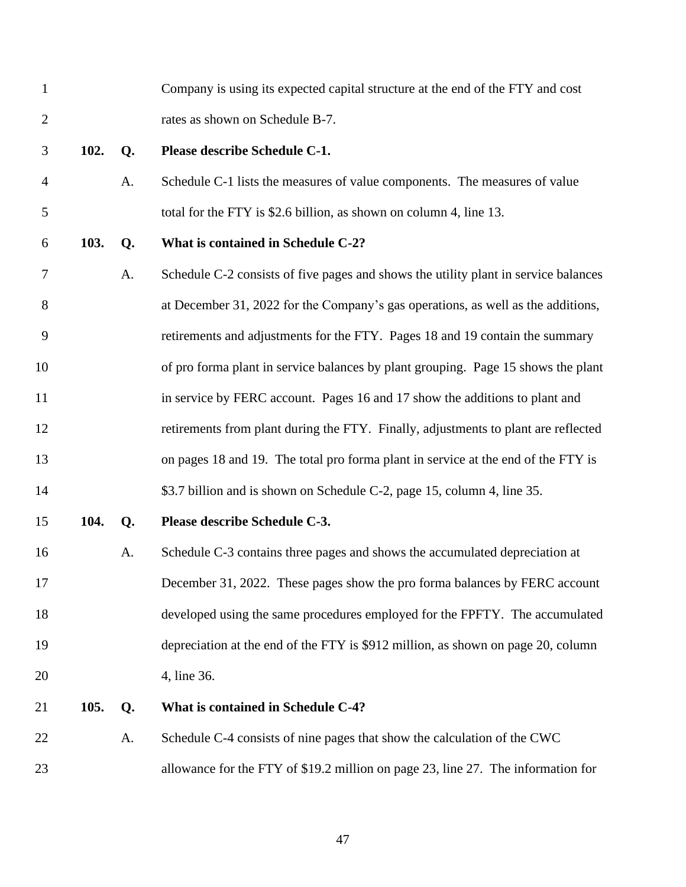Company is using its expected capital structure at the end of the FTY and cost rates as shown on Schedule B-7.

**102. Q. Please describe Schedule C-1.**

A. Schedule C-1 lists the measures of value components. The measures of value total for the FTY is $2.6 billion, as shown on column 4, line 13.

**103. Q. What is contained in Schedule C-2?**

A. Schedule C-2 consists of five pages and shows the utility plant in service balances at December 31, 2022 for the Company's gas operations, as well as the additions, retirements and adjustments for the FTY. Pages 18 and 19 contain the summary of pro forma plant in service balances by plant grouping. Page 15 shows the plant in service by FERC account. Pages 16 and 17 show the additions to plant and retirements from plant during the FTY. Finally, adjustments to plant are reflected on pages 18 and 19. The total pro forma plant in service at the end of the FTY is $3.7 billion and is shown on Schedule C-2, page 15, column 4, line 35.

**104. Q. Please describe Schedule C-3.**

A. Schedule C-3 contains three pages and shows the accumulated depreciation at December 31, 2022. These pages show the pro forma balances by FERC account developed using the same procedures employed for the FPFTY. The accumulated depreciation at the end of the FTY is $912 million, as shown on page 20, column 4, line 36.

**105. Q. What is contained in Schedule C-4?**

A. Schedule C-4 consists of nine pages that show the calculation of the CWC allowance for the FTY of $19.2 million on page 23, line 27. The information for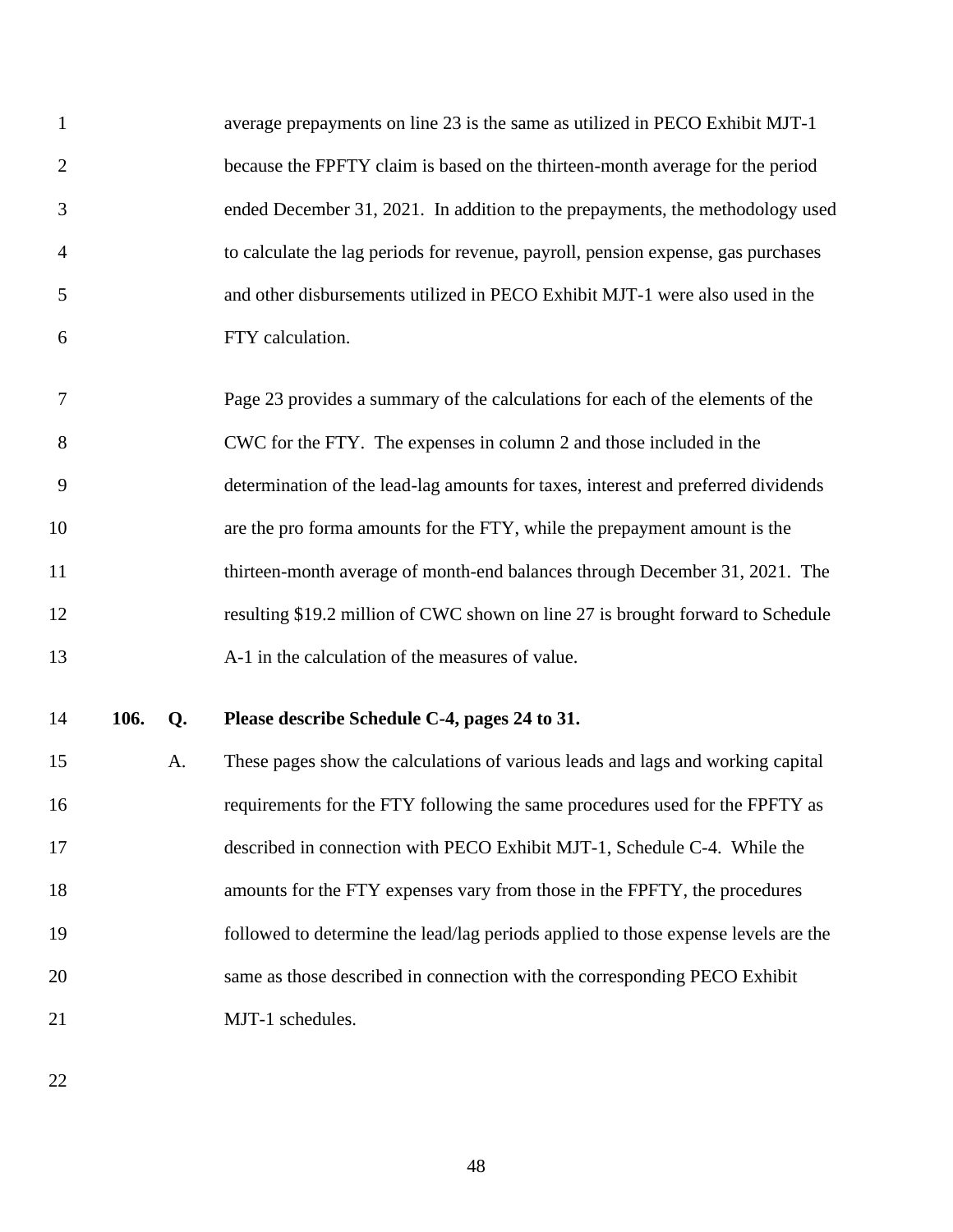average prepayments on line 23 is the same as utilized in PECO Exhibit MJT-1 because the FPFTY claim is based on the thirteen-month average for the period ended December 31, 2021. In addition to the prepayments, the methodology used to calculate the lag periods for revenue, payroll, pension expense, gas purchases and other disbursements utilized in PECO Exhibit MJT-1 were also used in the FTY calculation.

Page 23 provides a summary of the calculations for each of the elements of the CWC for the FTY. The expenses in column 2 and those included in the determination of the lead-lag amounts for taxes, interest and preferred dividends are the pro forma amounts for the FTY, while the prepayment amount is the thirteen-month average of month-end balances through December 31, 2021. The resulting $19.2 million of CWC shown on line 27 is brought forward to Schedule A-1 in the calculation of the measures of value.

**106. Q. Please describe Schedule C-4, pages 24 to 31.**

A. These pages show the calculations of various leads and lags and working capital requirements for the FTY following the same procedures used for the FPFTY as described in connection with PECO Exhibit MJT-1, Schedule C-4. While the amounts for the FTY expenses vary from those in the FPFTY, the procedures followed to determine the lead/lag periods applied to those expense levels are the same as those described in connection with the corresponding PECO Exhibit MJT-1 schedules.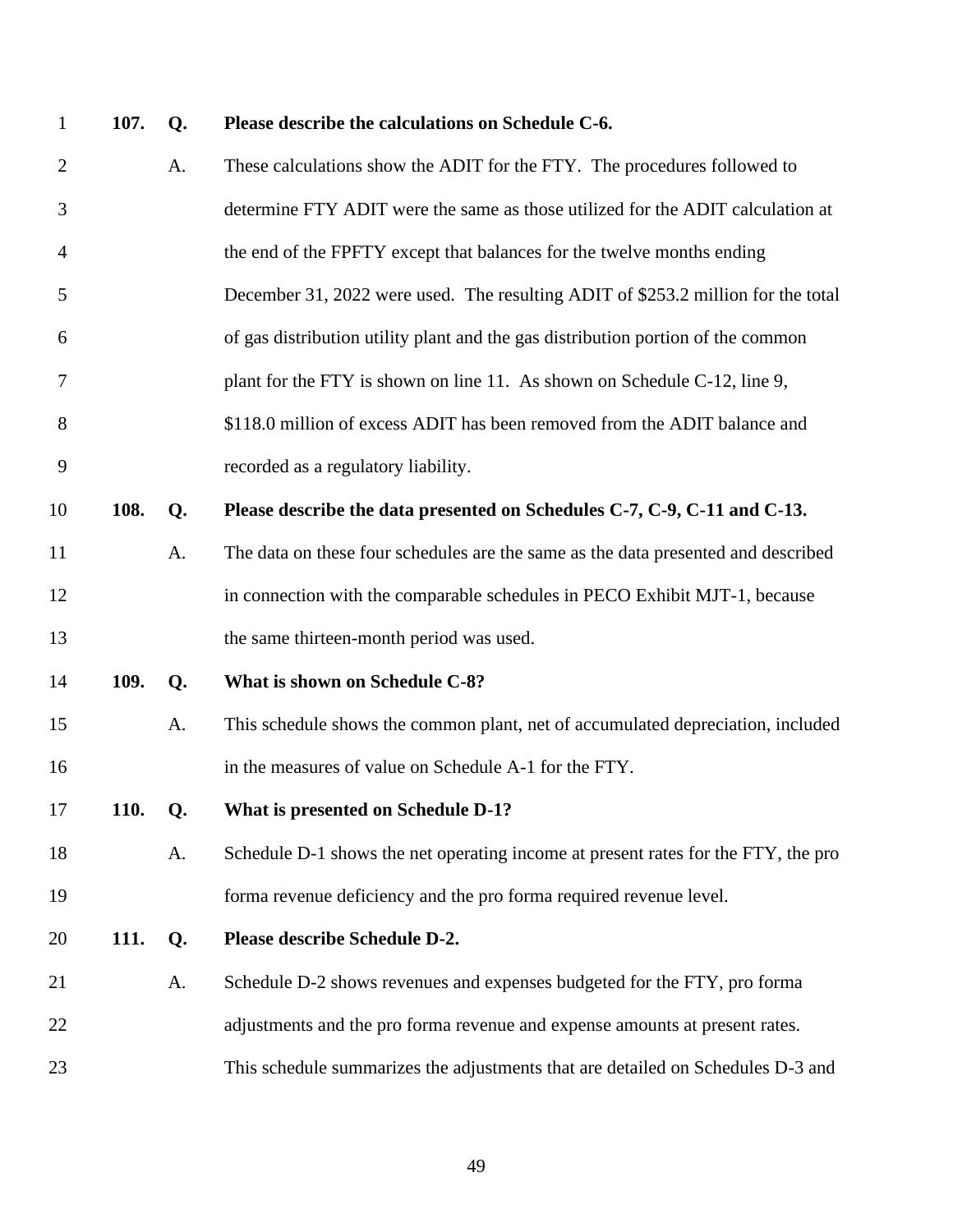**107. Q. Please describe the calculations on Schedule C-6.**

A. These calculations show the ADIT for the FTY. The procedures followed to determine FTY ADIT were the same as those utilized for the ADIT calculation at the end of the FPFTY except that balances for the twelve months ending December 31, 2022 were used. The resulting ADIT of $253.2 million for the total of gas distribution utility plant and the gas distribution portion of the common plant for the FTY is shown on line 11. As shown on Schedule C-12, line 9, $118.0 million of excess ADIT has been removed from the ADIT balance and recorded as a regulatory liability.

**108. Q. Please describe the data presented on Schedules C-7, C-9, C-11 and C-13.**

A. The data on these four schedules are the same as the data presented and described in connection with the comparable schedules in PECO Exhibit MJT-1, because the same thirteen-month period was used.

**109. Q. What is shown on Schedule C-8?**

A. This schedule shows the common plant, net of accumulated depreciation, included in the measures of value on Schedule A-1 for the FTY.

**110. Q. What is presented on Schedule D-1?**

A. Schedule D-1 shows the net operating income at present rates for the FTY, the pro forma revenue deficiency and the pro forma required revenue level.

**111. Q. Please describe Schedule D-2.**

A. Schedule D-2 shows revenues and expenses budgeted for the FTY, pro forma adjustments and the pro forma revenue and expense amounts at present rates. This schedule summarizes the adjustments that are detailed on Schedules D-3 and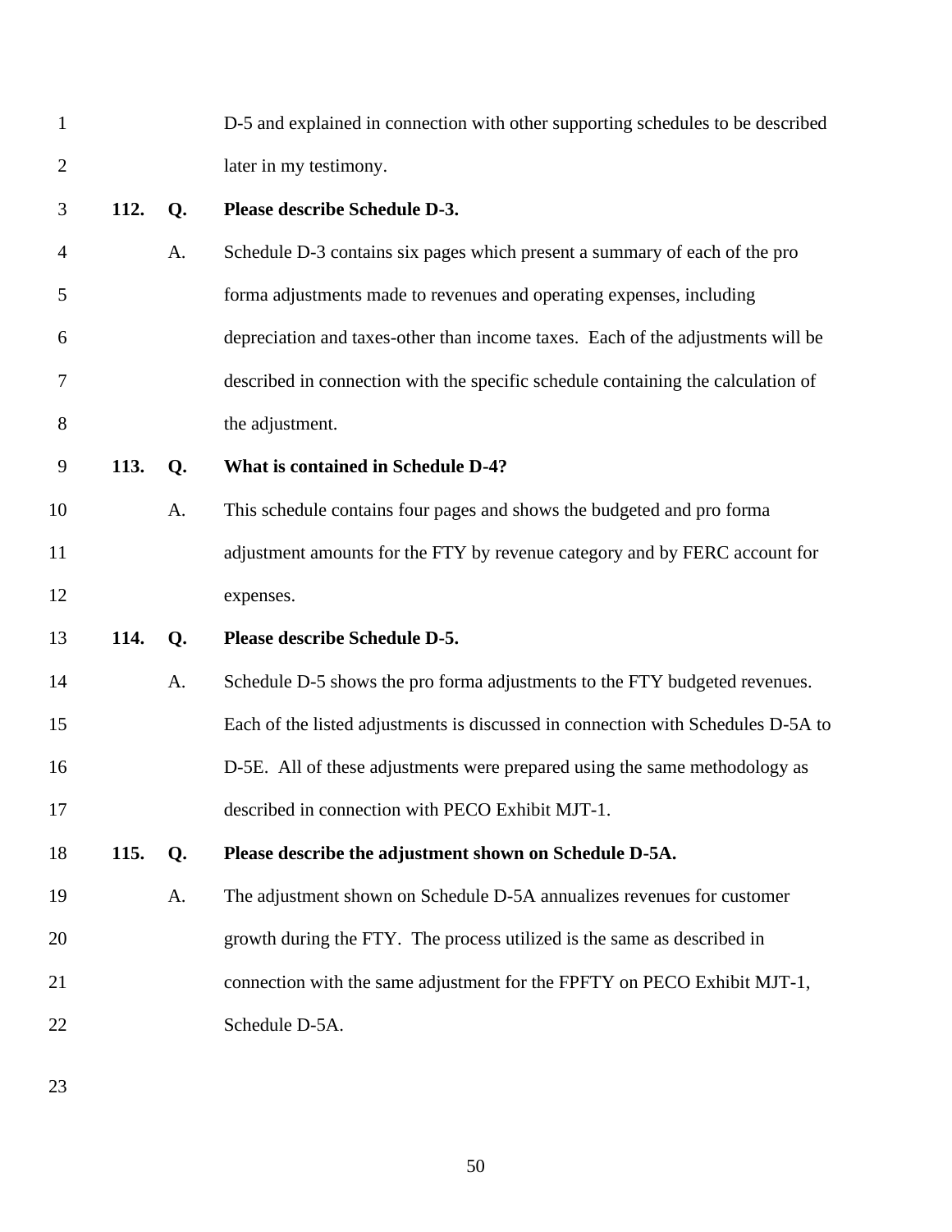D-5 and explained in connection with other supporting schedules to be described later in my testimony.

**112. Q. Please describe Schedule D-3.**

A. Schedule D-3 contains six pages which present a summary of each of the pro forma adjustments made to revenues and operating expenses, including depreciation and taxes-other than income taxes. Each of the adjustments will be described in connection with the specific schedule containing the calculation of the adjustment.

**113. Q. What is contained in Schedule D-4?**

A. This schedule contains four pages and shows the budgeted and pro forma adjustment amounts for the FTY by revenue category and by FERC account for expenses.

**114. Q. Please describe Schedule D-5.**

A. Schedule D-5 shows the pro forma adjustments to the FTY budgeted revenues. Each of the listed adjustments is discussed in connection with Schedules D-5A to D-5E. All of these adjustments were prepared using the same methodology as described in connection with PECO Exhibit MJT-1.

**115. Q. Please describe the adjustment shown on Schedule D-5A.**

A. The adjustment shown on Schedule D-5A annualizes revenues for customer growth during the FTY. The process utilized is the same as described in connection with the same adjustment for the FPFTY on PECO Exhibit MJT-1, Schedule D-5A.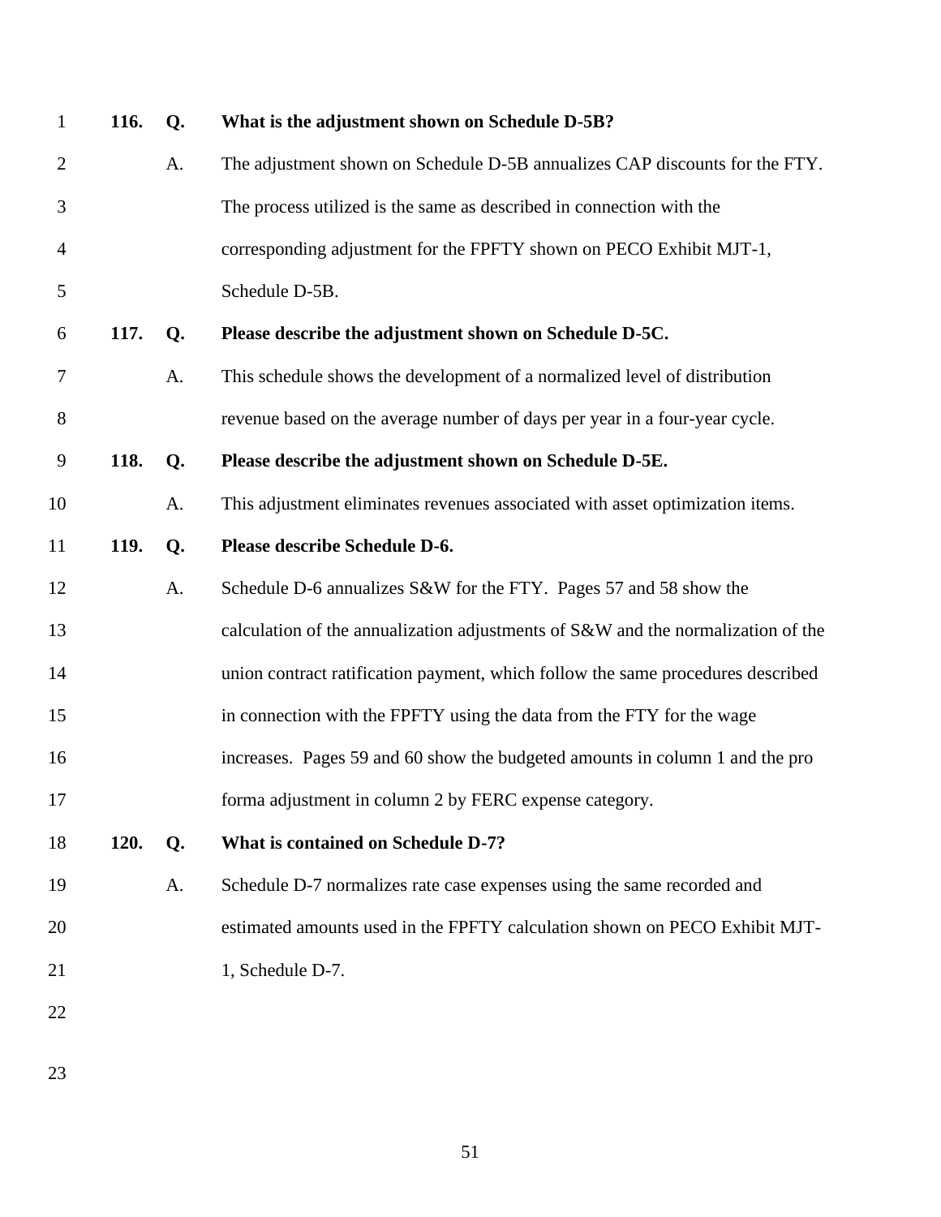**116. Q. What is the adjustment shown on Schedule D-5B?**

A. The adjustment shown on Schedule D-5B annualizes CAP discounts for the FTY. The process utilized is the same as described in connection with the corresponding adjustment for the FPFTY shown on PECO Exhibit MJT-1, Schedule D-5B.

**117. Q. Please describe the adjustment shown on Schedule D-5C.**

A. This schedule shows the development of a normalized level of distribution revenue based on the average number of days per year in a four-year cycle.

**118. Q. Please describe the adjustment shown on Schedule D-5E.**

A. This adjustment eliminates revenues associated with asset optimization items.

**119. Q. Please describe Schedule D-6.**

A. Schedule D-6 annualizes S&W for the FTY. Pages 57 and 58 show the calculation of the annualization adjustments of S&W and the normalization of the union contract ratification payment, which follow the same procedures described in connection with the FPFTY using the data from the FTY for the wage increases. Pages 59 and 60 show the budgeted amounts in column 1 and the pro forma adjustment in column 2 by FERC expense category.

**120. Q. What is contained on Schedule D-7?**

A. Schedule D-7 normalizes rate case expenses using the same recorded and estimated amounts used in the FPFTY calculation shown on PECO Exhibit MJT-1, Schedule D-7.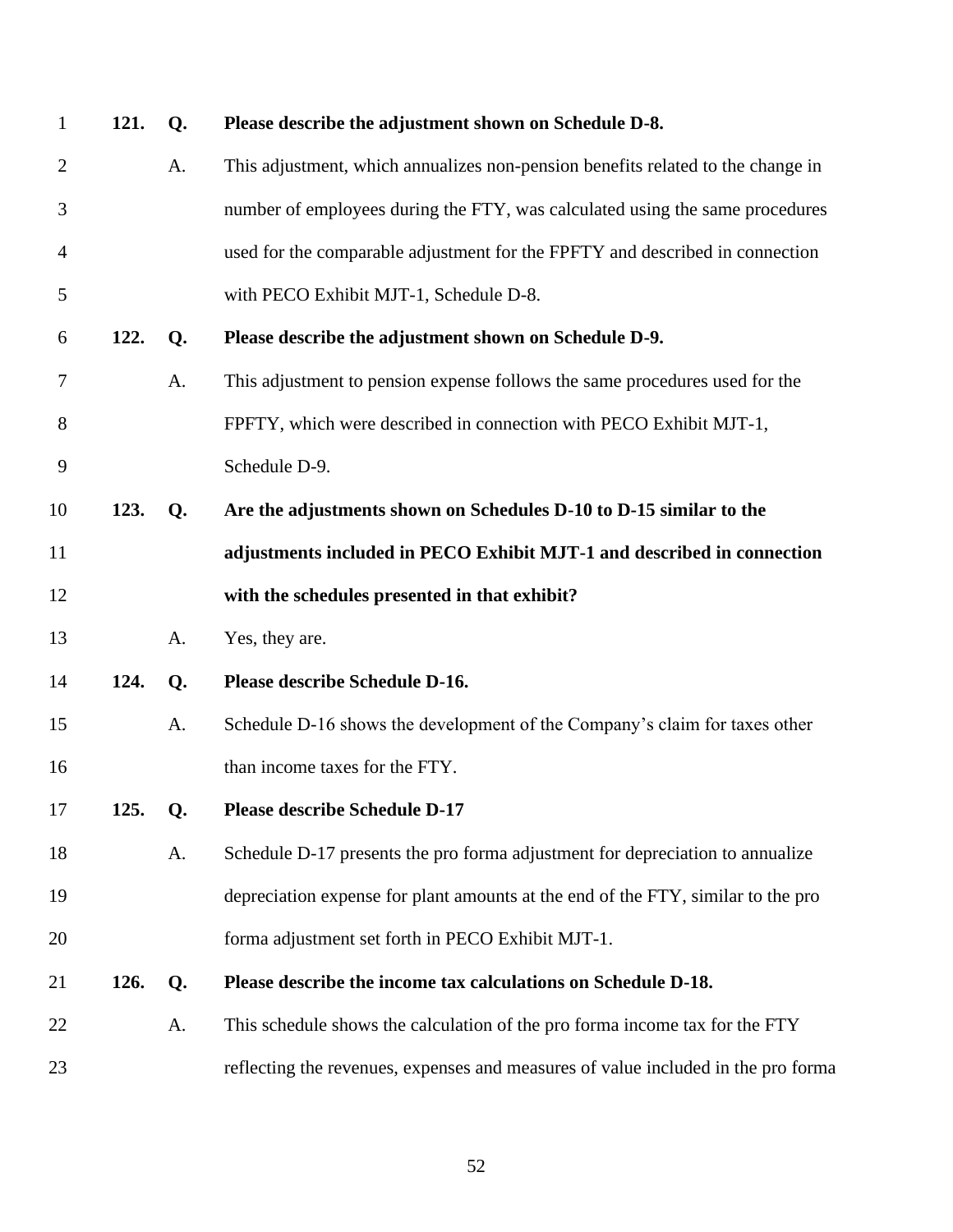**121. Q. Please describe the adjustment shown on Schedule D-8.**

A. This adjustment, which annualizes non-pension benefits related to the change in number of employees during the FTY, was calculated using the same procedures used for the comparable adjustment for the FPFTY and described in connection with PECO Exhibit MJT-1, Schedule D-8.

**122. Q. Please describe the adjustment shown on Schedule D-9.**

A. This adjustment to pension expense follows the same procedures used for the FPFTY, which were described in connection with PECO Exhibit MJT-1, Schedule D-9.

**123. Q. Are the adjustments shown on Schedules D-10 to D-15 similar to the adjustments included in PECO Exhibit MJT-1 and described in connection with the schedules presented in that exhibit?**

A. Yes, they are.

**124. Q. Please describe Schedule D-16.**

A. Schedule D-16 shows the development of the Company's claim for taxes other than income taxes for the FTY.

**125. Q. Please describe Schedule D-17**

A. Schedule D-17 presents the pro forma adjustment for depreciation to annualize depreciation expense for plant amounts at the end of the FTY, similar to the pro forma adjustment set forth in PECO Exhibit MJT-1.

**126. Q. Please describe the income tax calculations on Schedule D-18.**

A. This schedule shows the calculation of the pro forma income tax for the FTY reflecting the revenues, expenses and measures of value included in the pro forma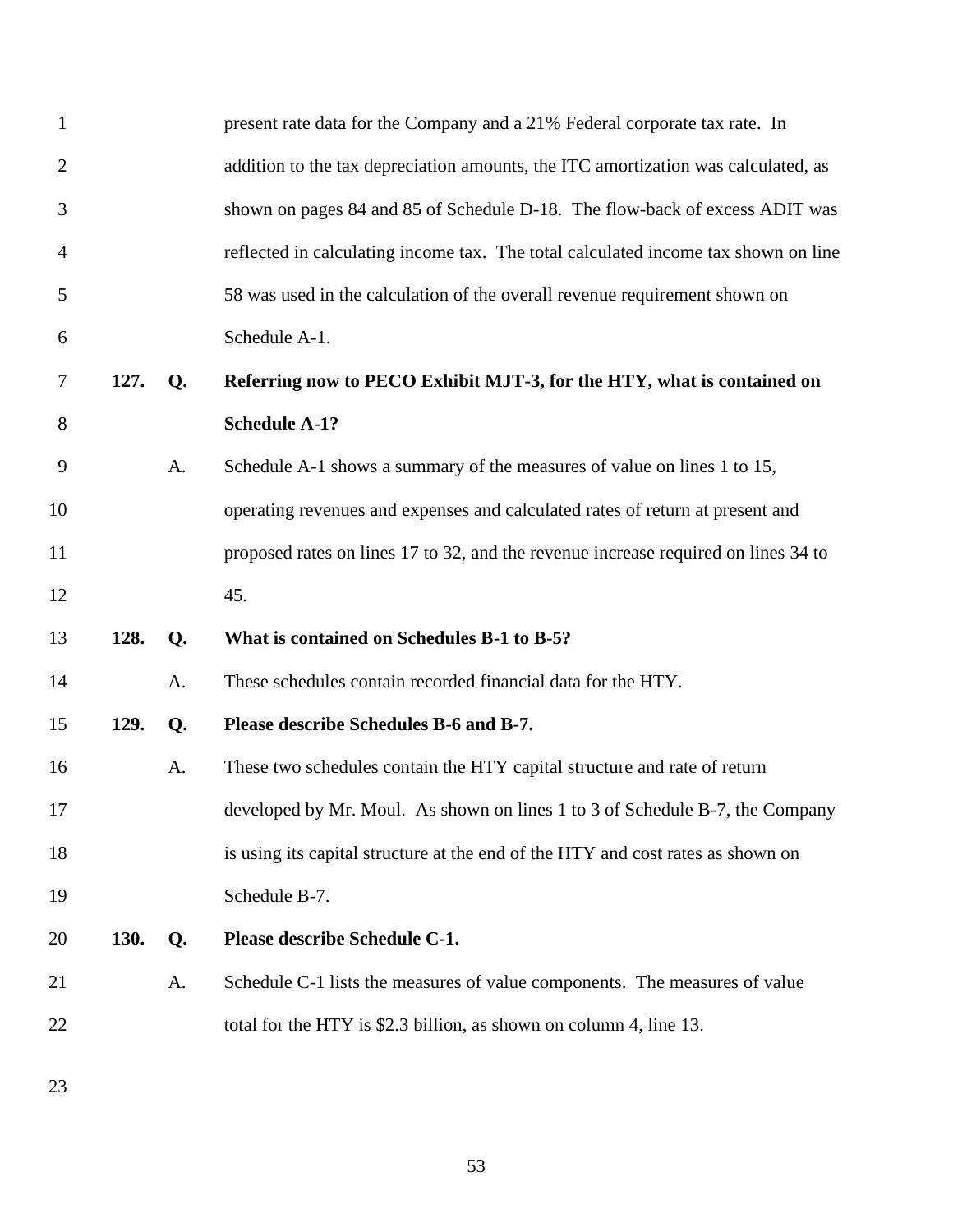present rate data for the Company and a 21% Federal corporate tax rate. In addition to the tax depreciation amounts, the ITC amortization was calculated, as shown on pages 84 and 85 of Schedule D-18. The flow-back of excess ADIT was reflected in calculating income tax. The total calculated income tax shown on line 58 was used in the calculation of the overall revenue requirement shown on Schedule A-1.

**127. Q. Referring now to PECO Exhibit MJT-3, for the HTY, what is contained on Schedule A-1?**

A. Schedule A-1 shows a summary of the measures of value on lines 1 to 15, operating revenues and expenses and calculated rates of return at present and proposed rates on lines 17 to 32, and the revenue increase required on lines 34 to 45.

**128. Q. What is contained on Schedules B-1 to B-5?**

A. These schedules contain recorded financial data for the HTY.

**129. Q. Please describe Schedules B-6 and B-7.**

A. These two schedules contain the HTY capital structure and rate of return developed by Mr. Moul. As shown on lines 1 to 3 of Schedule B-7, the Company is using its capital structure at the end of the HTY and cost rates as shown on Schedule B-7.

**130. Q. Please describe Schedule C-1.**

A. Schedule C-1 lists the measures of value components. The measures of value total for the HTY is $2.3 billion, as shown on column 4, line 13.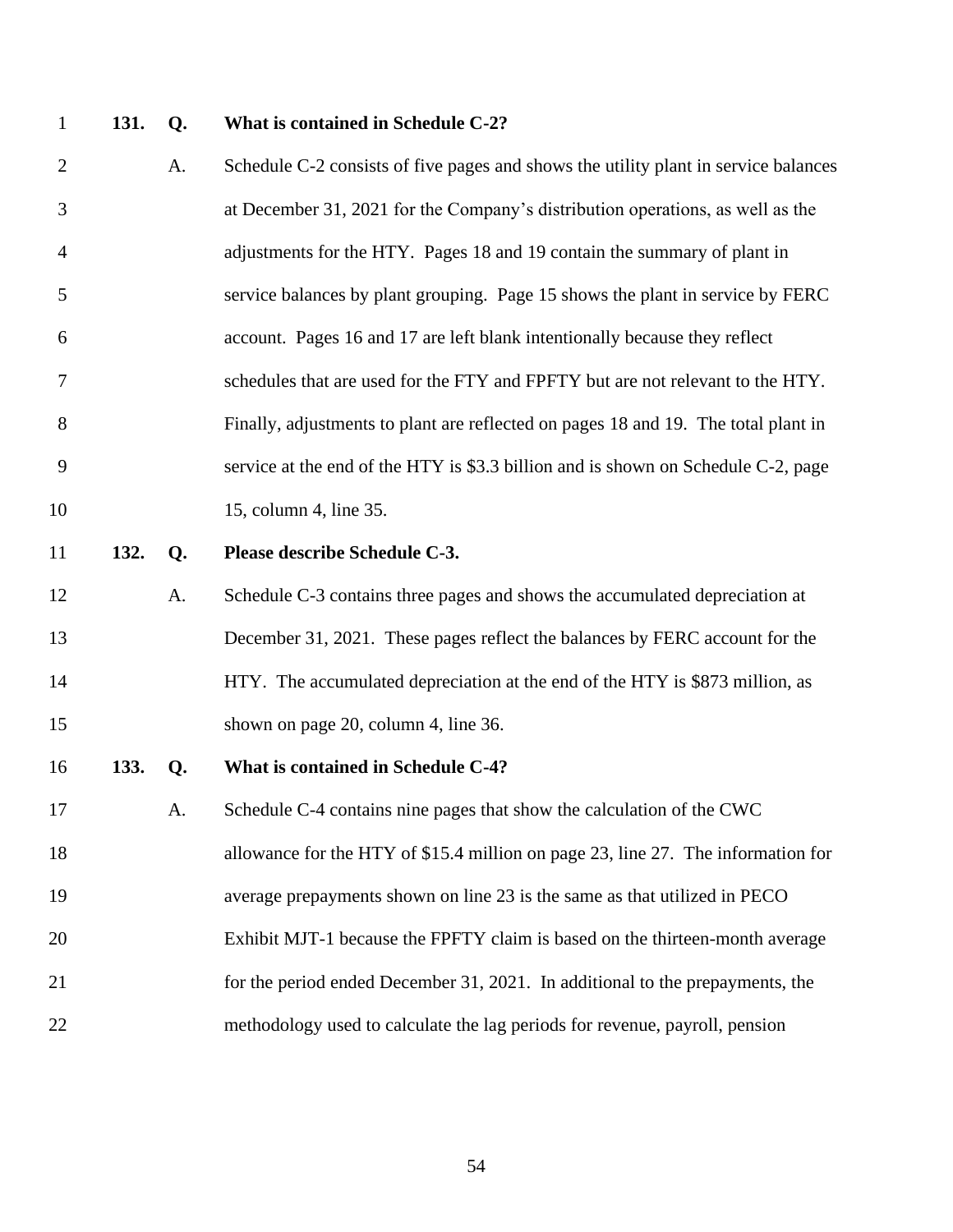**131. Q. What is contained in Schedule C-2?**

A. Schedule C-2 consists of five pages and shows the utility plant in service balances at December 31, 2021 for the Company's distribution operations, as well as the adjustments for the HTY. Pages 18 and 19 contain the summary of plant in service balances by plant grouping. Page 15 shows the plant in service by FERC account. Pages 16 and 17 are left blank intentionally because they reflect schedules that are used for the FTY and FPFTY but are not relevant to the HTY. Finally, adjustments to plant are reflected on pages 18 and 19. The total plant in service at the end of the HTY is $3.3 billion and is shown on Schedule C-2, page 15, column 4, line 35.

**132. Q. Please describe Schedule C-3.**

A. Schedule C-3 contains three pages and shows the accumulated depreciation at December 31, 2021. These pages reflect the balances by FERC account for the HTY. The accumulated depreciation at the end of the HTY is $873 million, as shown on page 20, column 4, line 36.

**133. Q. What is contained in Schedule C-4?**

A. Schedule C-4 contains nine pages that show the calculation of the CWC allowance for the HTY of $15.4 million on page 23, line 27. The information for average prepayments shown on line 23 is the same as that utilized in PECO Exhibit MJT-1 because the FPFTY claim is based on the thirteen-month average for the period ended December 31, 2021. In additional to the prepayments, the methodology used to calculate the lag periods for revenue, payroll, pension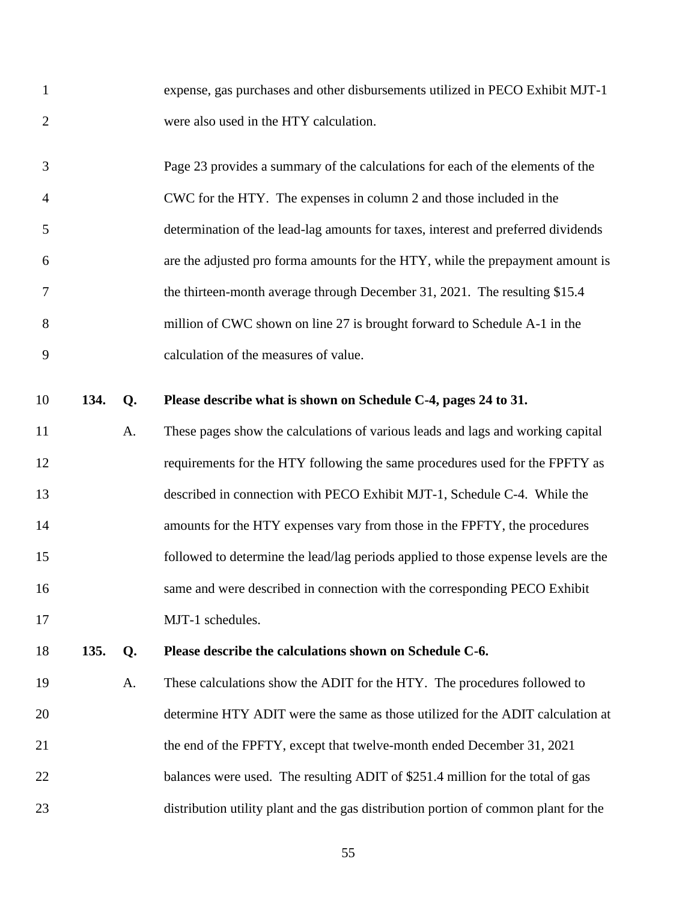expense, gas purchases and other disbursements utilized in PECO Exhibit MJT-1 were also used in the HTY calculation.

Page 23 provides a summary of the calculations for each of the elements of the CWC for the HTY. The expenses in column 2 and those included in the determination of the lead-lag amounts for taxes, interest and preferred dividends are the adjusted pro forma amounts for the HTY, while the prepayment amount is the thirteen-month average through December 31, 2021. The resulting \$15.4 million of CWC shown on line 27 is brought forward to Schedule A-1 in the calculation of the measures of value.

**134. Q. Please describe what is shown on Schedule C-4, pages 24 to 31.**

A. These pages show the calculations of various leads and lags and working capital requirements for the HTY following the same procedures used for the FPFTY as described in connection with PECO Exhibit MJT-1, Schedule C-4. While the amounts for the HTY expenses vary from those in the FPFTY, the procedures followed to determine the lead/lag periods applied to those expense levels are the same and were described in connection with the corresponding PECO Exhibit MJT-1 schedules.

**135. Q. Please describe the calculations shown on Schedule C-6.**

A. These calculations show the ADIT for the HTY. The procedures followed to determine HTY ADIT were the same as those utilized for the ADIT calculation at the end of the FPFTY, except that twelve-month ended December 31, 2021 balances were used. The resulting ADIT of \$251.4 million for the total of gas distribution utility plant and the gas distribution portion of common plant for the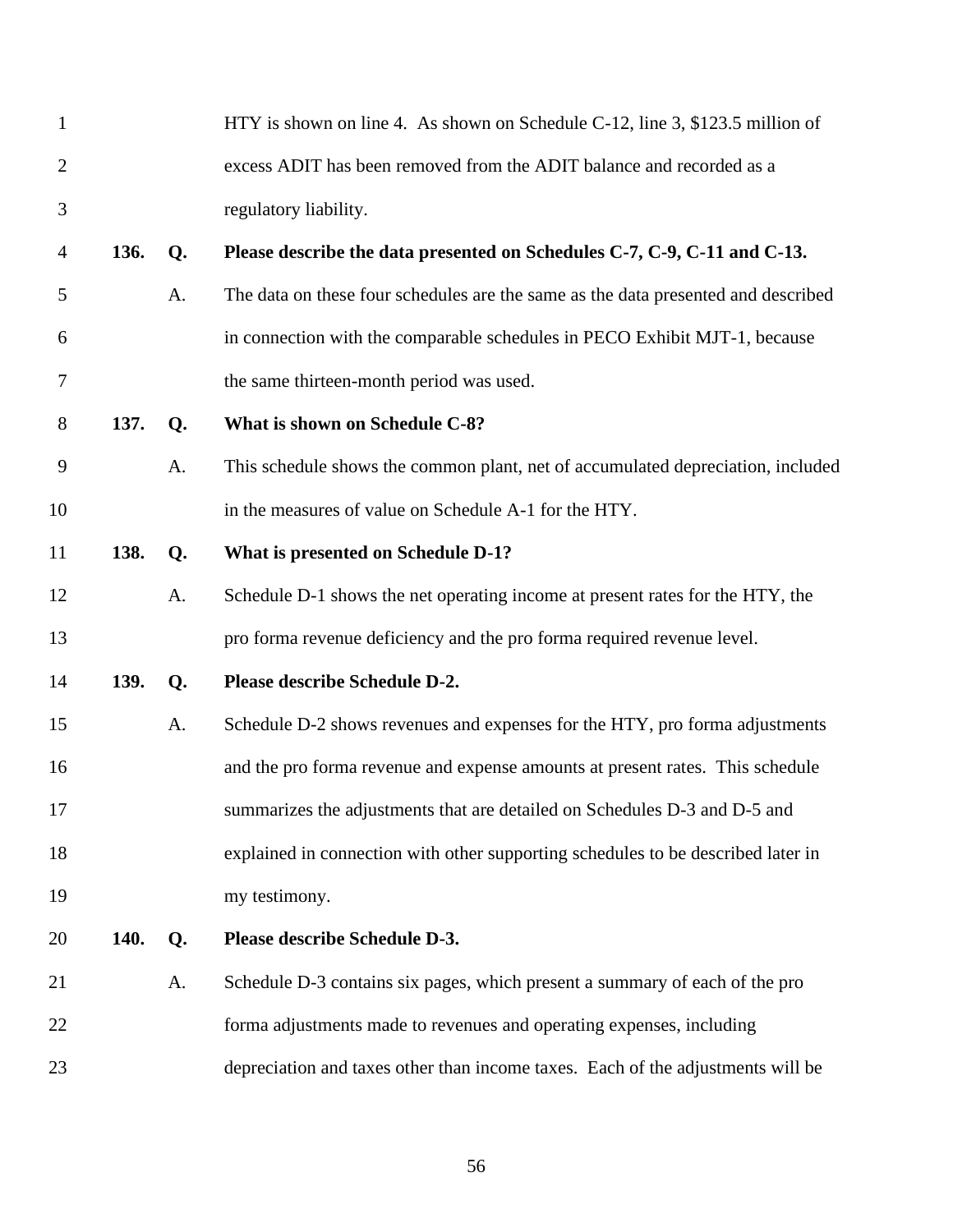HTY is shown on line 4. As shown on Schedule C-12, line 3, $123.5 million of excess ADIT has been removed from the ADIT balance and recorded as a regulatory liability.

**136. Q. Please describe the data presented on Schedules C-7, C-9, C-11 and C-13.**

A. The data on these four schedules are the same as the data presented and described in connection with the comparable schedules in PECO Exhibit MJT-1, because the same thirteen-month period was used.

**137. Q. What is shown on Schedule C-8?**

A. This schedule shows the common plant, net of accumulated depreciation, included in the measures of value on Schedule A-1 for the HTY.

**138. Q. What is presented on Schedule D-1?**

A. Schedule D-1 shows the net operating income at present rates for the HTY, the pro forma revenue deficiency and the pro forma required revenue level.

**139. Q. Please describe Schedule D-2.**

A. Schedule D-2 shows revenues and expenses for the HTY, pro forma adjustments and the pro forma revenue and expense amounts at present rates. This schedule summarizes the adjustments that are detailed on Schedules D-3 and D-5 and explained in connection with other supporting schedules to be described later in my testimony.

**140. Q. Please describe Schedule D-3.**

A. Schedule D-3 contains six pages, which present a summary of each of the pro forma adjustments made to revenues and operating expenses, including depreciation and taxes other than income taxes. Each of the adjustments will be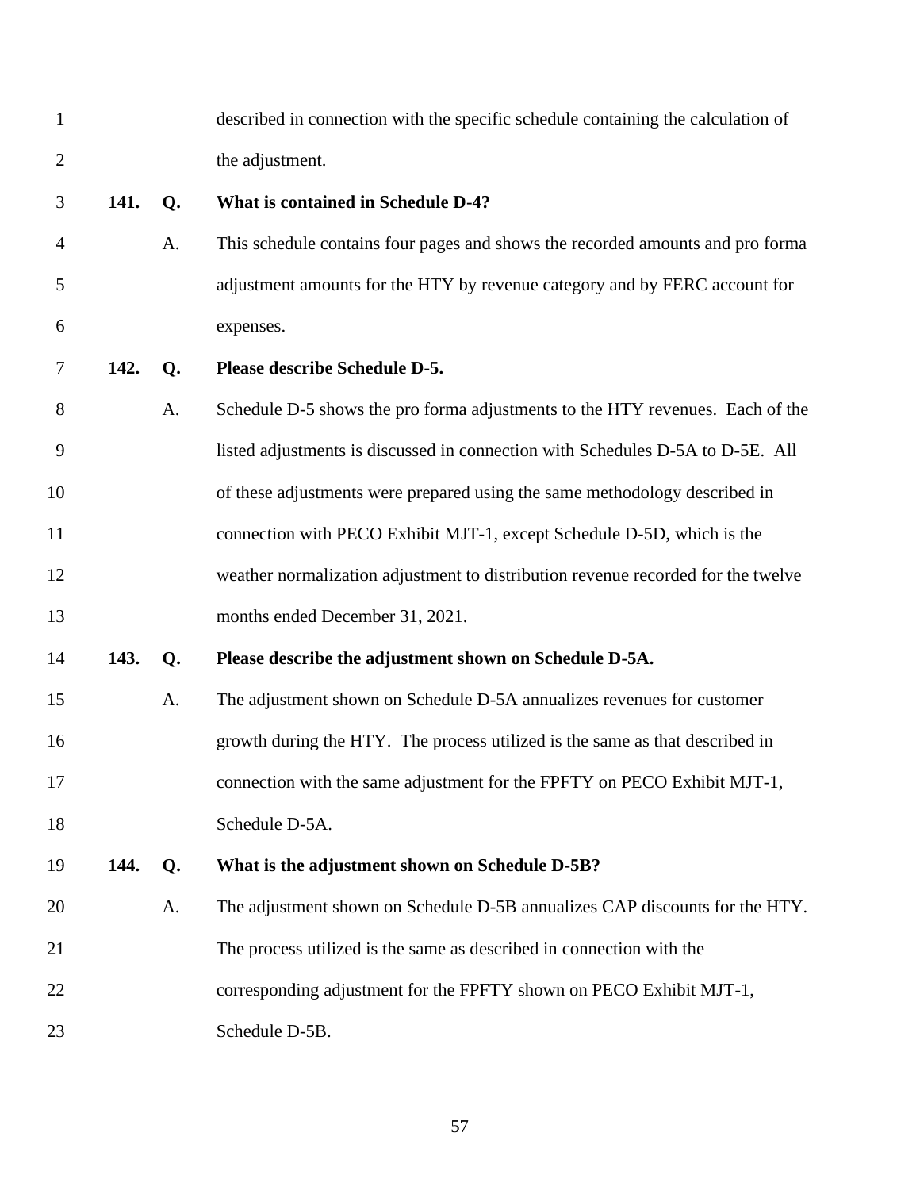described in connection with the specific schedule containing the calculation of the adjustment.

**141. Q. What is contained in Schedule D-4?**

A. This schedule contains four pages and shows the recorded amounts and pro forma adjustment amounts for the HTY by revenue category and by FERC account for expenses.

**142. Q. Please describe Schedule D-5.**

A. Schedule D-5 shows the pro forma adjustments to the HTY revenues. Each of the listed adjustments is discussed in connection with Schedules D-5A to D-5E. All of these adjustments were prepared using the same methodology described in connection with PECO Exhibit MJT-1, except Schedule D-5D, which is the weather normalization adjustment to distribution revenue recorded for the twelve months ended December 31, 2021.

**143. Q. Please describe the adjustment shown on Schedule D-5A.**

A. The adjustment shown on Schedule D-5A annualizes revenues for customer growth during the HTY. The process utilized is the same as that described in connection with the same adjustment for the FPFTY on PECO Exhibit MJT-1, Schedule D-5A.

**144. Q. What is the adjustment shown on Schedule D-5B?**

A. The adjustment shown on Schedule D-5B annualizes CAP discounts for the HTY. The process utilized is the same as described in connection with the corresponding adjustment for the FPFTY shown on PECO Exhibit MJT-1, Schedule D-5B.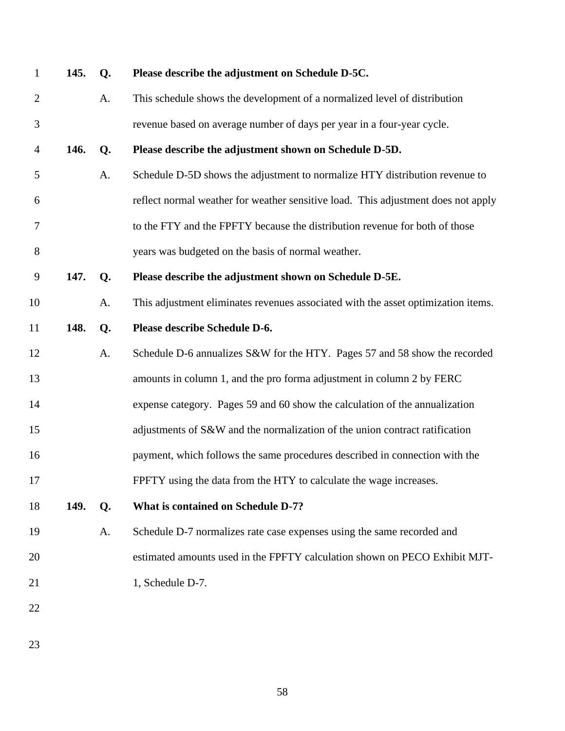**145. Q. Please describe the adjustment on Schedule D-5C.**

A. This schedule shows the development of a normalized level of distribution revenue based on average number of days per year in a four-year cycle.

**146. Q. Please describe the adjustment shown on Schedule D-5D.**

A. Schedule D-5D shows the adjustment to normalize HTY distribution revenue to reflect normal weather for weather sensitive load. This adjustment does not apply to the FTY and the FPFTY because the distribution revenue for both of those years was budgeted on the basis of normal weather.

**147. Q. Please describe the adjustment shown on Schedule D-5E.**

A. This adjustment eliminates revenues associated with the asset optimization items.

**148. Q. Please describe Schedule D-6.**

A. Schedule D-6 annualizes S&W for the HTY. Pages 57 and 58 show the recorded amounts in column 1, and the pro forma adjustment in column 2 by FERC expense category. Pages 59 and 60 show the calculation of the annualization adjustments of S&W and the normalization of the union contract ratification payment, which follows the same procedures described in connection with the FPFTY using the data from the HTY to calculate the wage increases.

**149. Q. What is contained on Schedule D-7?**

A. Schedule D-7 normalizes rate case expenses using the same recorded and estimated amounts used in the FPFTY calculation shown on PECO Exhibit MJT-1, Schedule D-7.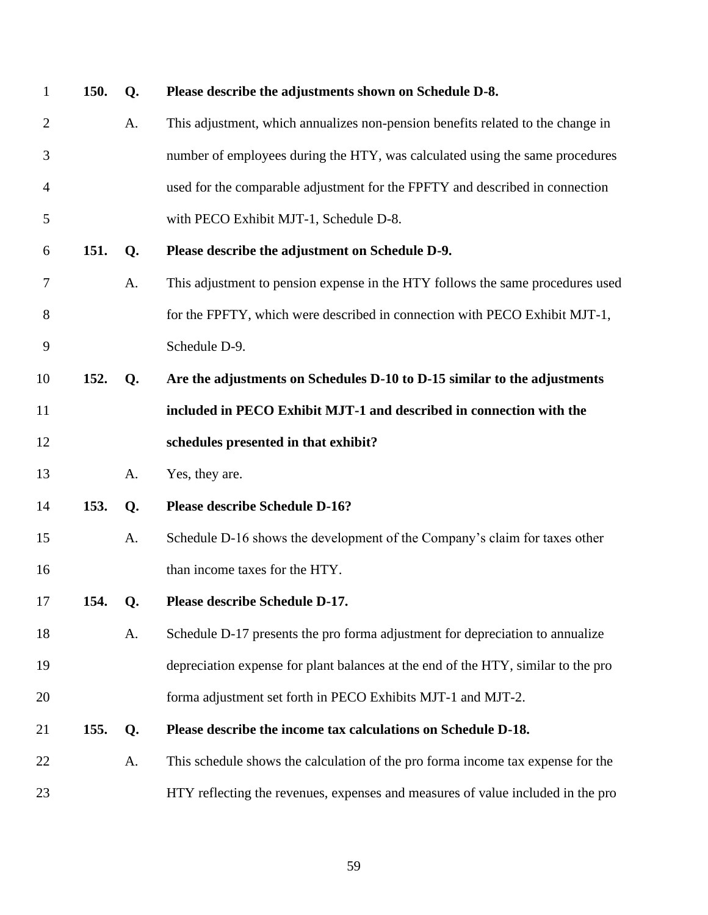**150. Q. Please describe the adjustments shown on Schedule D-8.**

A. This adjustment, which annualizes non-pension benefits related to the change in number of employees during the HTY, was calculated using the same procedures used for the comparable adjustment for the FPFTY and described in connection with PECO Exhibit MJT-1, Schedule D-8.

**151. Q. Please describe the adjustment on Schedule D-9.**

A. This adjustment to pension expense in the HTY follows the same procedures used for the FPFTY, which were described in connection with PECO Exhibit MJT-1, Schedule D-9.

**152. Q. Are the adjustments on Schedules D-10 to D-15 similar to the adjustments included in PECO Exhibit MJT-1 and described in connection with the schedules presented in that exhibit?**

A. Yes, they are.

**153. Q. Please describe Schedule D-16?**

A. Schedule D-16 shows the development of the Company's claim for taxes other than income taxes for the HTY.

**154. Q. Please describe Schedule D-17.**

A. Schedule D-17 presents the pro forma adjustment for depreciation to annualize depreciation expense for plant balances at the end of the HTY, similar to the pro forma adjustment set forth in PECO Exhibits MJT-1 and MJT-2.

**155. Q. Please describe the income tax calculations on Schedule D-18.**

A. This schedule shows the calculation of the pro forma income tax expense for the HTY reflecting the revenues, expenses and measures of value included in the pro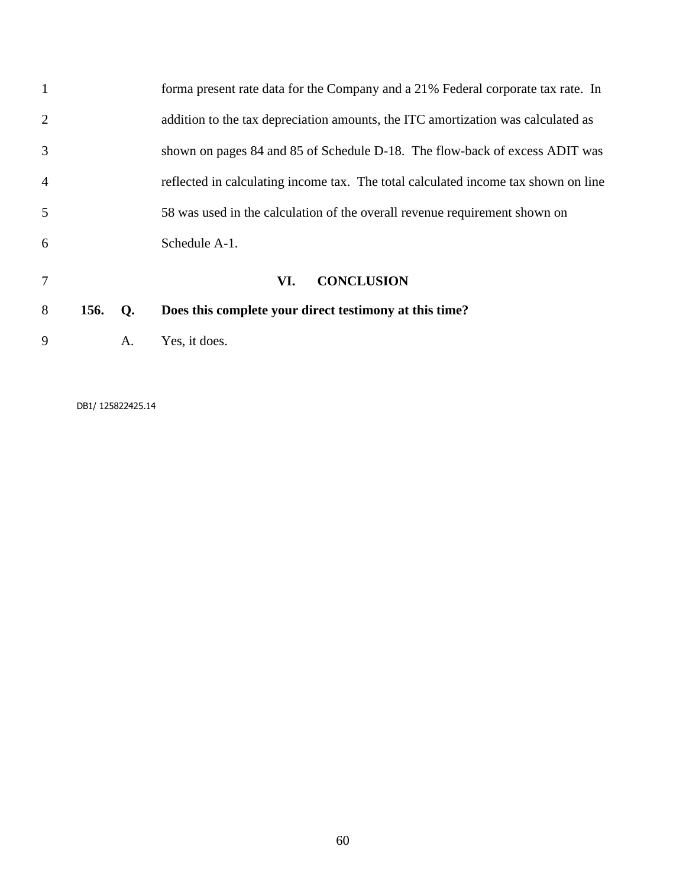forma present rate data for the Company and a 21% Federal corporate tax rate. In addition to the tax depreciation amounts, the ITC amortization was calculated as shown on pages 84 and 85 of Schedule D-18. The flow-back of excess ADIT was reflected in calculating income tax. The total calculated income tax shown on line 58 was used in the calculation of the overall revenue requirement shown on Schedule A-1.

## VI. CONCLUSION

**156. Q. Does this complete your direct testimony at this time?**

A. Yes, it does.

DB1/ 125822425.14